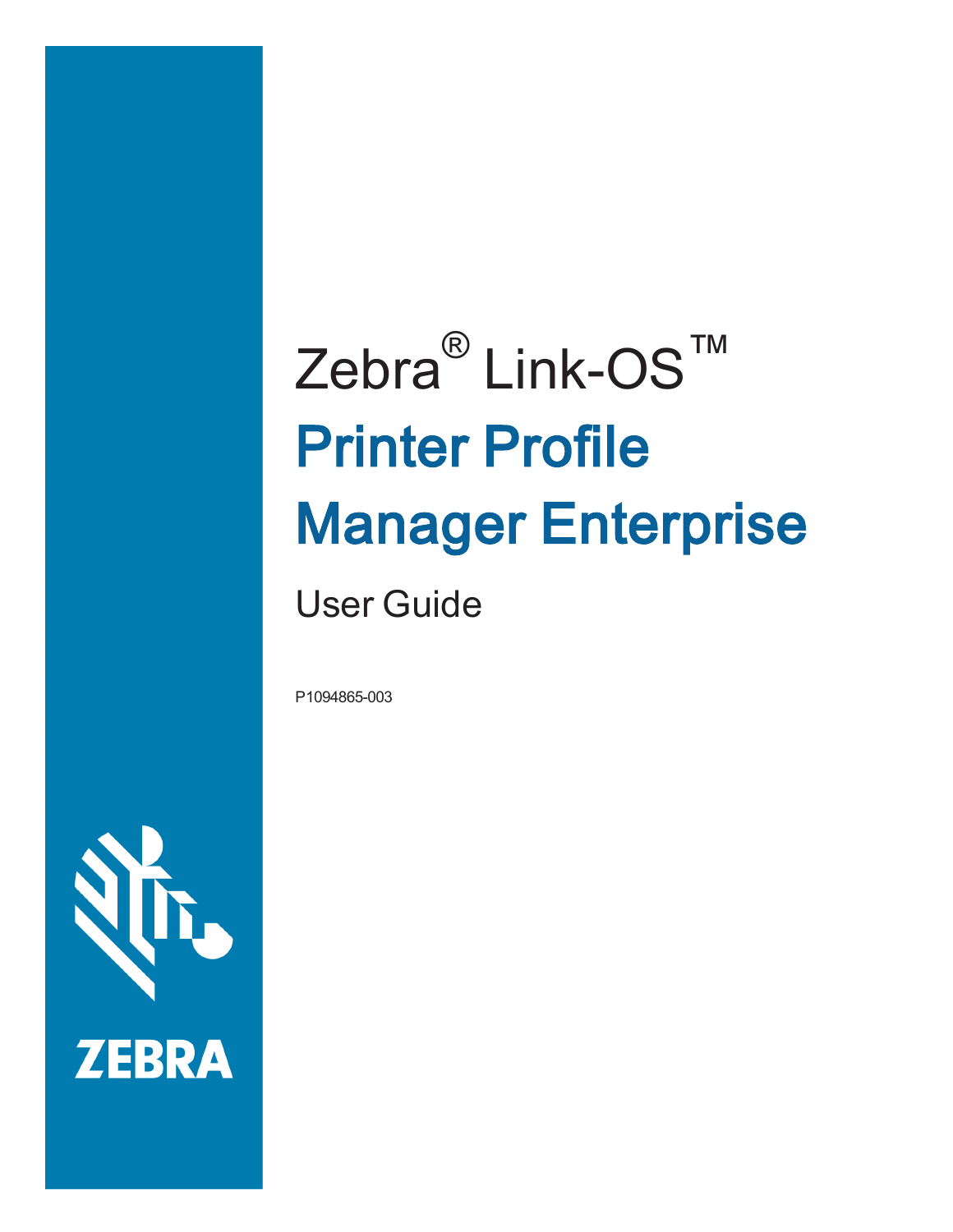# Zebra® Link-OS™

# Printer Profile Manager Enterprise

## User Guide

P1094865-003

ZEBRA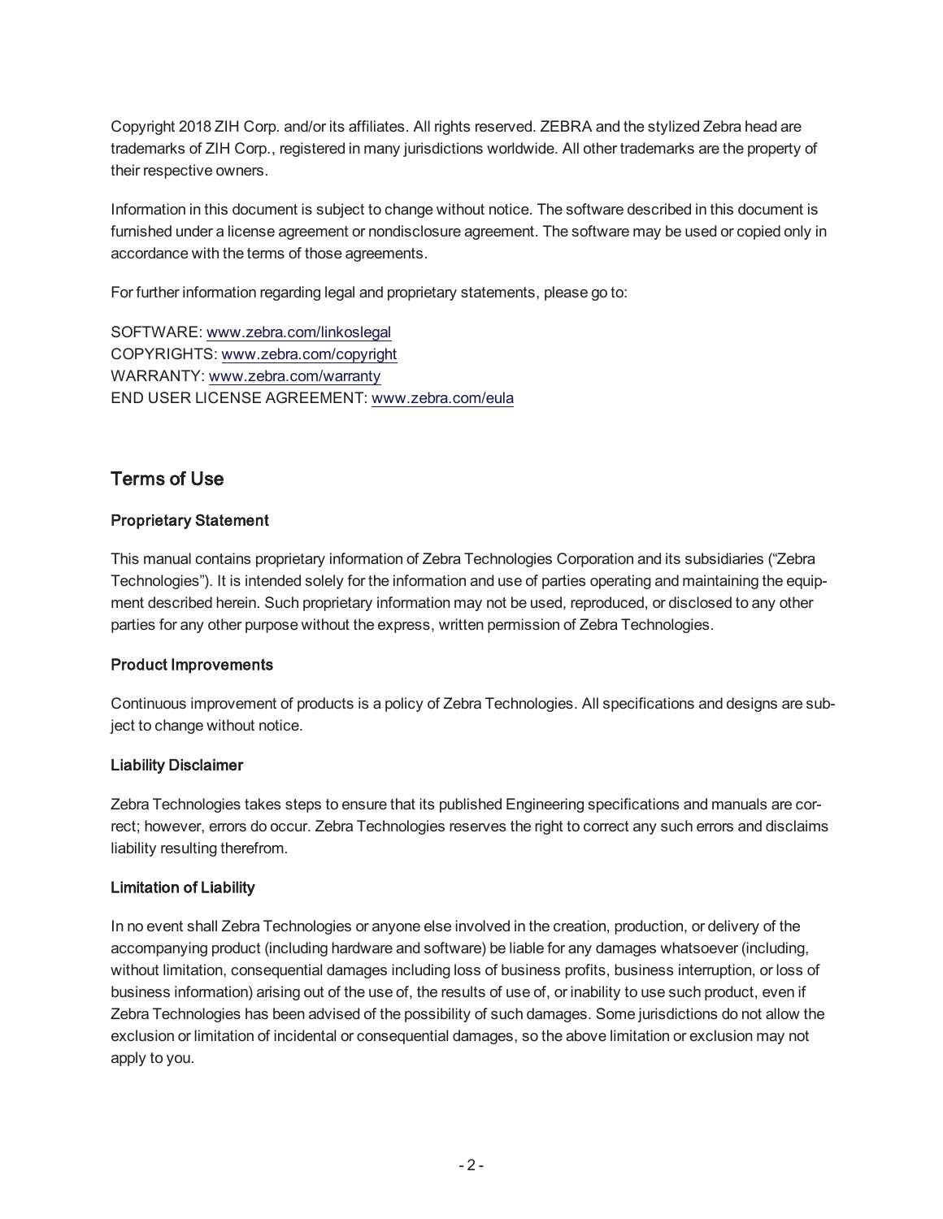Copyright 2018 ZIH Corp. and/or its affiliates. All rights reserved. ZEBRA and the stylized Zebra head are trademarks of ZIH Corp., registered in many jurisdictions worldwide. All other trademarks are the property of their respective owners.

Information in this document is subject to change without notice. The software described in this document is furnished under a license agreement or nondisclosure agreement. The software may be used or copied only in accordance with the terms of those agreements.

For further information regarding legal and proprietary statements, please go to:

SOFTWARE: www.zebra.com/linkoslegal
COPYRIGHTS: www.zebra.com/copyright
WARRANTY: www.zebra.com/warranty
END USER LICENSE AGREEMENT: www.zebra.com/eula

## Terms of Use

### Proprietary Statement

This manual contains proprietary information of Zebra Technologies Corporation and its subsidiaries ("Zebra Technologies"). It is intended solely for the information and use of parties operating and maintaining the equipment described herein. Such proprietary information may not be used, reproduced, or disclosed to any other parties for any other purpose without the express, written permission of Zebra Technologies.

### Product Improvements

Continuous improvement of products is a policy of Zebra Technologies. All specifications and designs are subject to change without notice.

### Liability Disclaimer

Zebra Technologies takes steps to ensure that its published Engineering specifications and manuals are correct; however, errors do occur. Zebra Technologies reserves the right to correct any such errors and disclaims liability resulting therefrom.

### Limitation of Liability

In no event shall Zebra Technologies or anyone else involved in the creation, production, or delivery of the accompanying product (including hardware and software) be liable for any damages whatsoever (including, without limitation, consequential damages including loss of business profits, business interruption, or loss of business information) arising out of the use of, the results of use of, or inability to use such product, even if Zebra Technologies has been advised of the possibility of such damages. Some jurisdictions do not allow the exclusion or limitation of incidental or consequential damages, so the above limitation or exclusion may not apply to you.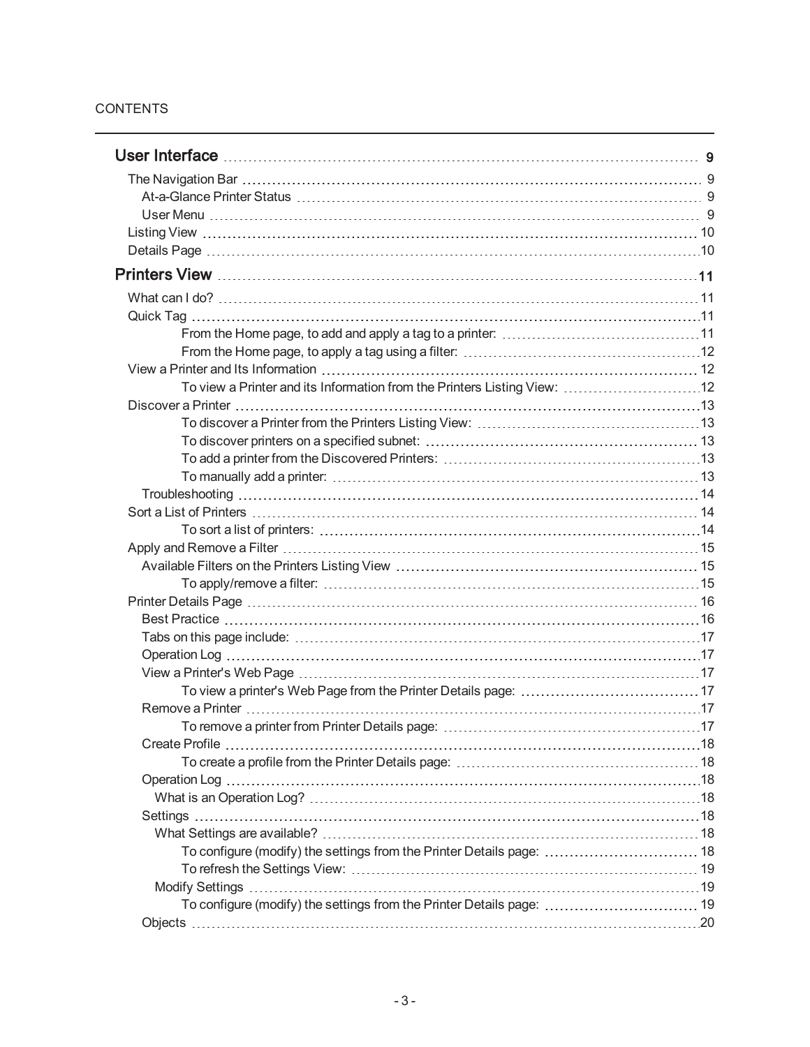CONTENTS

- **User Interface** 9
  - The Navigation Bar 9
    - At-a-Glance Printer Status 9
    - User Menu 9
  - Listing View 10
  - Details Page 10
- **Printers View** 11
  - What can I do? 11
  - Quick Tag 11
    - From the Home page, to add and apply a tag to a printer: 11
    - From the Home page, to apply a tag using a filter: 12
  - View a Printer and Its Information 12
    - To view a Printer and its Information from the Printers Listing View: 12
  - Discover a Printer 13
    - To discover a Printer from the Printers Listing View: 13
    - To discover printers on a specified subnet: 13
    - To add a printer from the Discovered Printers: 13
    - To manually add a printer: 13
    - Troubleshooting 14
  - Sort a List of Printers 14
    - To sort a list of printers: 14
  - Apply and Remove a Filter 15
    - Available Filters on the Printers Listing View 15
      - To apply/remove a filter: 15
  - Printer Details Page 16
    - Best Practice 16
    - Tabs on this page include: 17
    - Operation Log 17
    - View a Printer's Web Page 17
      - To view a printer's Web Page from the Printer Details page: 17
    - Remove a Printer 17
      - To remove a printer from Printer Details page: 17
    - Create Profile 18
      - To create a profile from the Printer Details page: 18
    - Operation Log 18
      - What is an Operation Log? 18
    - Settings 18
      - What Settings are available? 18
        - To configure (modify) the settings from the Printer Details page: 18
        - To refresh the Settings View: 19
      - Modify Settings 19
        - To configure (modify) the settings from the Printer Details page: 19
    - Objects 20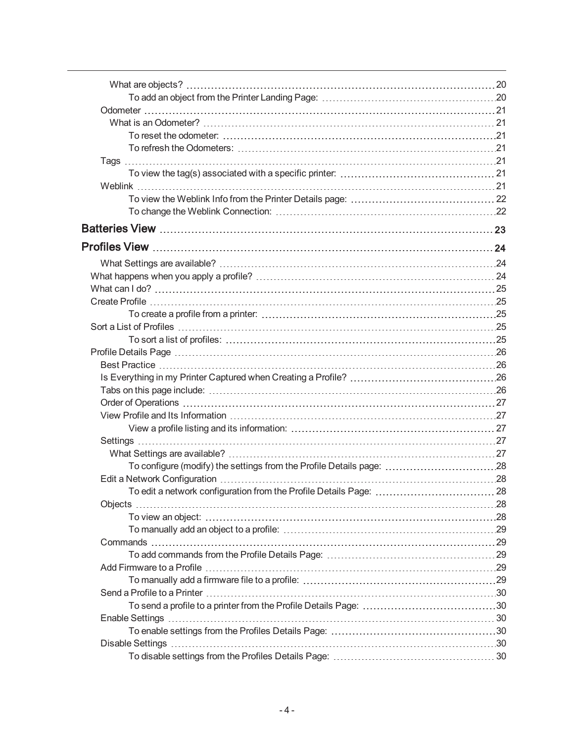- What are objects? 20
  - To add an object from the Printer Landing Page: 20
- Odometer 21
  - What is an Odometer? 21
    - To reset the odometer: 21
    - To refresh the Odometers: 21
- Tags 21
  - To view the tag(s) associated with a specific printer: 21
- Weblink 21
  - To view the Weblink Info from the Printer Details page: 22
  - To change the Weblink Connection: 22

**Batteries View** 23

**Profiles View** 24

- What Settings are available? 24
- What happens when you apply a profile? 24
- What can I do? 25
- Create Profile 25
  - To create a profile from a printer: 25
- Sort a List of Profiles 25
  - To sort a list of profiles: 25
- Profile Details Page 26
  - Best Practice 26
  - Is Everything in my Printer Captured when Creating a Profile? 26
  - Tabs on this page include: 26
  - Order of Operations 27
  - View Profile and Its Information 27
    - View a profile listing and its information: 27
  - Settings 27
    - What Settings are available? 27
      - To configure (modify) the settings from the Profile Details page: 28
  - Edit a Network Configuration 28
    - To edit a network configuration from the Profile Details Page: 28
  - Objects 28
    - To view an object: 28
    - To manually add an object to a profile: 29
  - Commands 29
    - To add commands from the Profile Details Page: 29
  - Add Firmware to a Profile 29
    - To manually add a firmware file to a profile: 29
  - Send a Profile to a Printer 30
    - To send a profile to a printer from the Profile Details Page: 30
  - Enable Settings 30
    - To enable settings from the Profiles Details Page: 30
  - Disable Settings 30
    - To disable settings from the Profiles Details Page: 30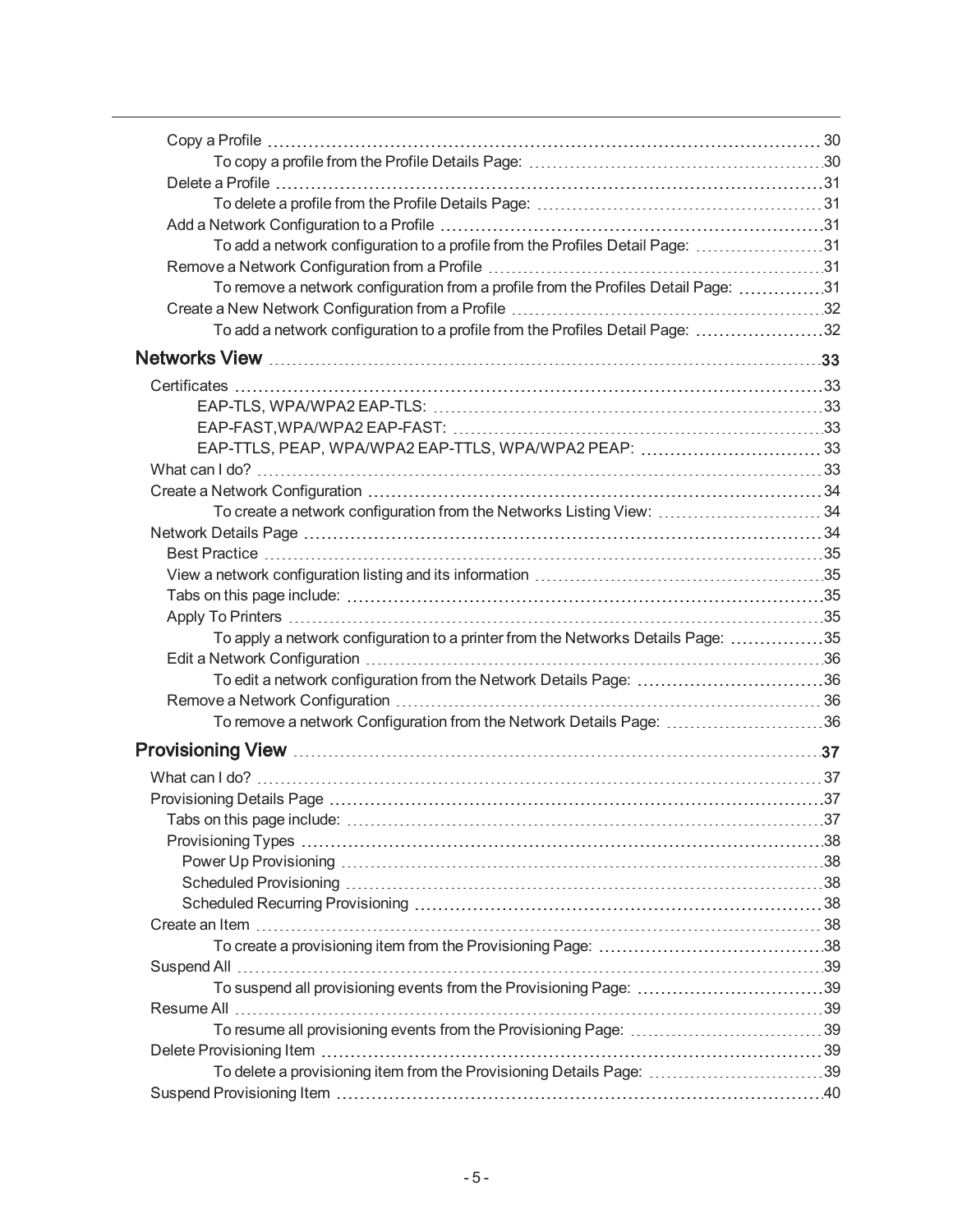- Copy a Profile 30
  - To copy a profile from the Profile Details Page: 30
- Delete a Profile 31
  - To delete a profile from the Profile Details Page: 31
- Add a Network Configuration to a Profile 31
  - To add a network configuration to a profile from the Profiles Detail Page: 31
- Remove a Network Configuration from a Profile 31
  - To remove a network configuration from a profile from the Profiles Detail Page: 31
- Create a New Network Configuration from a Profile 32
  - To add a network configuration to a profile from the Profiles Detail Page: 32

**Networks View 33**

- Certificates 33
  - EAP-TLS, WPA/WPA2 EAP-TLS: 33
  - EAP-FAST,WPA/WPA2 EAP-FAST: 33
  - EAP-TTLS, PEAP, WPA/WPA2 EAP-TTLS, WPA/WPA2 PEAP: 33
- What can I do? 33
- Create a Network Configuration 34
  - To create a network configuration from the Networks Listing View: 34
- Network Details Page 34
  - Best Practice 35
  - View a network configuration listing and its information 35
  - Tabs on this page include: 35
  - Apply To Printers 35
    - To apply a network configuration to a printer from the Networks Details Page: 35
  - Edit a Network Configuration 36
    - To edit a network configuration from the Network Details Page: 36
  - Remove a Network Configuration 36
    - To remove a network Configuration from the Network Details Page: 36

**Provisioning View 37**

- What can I do? 37
- Provisioning Details Page 37
  - Tabs on this page include: 37
  - Provisioning Types 38
    - Power Up Provisioning 38
    - Scheduled Provisioning 38
    - Scheduled Recurring Provisioning 38
- Create an Item 38
  - To create a provisioning item from the Provisioning Page: 38
- Suspend All 39
  - To suspend all provisioning events from the Provisioning Page: 39
- Resume All 39
  - To resume all provisioning events from the Provisioning Page: 39
- Delete Provisioning Item 39
  - To delete a provisioning item from the Provisioning Details Page: 39
- Suspend Provisioning Item 40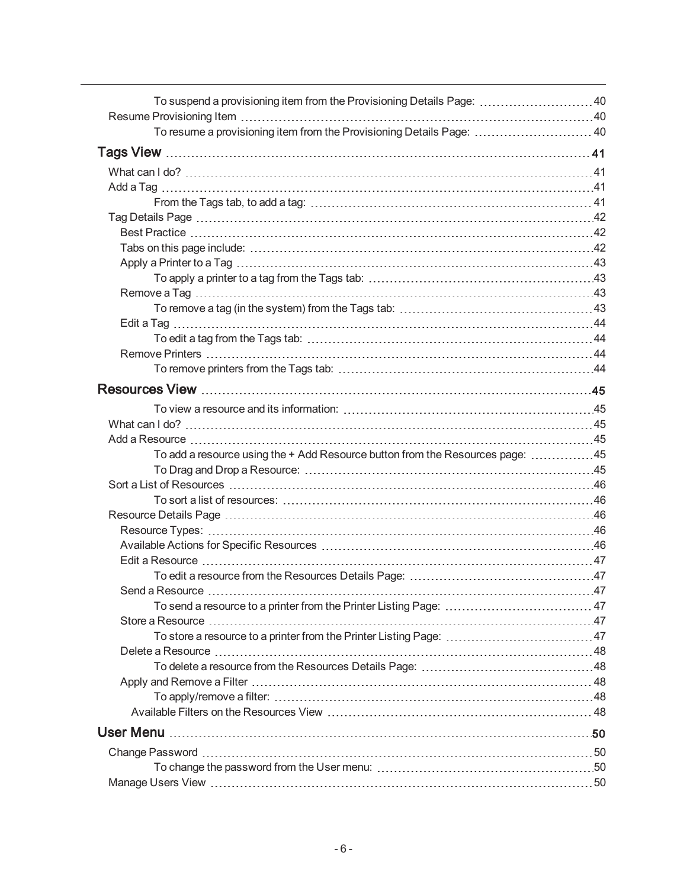To suspend a provisioning item from the Provisioning Details Page: 40

Resume Provisioning Item 40

To resume a provisioning item from the Provisioning Details Page: 40

**Tags View 41**

What can I do? 41

Add a Tag 41

From the Tags tab, to add a tag: 41

Tag Details Page 42

Best Practice 42

Tabs on this page include: 42

Apply a Printer to a Tag 43

To apply a printer to a tag from the Tags tab: 43

Remove a Tag 43

To remove a tag (in the system) from the Tags tab: 43

Edit a Tag 44

To edit a tag from the Tags tab: 44

Remove Printers 44

To remove printers from the Tags tab: 44

**Resources View 45**

To view a resource and its information: 45

What can I do? 45

Add a Resource 45

To add a resource using the + Add Resource button from the Resources page: 45

To Drag and Drop a Resource: 45

Sort a List of Resources 46

To sort a list of resources: 46

Resource Details Page 46

Resource Types: 46

Available Actions for Specific Resources 46

Edit a Resource 47

To edit a resource from the Resources Details Page: 47

Send a Resource 47

To send a resource to a printer from the Printer Listing Page: 47

Store a Resource 47

To store a resource to a printer from the Printer Listing Page: 47

Delete a Resource 48

To delete a resource from the Resources Details Page: 48

Apply and Remove a Filter 48

To apply/remove a filter: 48

Available Filters on the Resources View 48

**User Menu 50**

Change Password 50

To change the password from the User menu: 50

Manage Users View 50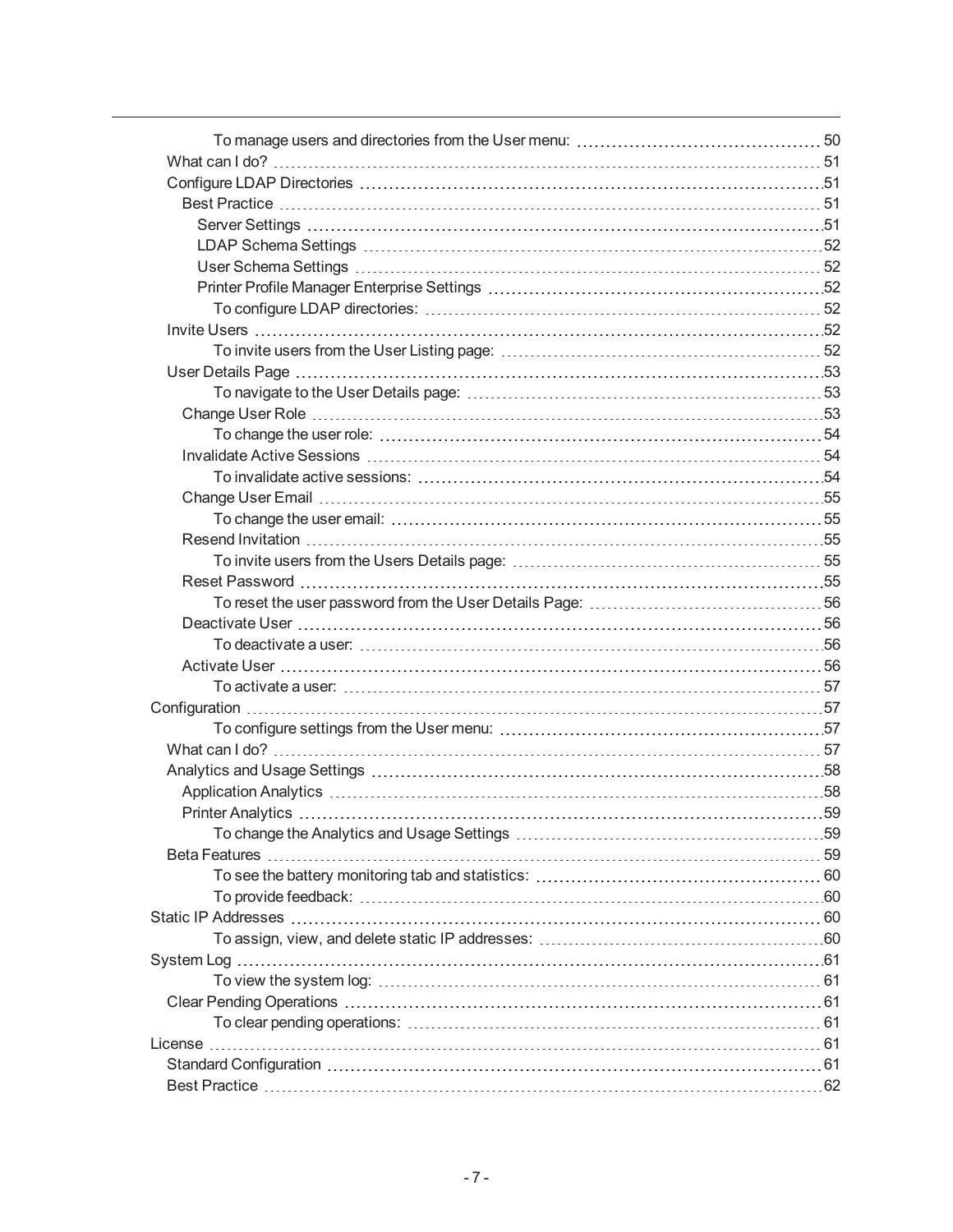- To manage users and directories from the User menu: 50
- What can I do? 51
- Configure LDAP Directories 51
  - Best Practice 51
    - Server Settings 51
    - LDAP Schema Settings 52
    - User Schema Settings 52
    - Printer Profile Manager Enterprise Settings 52
      - To configure LDAP directories: 52
- Invite Users 52
  - To invite users from the User Listing page: 52
- User Details Page 53
  - To navigate to the User Details page: 53
  - Change User Role 53
    - To change the user role: 54
  - Invalidate Active Sessions 54
    - To invalidate active sessions: 54
  - Change User Email 55
    - To change the user email: 55
  - Resend Invitation 55
    - To invite users from the Users Details page: 55
  - Reset Password 55
    - To reset the user password from the User Details Page: 56
  - Deactivate User 56
    - To deactivate a user: 56
  - Activate User 56
    - To activate a user: 57

Configuration 57
- To configure settings from the User menu: 57
- What can I do? 57
- Analytics and Usage Settings 58
  - Application Analytics 58
  - Printer Analytics 59
    - To change the Analytics and Usage Settings 59
- Beta Features 59
  - To see the battery monitoring tab and statistics: 60
  - To provide feedback: 60

Static IP Addresses 60
- To assign, view, and delete static IP addresses: 60

System Log 61
- To view the system log: 61
- Clear Pending Operations 61
  - To clear pending operations: 61

License 61
- Standard Configuration 61
- Best Practice 62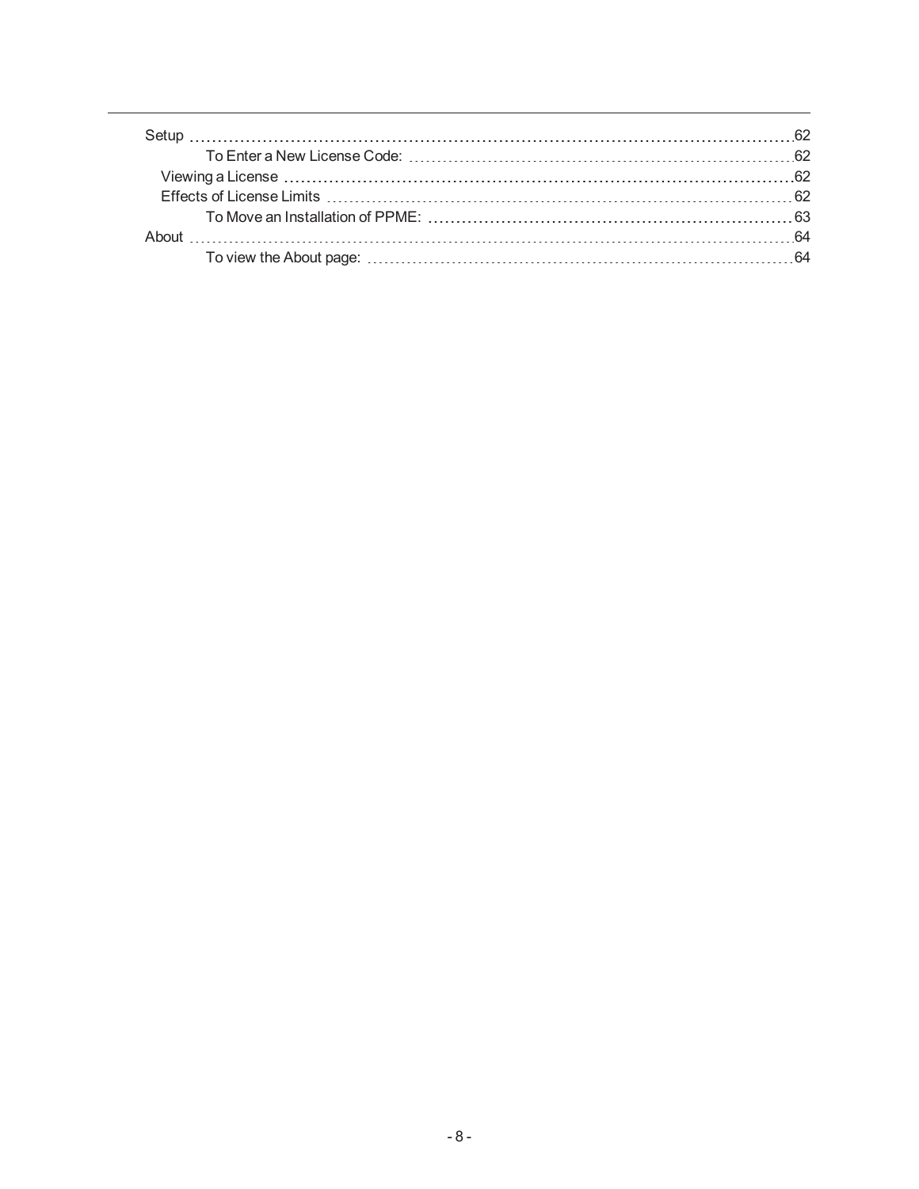- Setup 62
    - To Enter a New License Code: 62
  - Viewing a License 62
  - Effects of License Limits 62
    - To Move an Installation of PPME: 63
- About 64
    - To view the About page: 64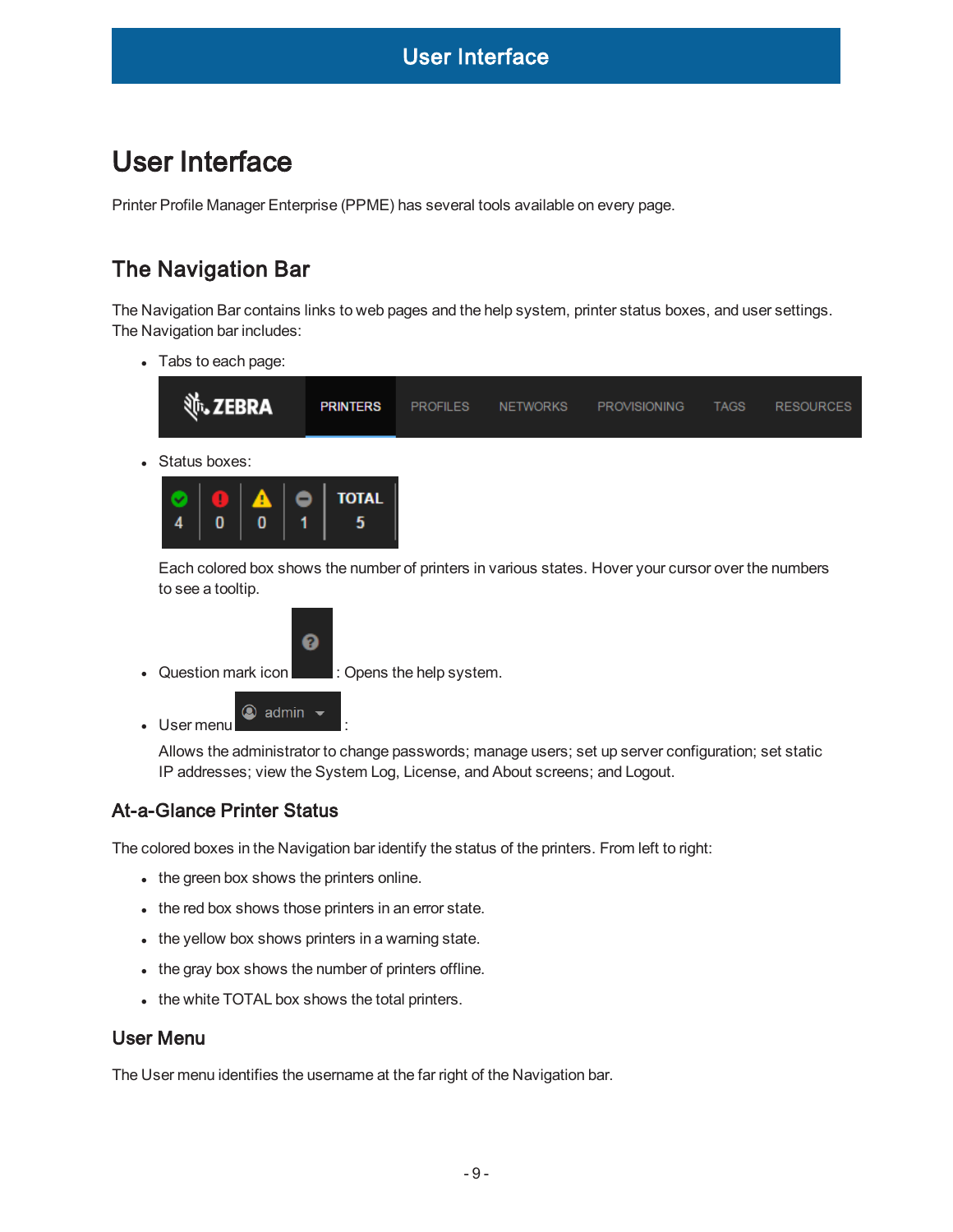# User Interface

Printer Profile Manager Enterprise (PPME) has several tools available on every page.

## The Navigation Bar

The Navigation Bar contains links to web pages and the help system, printer status boxes, and user settings. The Navigation bar includes:

- Tabs to each page:

- Status boxes:

  Each colored box shows the number of printers in various states. Hover your cursor over the numbers to see a tooltip.

- Question mark icon : Opens the help system.

- User menu :

  Allows the administrator to change passwords; manage users; set up server configuration; set static IP addresses; view the System Log, License, and About screens; and Logout.

### At-a-Glance Printer Status

The colored boxes in the Navigation bar identify the status of the printers. From left to right:

- the green box shows the printers online.
- the red box shows those printers in an error state.
- the yellow box shows printers in a warning state.
- the gray box shows the number of printers offline.
- the white TOTAL box shows the total printers.

### User Menu

The User menu identifies the username at the far right of the Navigation bar.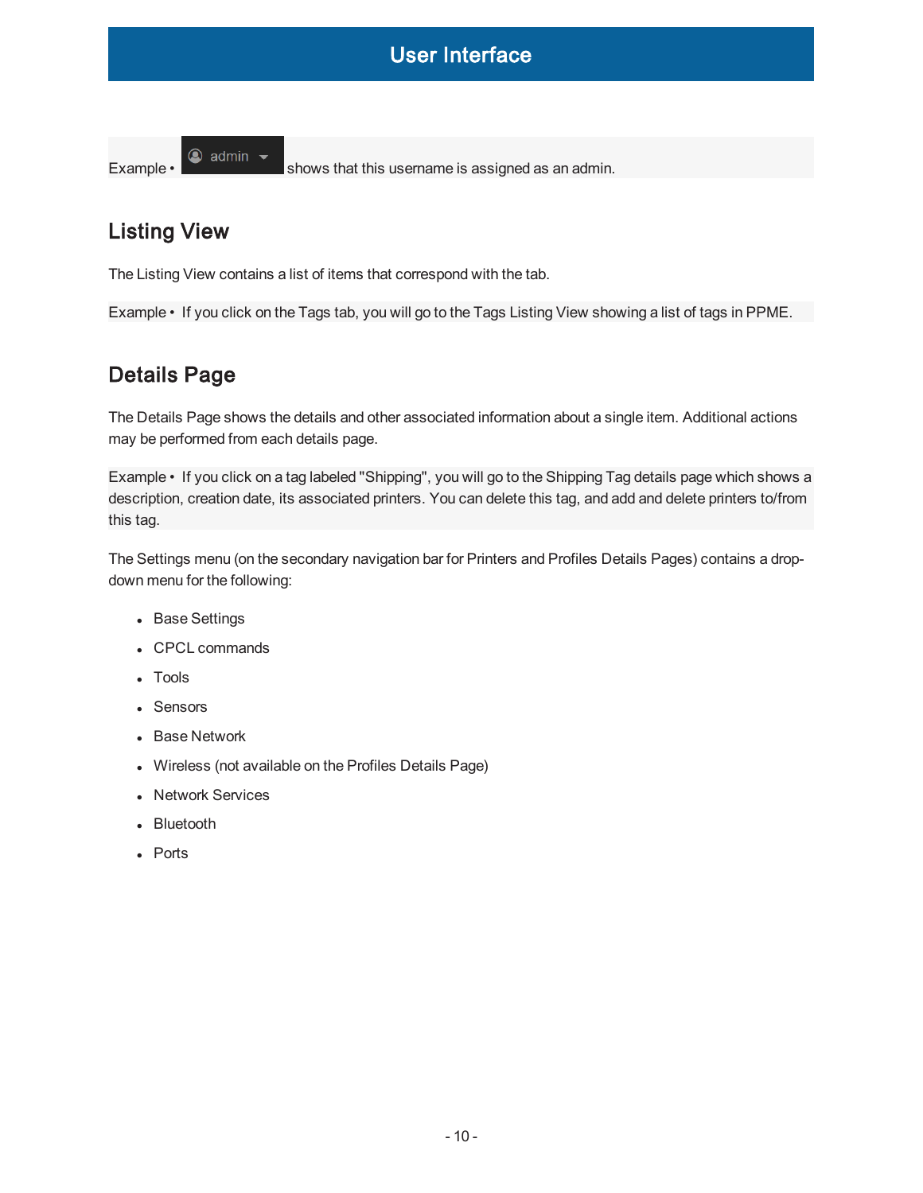Example • admin shows that this username is assigned as an admin.

## Listing View

The Listing View contains a list of items that correspond with the tab.

Example • If you click on the Tags tab, you will go to the Tags Listing View showing a list of tags in PPME.

## Details Page

The Details Page shows the details and other associated information about a single item. Additional actions may be performed from each details page.

Example • If you click on a tag labeled "Shipping", you will go to the Shipping Tag details page which shows a description, creation date, its associated printers. You can delete this tag, and add and delete printers to/from this tag.

The Settings menu (on the secondary navigation bar for Printers and Profiles Details Pages) contains a drop-down menu for the following:

- Base Settings
- CPCL commands
- Tools
- Sensors
- Base Network
- Wireless (not available on the Profiles Details Page)
- Network Services
- Bluetooth
- Ports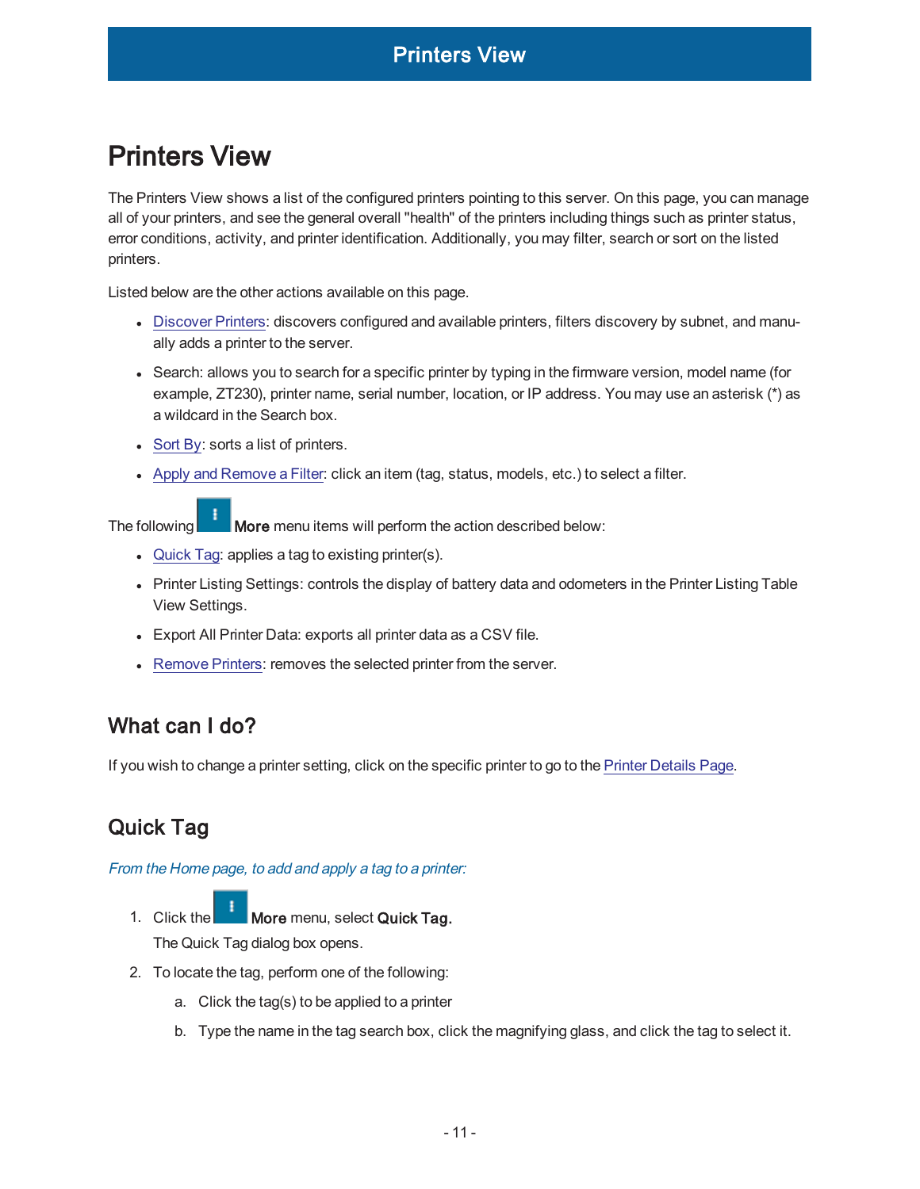# Printers View

The Printers View shows a list of the configured printers pointing to this server. On this page, you can manage all of your printers, and see the general overall "health" of the printers including things such as printer status, error conditions, activity, and printer identification. Additionally, you may filter, search or sort on the listed printers.

Listed below are the other actions available on this page.

- Discover Printers: discovers configured and available printers, filters discovery by subnet, and manually adds a printer to the server.
- Search: allows you to search for a specific printer by typing in the firmware version, model name (for example, ZT230), printer name, serial number, location, or IP address. You may use an asterisk (*) as a wildcard in the Search box.
- Sort By: sorts a list of printers.
- Apply and Remove a Filter: click an item (tag, status, models, etc.) to select a filter.

The following **More** menu items will perform the action described below:

- Quick Tag: applies a tag to existing printer(s).
- Printer Listing Settings: controls the display of battery data and odometers in the Printer Listing Table View Settings.
- Export All Printer Data: exports all printer data as a CSV file.
- Remove Printers: removes the selected printer from the server.

## What can I do?

If you wish to change a printer setting, click on the specific printer to go to the Printer Details Page.

## Quick Tag

*From the Home page, to add and apply a tag to a printer:*

1. Click the **More** menu, select **Quick Tag.**
   The Quick Tag dialog box opens.
2. To locate the tag, perform one of the following:
   a. Click the tag(s) to be applied to a printer
   b. Type the name in the tag search box, click the magnifying glass, and click the tag to select it.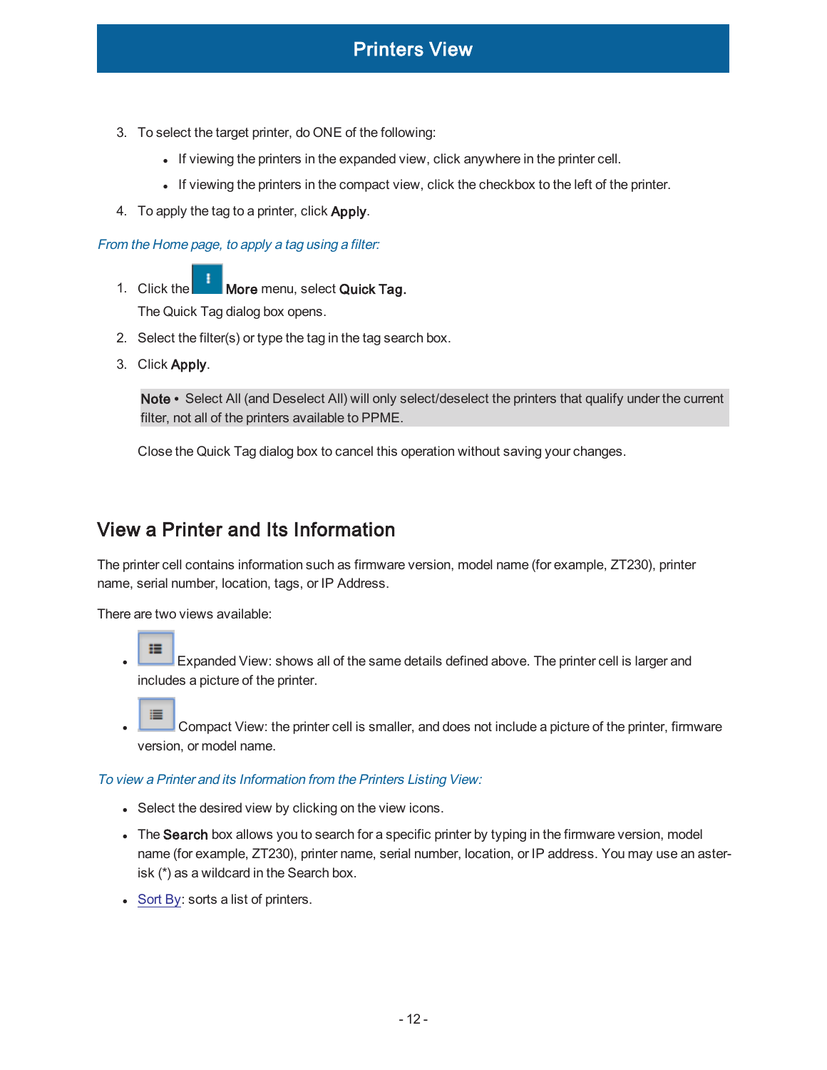3. To select the target printer, do ONE of the following:
   - If viewing the printers in the expanded view, click anywhere in the printer cell.
   - If viewing the printers in the compact view, click the checkbox to the left of the printer.
4. To apply the tag to a printer, click **Apply**.

*From the Home page, to apply a tag using a filter:*

1. Click the **More** menu, select **Quick Tag.**
   The Quick Tag dialog box opens.
2. Select the filter(s) or type the tag in the tag search box.
3. Click **Apply**.

   **Note** • Select All (and Deselect All) will only select/deselect the printers that qualify under the current filter, not all of the printers available to PPME.

   Close the Quick Tag dialog box to cancel this operation without saving your changes.

## View a Printer and Its Information

The printer cell contains information such as firmware version, model name (for example, ZT230), printer name, serial number, location, tags, or IP Address.

There are two views available:

- Expanded View: shows all of the same details defined above. The printer cell is larger and includes a picture of the printer.
- Compact View: the printer cell is smaller, and does not include a picture of the printer, firmware version, or model name.

*To view a Printer and its Information from the Printers Listing View:*

- Select the desired view by clicking on the view icons.
- The **Search** box allows you to search for a specific printer by typing in the firmware version, model name (for example, ZT230), printer name, serial number, location, or IP address. You may use an asterisk (*) as a wildcard in the Search box.
- Sort By: sorts a list of printers.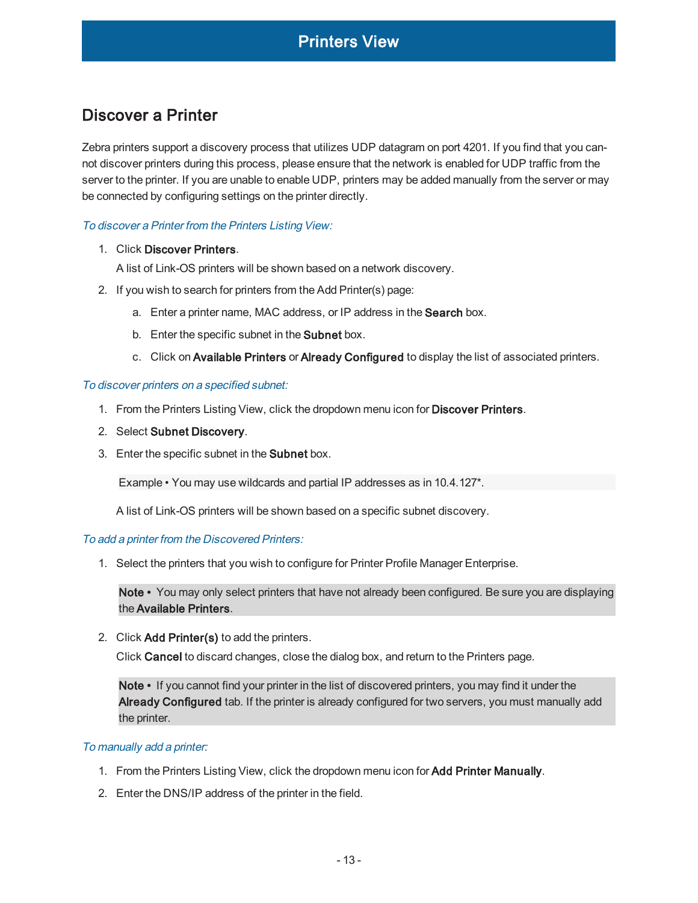# Printers View

## Discover a Printer

Zebra printers support a discovery process that utilizes UDP datagram on port 4201. If you find that you cannot discover printers during this process, please ensure that the network is enabled for UDP traffic from the server to the printer. If you are unable to enable UDP, printers may be added manually from the server or may be connected by configuring settings on the printer directly.

*To discover a Printer from the Printers Listing View:*

1. Click **Discover Printers**.

   A list of Link-OS printers will be shown based on a network discovery.

2. If you wish to search for printers from the Add Printer(s) page:

   a. Enter a printer name, MAC address, or IP address in the **Search** box.

   b. Enter the specific subnet in the **Subnet** box.

   c. Click on **Available Printers** or **Already Configured** to display the list of associated printers.

*To discover printers on a specified subnet:*

1. From the Printers Listing View, click the dropdown menu icon for **Discover Printers**.
2. Select **Subnet Discovery**.
3. Enter the specific subnet in the **Subnet** box.

   Example • You may use wildcards and partial IP addresses as in 10.4.127*.

   A list of Link-OS printers will be shown based on a specific subnet discovery.

*To add a printer from the Discovered Printers:*

1. Select the printers that you wish to configure for Printer Profile Manager Enterprise.

   **Note •** You may only select printers that have not already been configured. Be sure you are displaying the **Available Printers**.

2. Click **Add Printer(s)** to add the printers.

   Click **Cancel** to discard changes, close the dialog box, and return to the Printers page.

   **Note •** If you cannot find your printer in the list of discovered printers, you may find it under the **Already Configured** tab. If the printer is already configured for two servers, you must manually add the printer.

*To manually add a printer:*

1. From the Printers Listing View, click the dropdown menu icon for **Add Printer Manually**.
2. Enter the DNS/IP address of the printer in the field.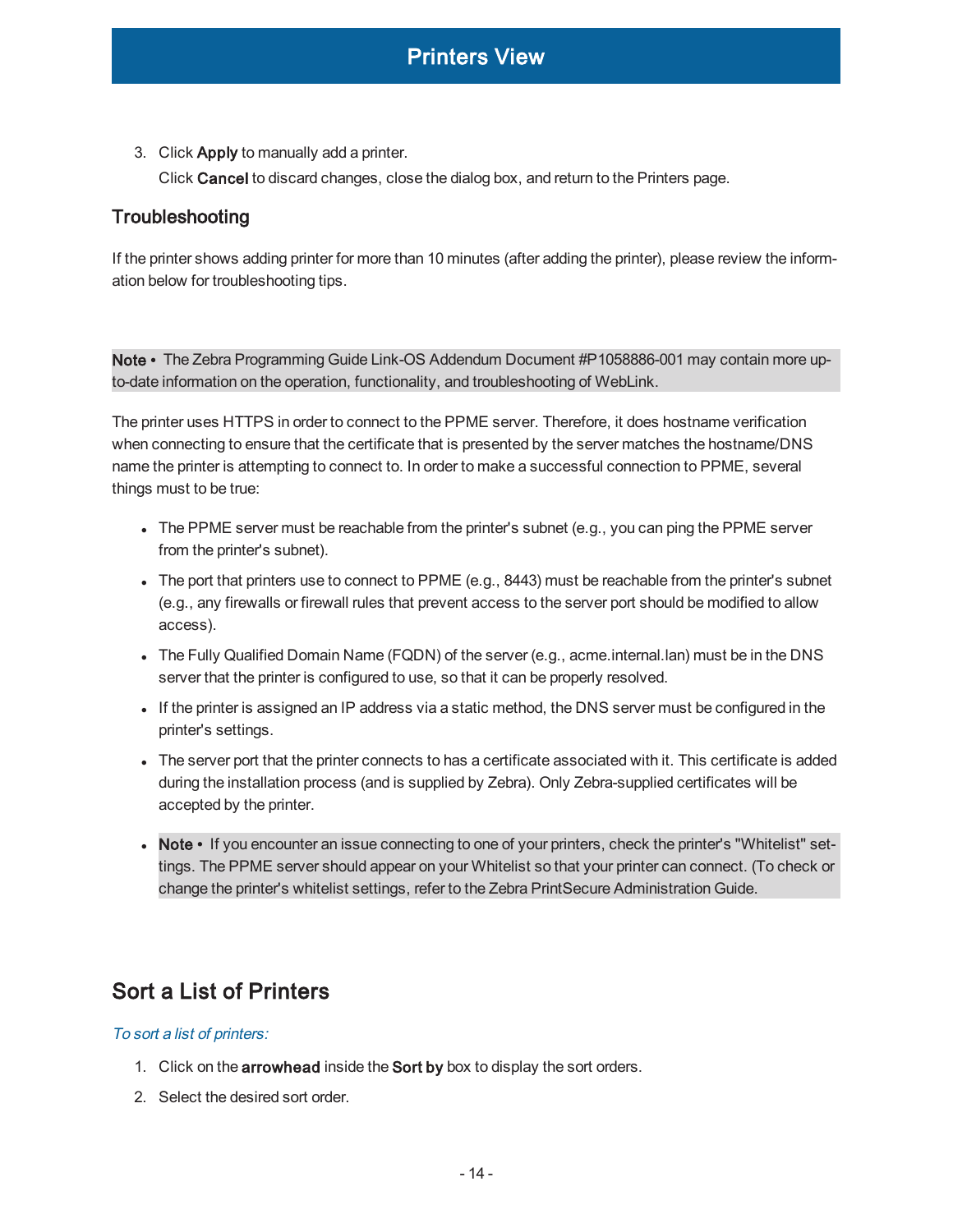3. Click **Apply** to manually add a printer.

   Click **Cancel** to discard changes, close the dialog box, and return to the Printers page.

### Troubleshooting

If the printer shows adding printer for more than 10 minutes (after adding the printer), please review the information below for troubleshooting tips.

**Note •** The Zebra Programming Guide Link-OS Addendum Document #P1058886-001 may contain more up-to-date information on the operation, functionality, and troubleshooting of WebLink.

The printer uses HTTPS in order to connect to the PPME server. Therefore, it does hostname verification when connecting to ensure that the certificate that is presented by the server matches the hostname/DNS name the printer is attempting to connect to. In order to make a successful connection to PPME, several things must to be true:

- The PPME server must be reachable from the printer's subnet (e.g., you can ping the PPME server from the printer's subnet).
- The port that printers use to connect to PPME (e.g., 8443) must be reachable from the printer's subnet (e.g., any firewalls or firewall rules that prevent access to the server port should be modified to allow access).
- The Fully Qualified Domain Name (FQDN) of the server (e.g., acme.internal.lan) must be in the DNS server that the printer is configured to use, so that it can be properly resolved.
- If the printer is assigned an IP address via a static method, the DNS server must be configured in the printer's settings.
- The server port that the printer connects to has a certificate associated with it. This certificate is added during the installation process (and is supplied by Zebra). Only Zebra-supplied certificates will be accepted by the printer.
- **Note •** If you encounter an issue connecting to one of your printers, check the printer's "Whitelist" settings. The PPME server should appear on your Whitelist so that your printer can connect. (To check or change the printer's whitelist settings, refer to the Zebra PrintSecure Administration Guide.

## Sort a List of Printers

*To sort a list of printers:*

1. Click on the **arrowhead** inside the **Sort by** box to display the sort orders.
2. Select the desired sort order.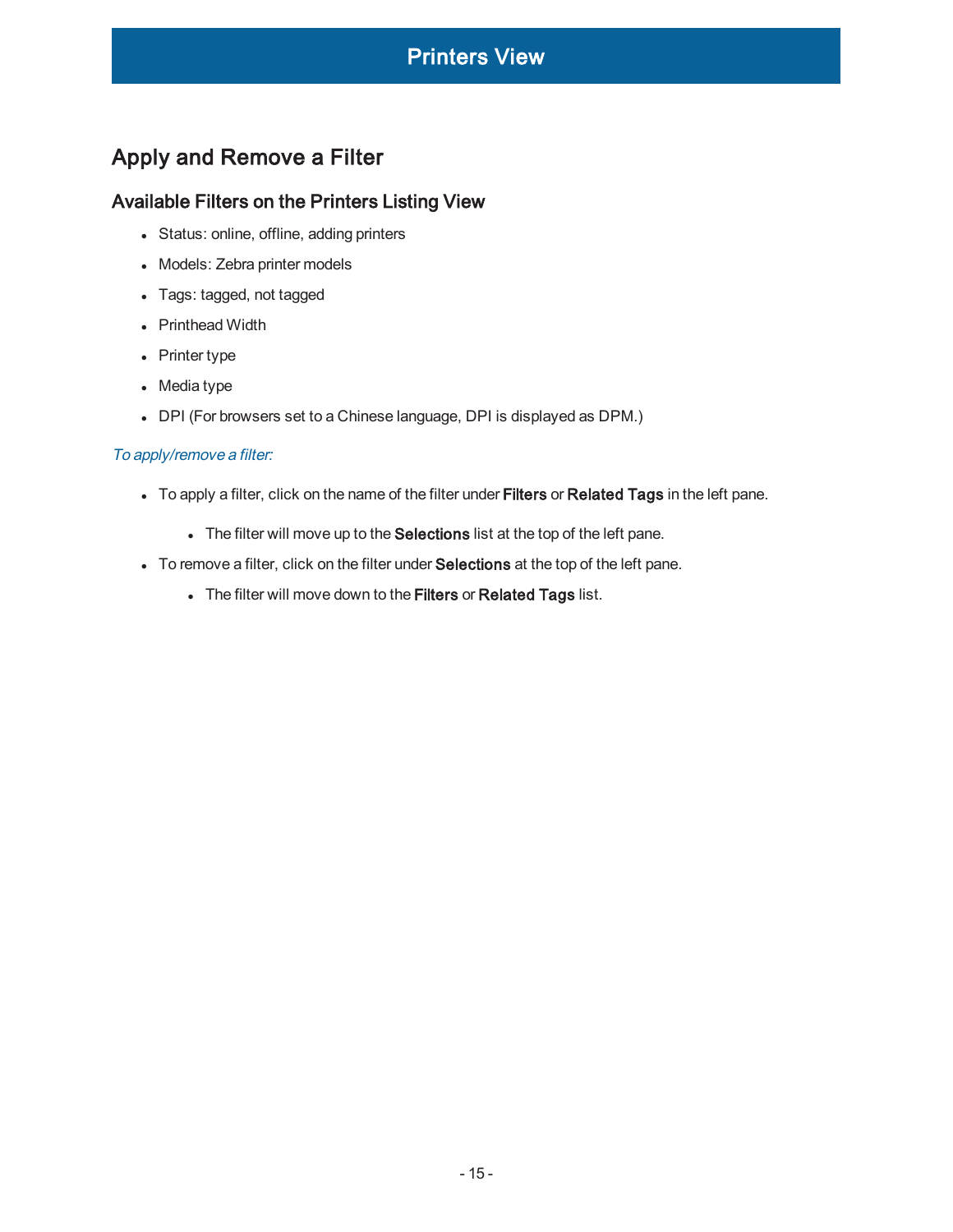## Apply and Remove a Filter

### Available Filters on the Printers Listing View

- Status: online, offline, adding printers
- Models: Zebra printer models
- Tags: tagged, not tagged
- Printhead Width
- Printer type
- Media type
- DPI (For browsers set to a Chinese language, DPI is displayed as DPM.)

*To apply/remove a filter:*

- To apply a filter, click on the name of the filter under **Filters** or **Related Tags** in the left pane.
  - The filter will move up to the **Selections** list at the top of the left pane.
- To remove a filter, click on the filter under **Selections** at the top of the left pane.
  - The filter will move down to the **Filters** or **Related Tags** list.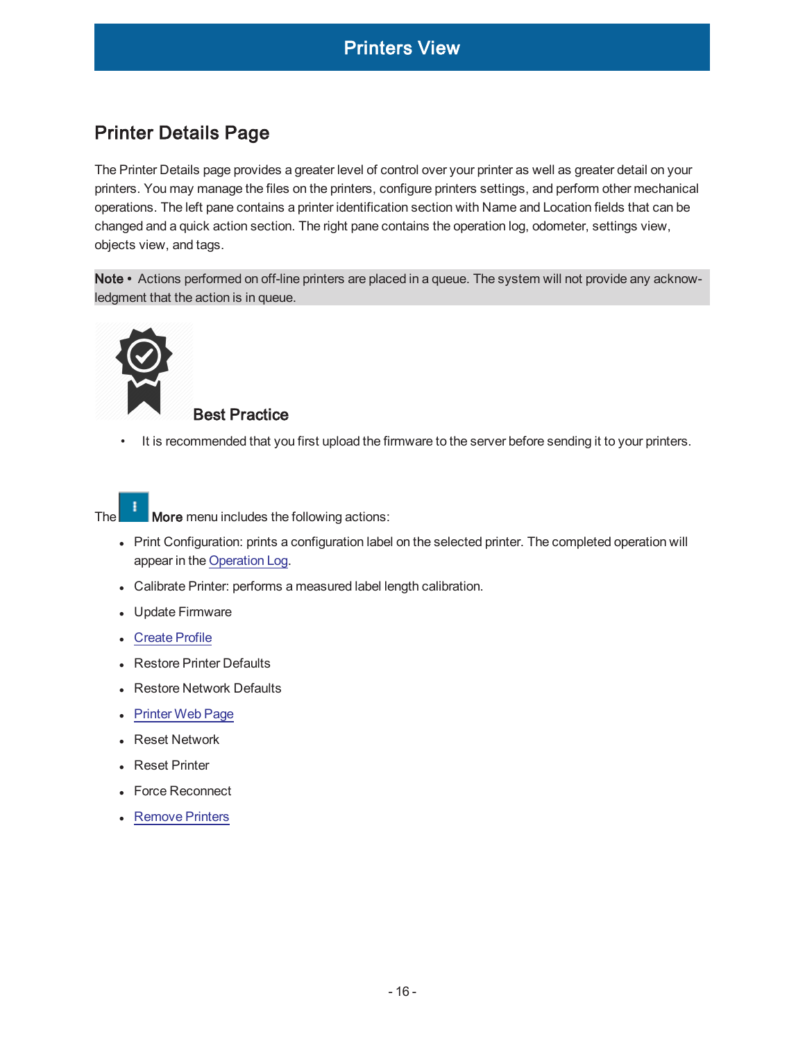## Printer Details Page

The Printer Details page provides a greater level of control over your printer as well as greater detail on your printers. You may manage the files on the printers, configure printers settings, and perform other mechanical operations. The left pane contains a printer identification section with Name and Location fields that can be changed and a quick action section. The right pane contains the operation log, odometer, settings view, objects view, and tags.

**Note** • Actions performed on off-line printers are placed in a queue. The system will not provide any acknowledgment that the action is in queue.

**Best Practice**

- It is recommended that you first upload the firmware to the server before sending it to your printers.

The **More** menu includes the following actions:

- Print Configuration: prints a configuration label on the selected printer. The completed operation will appear in the Operation Log.
- Calibrate Printer: performs a measured label length calibration.
- Update Firmware
- Create Profile
- Restore Printer Defaults
- Restore Network Defaults
- Printer Web Page
- Reset Network
- Reset Printer
- Force Reconnect
- Remove Printers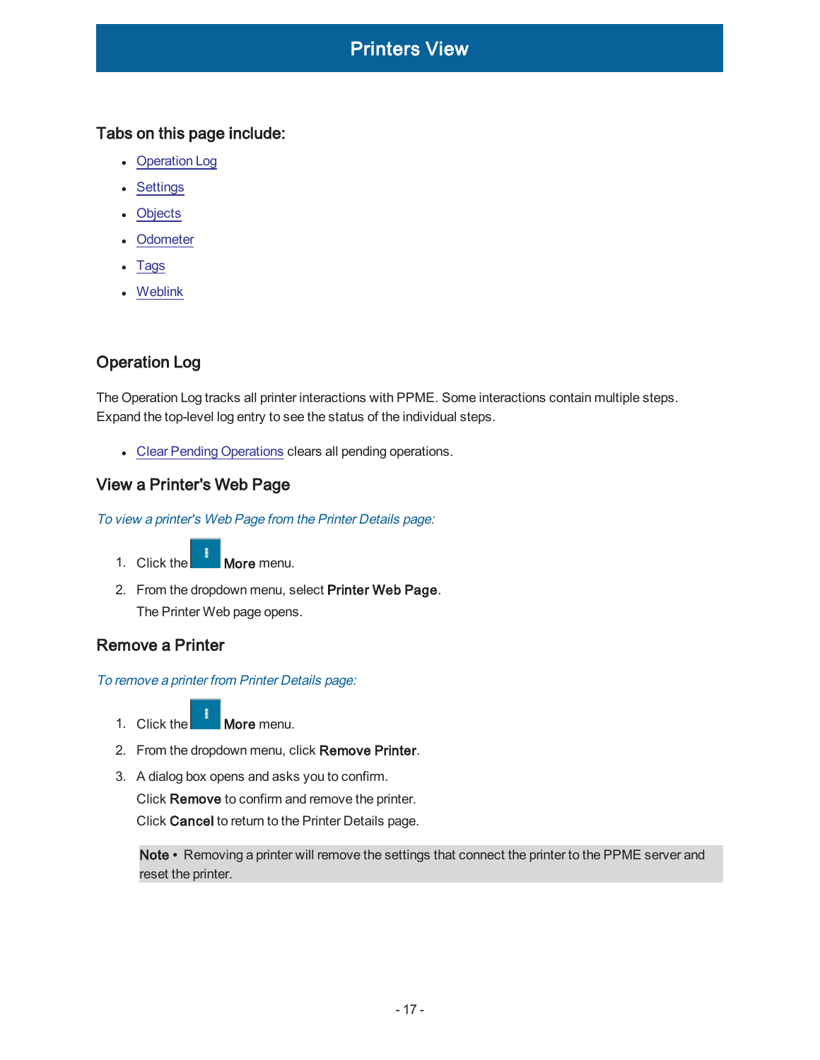# Printers View

### Tabs on this page include:

- Operation Log
- Settings
- Objects
- Odometer
- Tags
- Weblink

## Operation Log

The Operation Log tracks all printer interactions with PPME. Some interactions contain multiple steps. Expand the top-level log entry to see the status of the individual steps.

- Clear Pending Operations clears all pending operations.

## View a Printer's Web Page

*To view a printer's Web Page from the Printer Details page:*

1. Click the **More** menu.
2. From the dropdown menu, select **Printer Web Page**.
   The Printer Web page opens.

## Remove a Printer

*To remove a printer from Printer Details page:*

1. Click the **More** menu.
2. From the dropdown menu, click **Remove Printer**.
3. A dialog box opens and asks you to confirm.
   Click **Remove** to confirm and remove the printer.
   Click **Cancel** to return to the Printer Details page.

> **Note •** Removing a printer will remove the settings that connect the printer to the PPME server and reset the printer.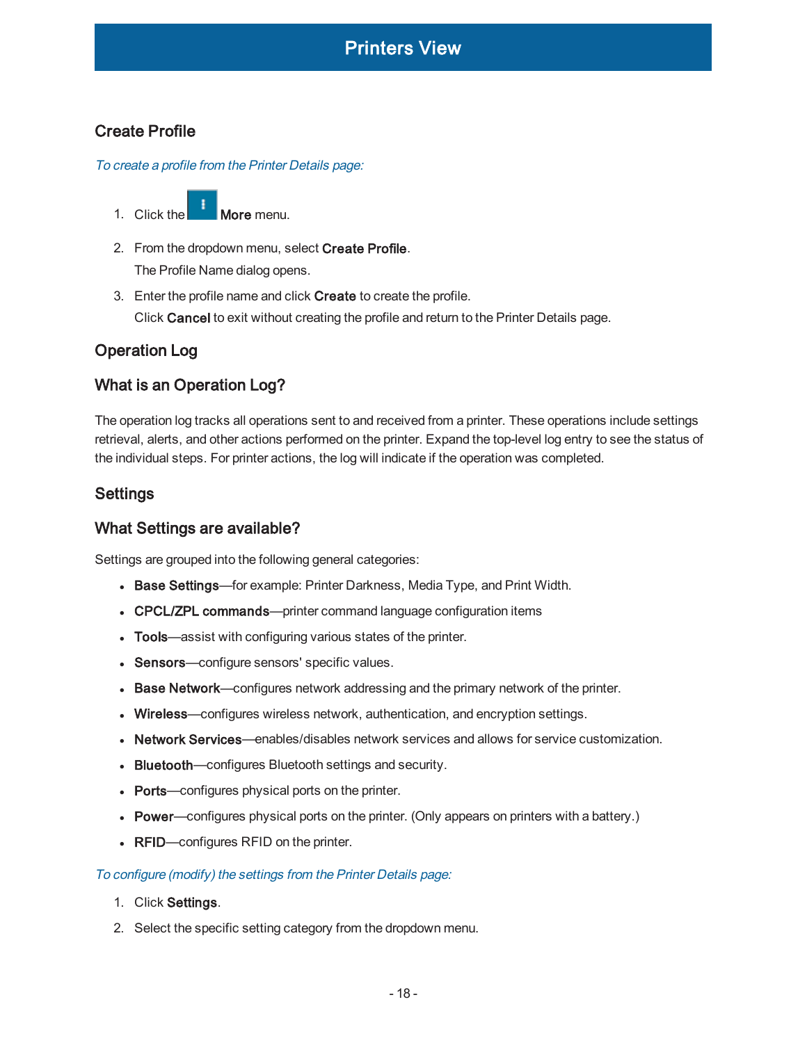# Printers View

## Create Profile

*To create a profile from the Printer Details page:*

1. Click the **More** menu.
2. From the dropdown menu, select **Create Profile**.
   The Profile Name dialog opens.
3. Enter the profile name and click **Create** to create the profile.
   Click **Cancel** to exit without creating the profile and return to the Printer Details page.

## Operation Log

## What is an Operation Log?

The operation log tracks all operations sent to and received from a printer. These operations include settings retrieval, alerts, and other actions performed on the printer. Expand the top-level log entry to see the status of the individual steps. For printer actions, the log will indicate if the operation was completed.

## Settings

## What Settings are available?

Settings are grouped into the following general categories:

- **Base Settings**—for example: Printer Darkness, Media Type, and Print Width.
- **CPCL/ZPL commands**—printer command language configuration items
- **Tools**—assist with configuring various states of the printer.
- **Sensors**—configure sensors' specific values.
- **Base Network**—configures network addressing and the primary network of the printer.
- **Wireless**—configures wireless network, authentication, and encryption settings.
- **Network Services**—enables/disables network services and allows for service customization.
- **Bluetooth**—configures Bluetooth settings and security.
- **Ports**—configures physical ports on the printer.
- **Power**—configures physical ports on the printer. (Only appears on printers with a battery.)
- **RFID**—configures RFID on the printer.

*To configure (modify) the settings from the Printer Details page:*

1. Click **Settings**.
2. Select the specific setting category from the dropdown menu.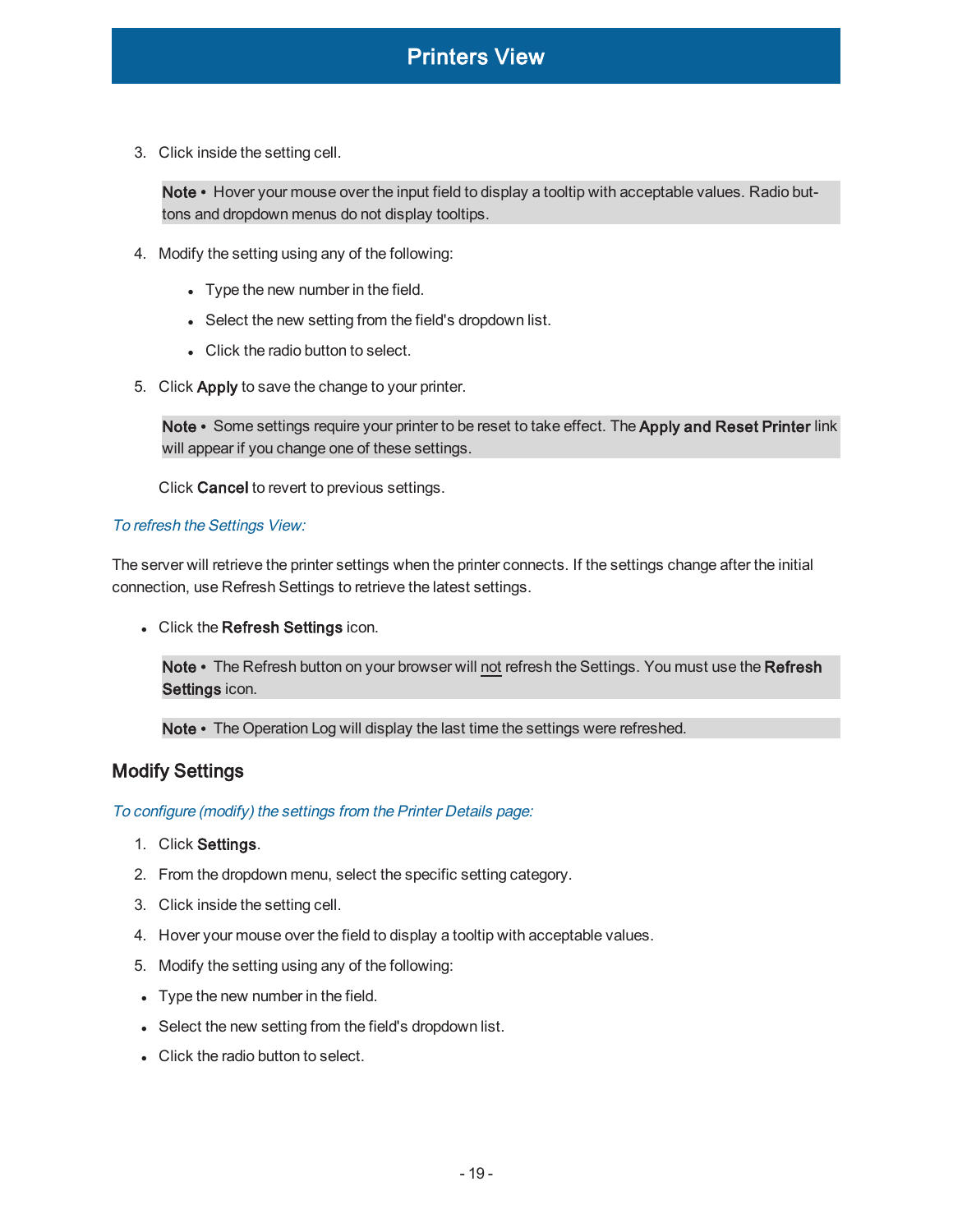3. Click inside the setting cell.

> **Note •** Hover your mouse over the input field to display a tooltip with acceptable values. Radio buttons and dropdown menus do not display tooltips.

4. Modify the setting using any of the following:
   - Type the new number in the field.
   - Select the new setting from the field's dropdown list.
   - Click the radio button to select.
5. Click **Apply** to save the change to your printer.

> **Note •** Some settings require your printer to be reset to take effect. The **Apply and Reset Printer** link will appear if you change one of these settings.

Click **Cancel** to revert to previous settings.

*To refresh the Settings View:*

The server will retrieve the printer settings when the printer connects. If the settings change after the initial connection, use Refresh Settings to retrieve the latest settings.

- Click the **Refresh Settings** icon.

> **Note •** The Refresh button on your browser will not refresh the Settings. You must use the **Refresh Settings** icon.

> **Note •** The Operation Log will display the last time the settings were refreshed.

## Modify Settings

*To configure (modify) the settings from the Printer Details page:*

1. Click **Settings**.
2. From the dropdown menu, select the specific setting category.
3. Click inside the setting cell.
4. Hover your mouse over the field to display a tooltip with acceptable values.
5. Modify the setting using any of the following:

- Type the new number in the field.
- Select the new setting from the field's dropdown list.
- Click the radio button to select.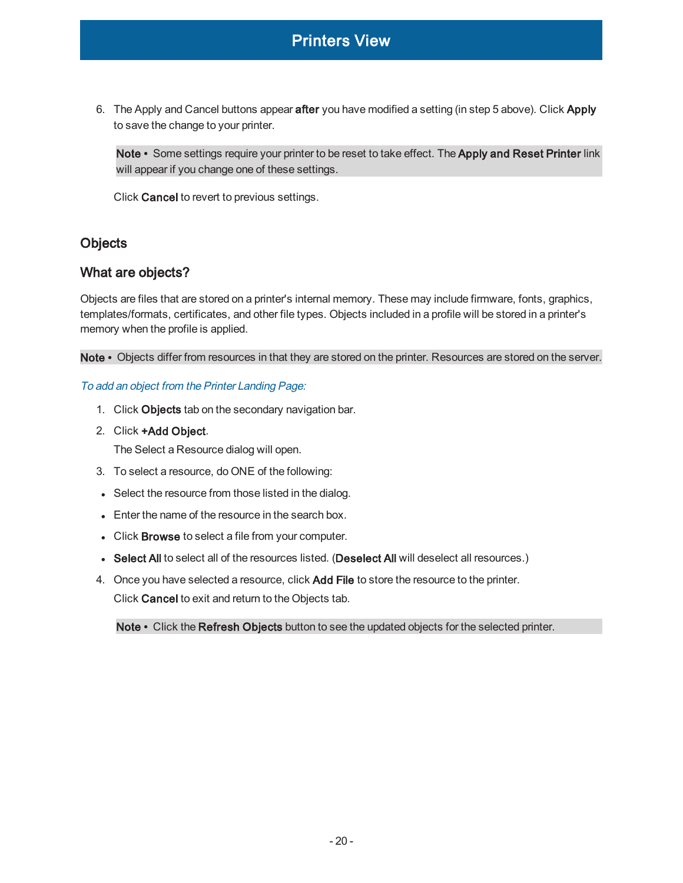6. The Apply and Cancel buttons appear **after** you have modified a setting (in step 5 above). Click **Apply** to save the change to your printer.

   > **Note •** Some settings require your printer to be reset to take effect. The **Apply and Reset Printer** link will appear if you change one of these settings.

   Click **Cancel** to revert to previous settings.

## Objects

## What are objects?

Objects are files that are stored on a printer's internal memory. These may include firmware, fonts, graphics, templates/formats, certificates, and other file types. Objects included in a profile will be stored in a printer's memory when the profile is applied.

> **Note •** Objects differ from resources in that they are stored on the printer. Resources are stored on the server.

*To add an object from the Printer Landing Page:*

1. Click **Objects** tab on the secondary navigation bar.
2. Click **+Add Object**.

   The Select a Resource dialog will open.
3. To select a resource, do ONE of the following:

- Select the resource from those listed in the dialog.
- Enter the name of the resource in the search box.
- Click **Browse** to select a file from your computer.
- **Select All** to select all of the resources listed. (**Deselect All** will deselect all resources.)

4. Once you have selected a resource, click **Add File** to store the resource to the printer.

   Click **Cancel** to exit and return to the Objects tab.

   > **Note •** Click the **Refresh Objects** button to see the updated objects for the selected printer.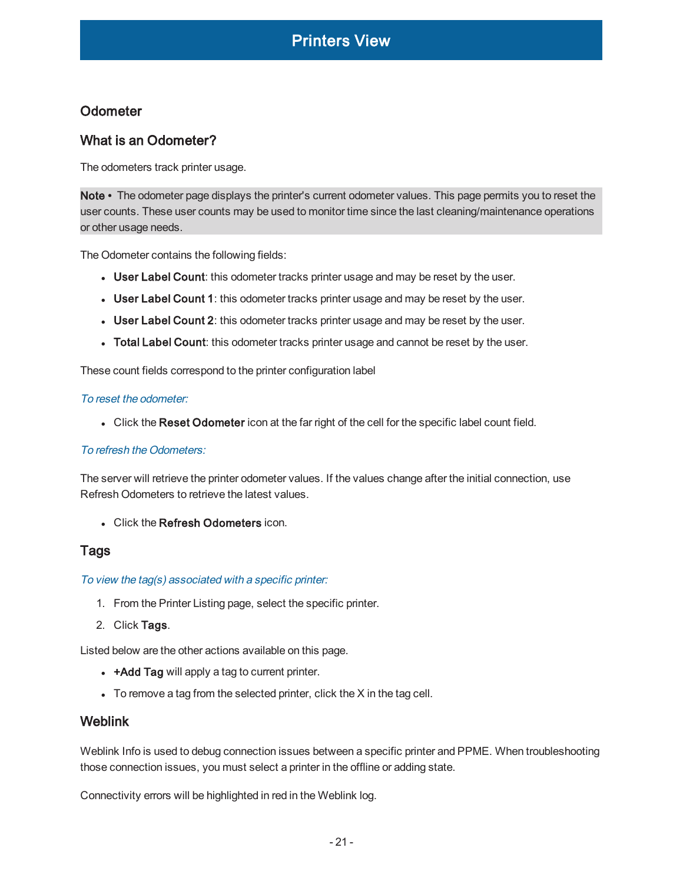## Odometer

### What is an Odometer?

The odometers track printer usage.

**Note •** The odometer page displays the printer's current odometer values. This page permits you to reset the user counts. These user counts may be used to monitor time since the last cleaning/maintenance operations or other usage needs.

The Odometer contains the following fields:

- **User Label Count**: this odometer tracks printer usage and may be reset by the user.
- **User Label Count 1**: this odometer tracks printer usage and may be reset by the user.
- **User Label Count 2**: this odometer tracks printer usage and may be reset by the user.
- **Total Label Count**: this odometer tracks printer usage and cannot be reset by the user.

These count fields correspond to the printer configuration label

*To reset the odometer:*

- Click the **Reset Odometer** icon at the far right of the cell for the specific label count field.

*To refresh the Odometers:*

The server will retrieve the printer odometer values. If the values change after the initial connection, use Refresh Odometers to retrieve the latest values.

- Click the **Refresh Odometers** icon.

## Tags

*To view the tag(s) associated with a specific printer:*

1. From the Printer Listing page, select the specific printer.
2. Click **Tags**.

Listed below are the other actions available on this page.

- **+Add Tag** will apply a tag to current printer.
- To remove a tag from the selected printer, click the X in the tag cell.

## Weblink

Weblink Info is used to debug connection issues between a specific printer and PPME. When troubleshooting those connection issues, you must select a printer in the offline or adding state.

Connectivity errors will be highlighted in red in the Weblink log.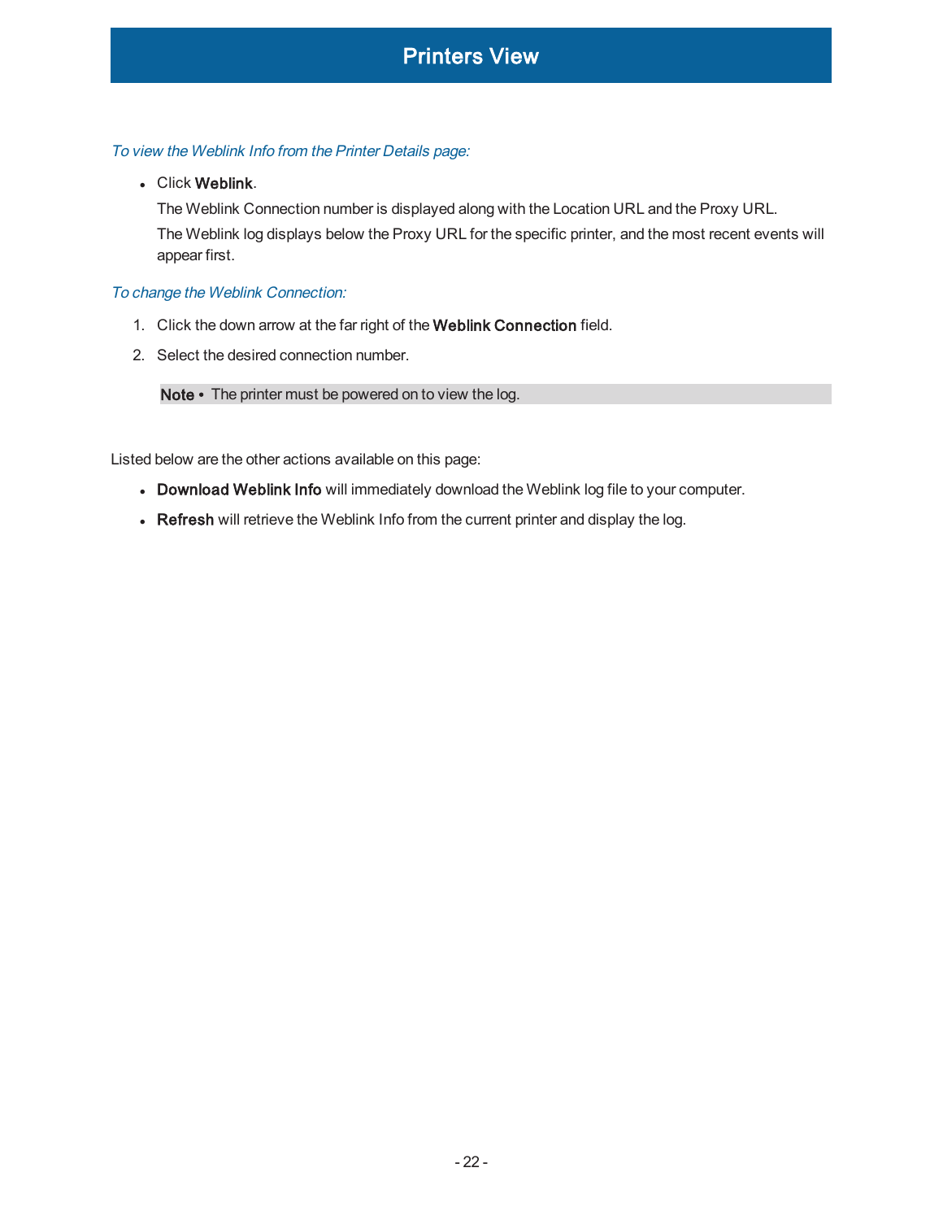# Printers View

*To view the Weblink Info from the Printer Details page:*

- Click **Weblink**.

  The Weblink Connection number is displayed along with the Location URL and the Proxy URL.

  The Weblink log displays below the Proxy URL for the specific printer, and the most recent events will appear first.

*To change the Weblink Connection:*

1. Click the down arrow at the far right of the **Weblink Connection** field.
2. Select the desired connection number.

**Note •** The printer must be powered on to view the log.

Listed below are the other actions available on this page:

- **Download Weblink Info** will immediately download the Weblink log file to your computer.
- **Refresh** will retrieve the Weblink Info from the current printer and display the log.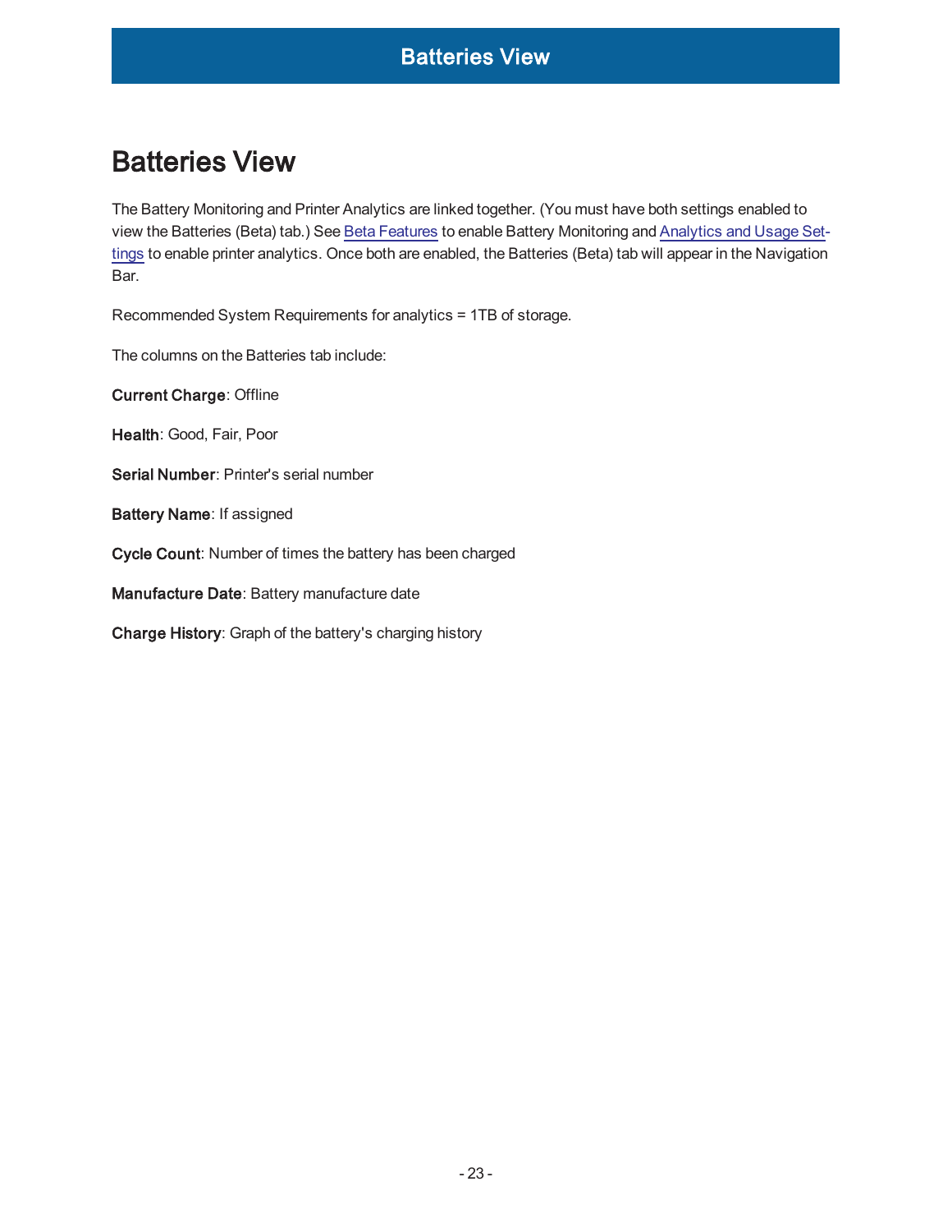# Batteries View

The Battery Monitoring and Printer Analytics are linked together. (You must have both settings enabled to view the Batteries (Beta) tab.) See Beta Features to enable Battery Monitoring and Analytics and Usage Settings to enable printer analytics. Once both are enabled, the Batteries (Beta) tab will appear in the Navigation Bar.

Recommended System Requirements for analytics = 1TB of storage.

The columns on the Batteries tab include:

**Current Charge**: Offline

**Health**: Good, Fair, Poor

**Serial Number**: Printer's serial number

**Battery Name**: If assigned

**Cycle Count**: Number of times the battery has been charged

**Manufacture Date**: Battery manufacture date

**Charge History**: Graph of the battery's charging history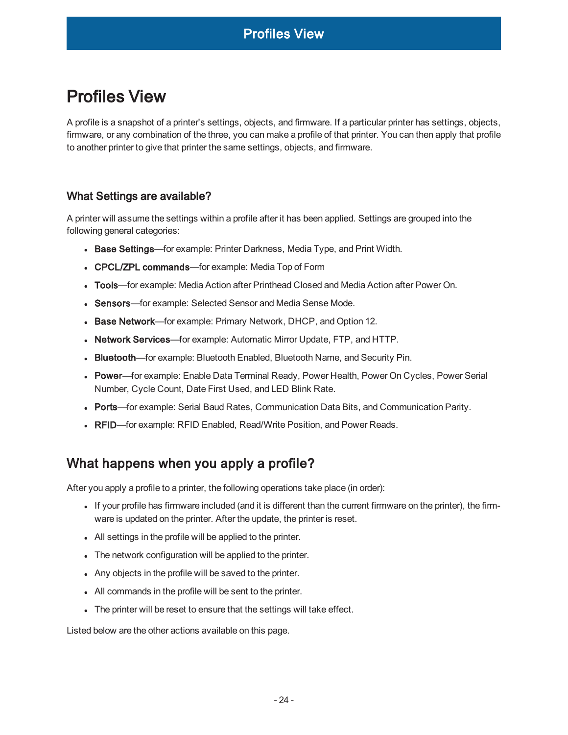# Profiles View

A profile is a snapshot of a printer's settings, objects, and firmware. If a particular printer has settings, objects, firmware, or any combination of the three, you can make a profile of that printer. You can then apply that profile to another printer to give that printer the same settings, objects, and firmware.

### What Settings are available?

A printer will assume the settings within a profile after it has been applied. Settings are grouped into the following general categories:

- **Base Settings**—for example: Printer Darkness, Media Type, and Print Width.
- **CPCL/ZPL commands**—for example: Media Top of Form
- **Tools**—for example: Media Action after Printhead Closed and Media Action after Power On.
- **Sensors**—for example: Selected Sensor and Media Sense Mode.
- **Base Network**—for example: Primary Network, DHCP, and Option 12.
- **Network Services**—for example: Automatic Mirror Update, FTP, and HTTP.
- **Bluetooth**—for example: Bluetooth Enabled, Bluetooth Name, and Security Pin.
- **Power**—for example: Enable Data Terminal Ready, Power Health, Power On Cycles, Power Serial Number, Cycle Count, Date First Used, and LED Blink Rate.
- **Ports**—for example: Serial Baud Rates, Communication Data Bits, and Communication Parity.
- **RFID**—for example: RFID Enabled, Read/Write Position, and Power Reads.

## What happens when you apply a profile?

After you apply a profile to a printer, the following operations take place (in order):

- If your profile has firmware included (and it is different than the current firmware on the printer), the firmware is updated on the printer. After the update, the printer is reset.
- All settings in the profile will be applied to the printer.
- The network configuration will be applied to the printer.
- Any objects in the profile will be saved to the printer.
- All commands in the profile will be sent to the printer.
- The printer will be reset to ensure that the settings will take effect.

Listed below are the other actions available on this page.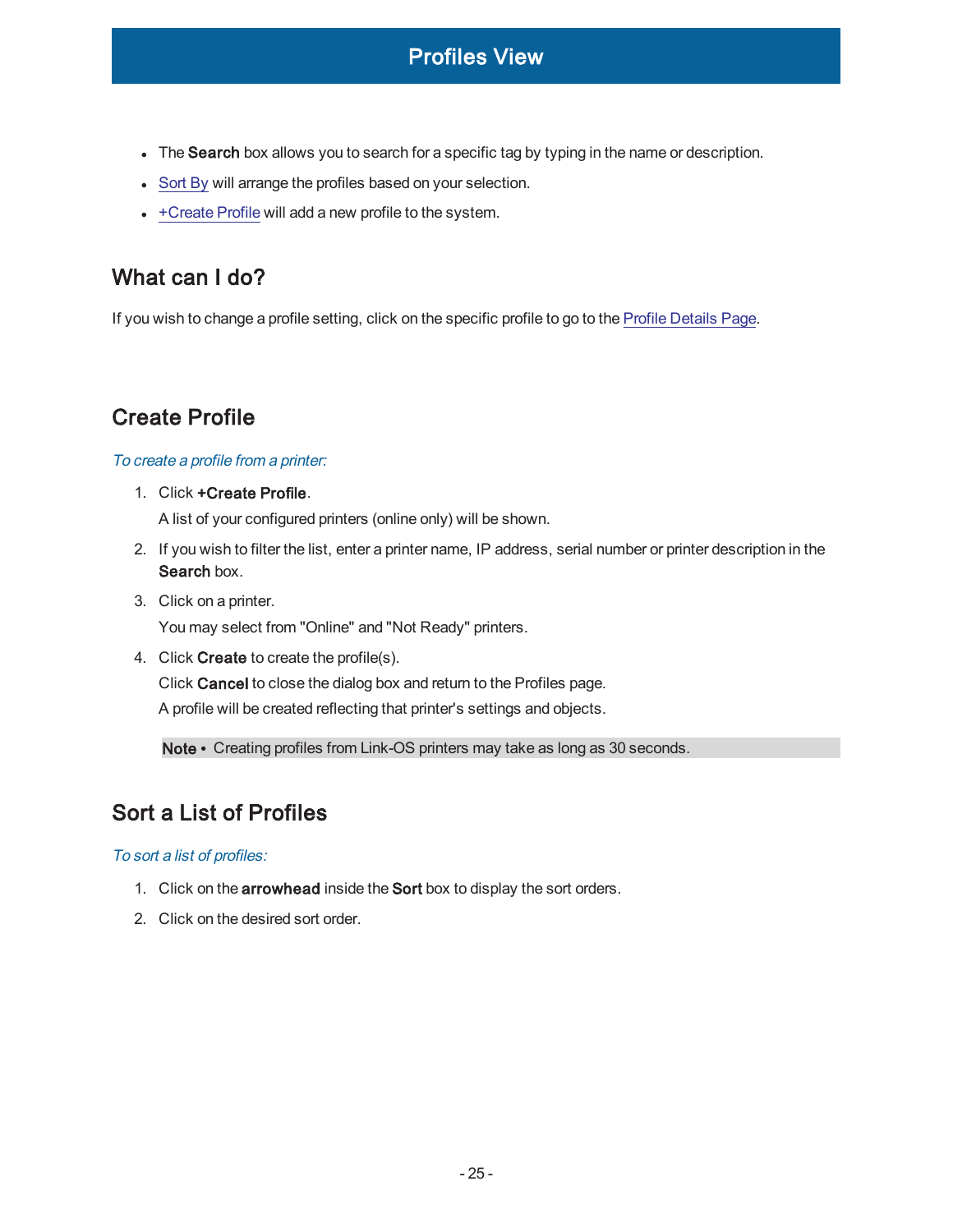- The **Search** box allows you to search for a specific tag by typing in the name or description.
- Sort By will arrange the profiles based on your selection.
- +Create Profile will add a new profile to the system.

## What can I do?

If you wish to change a profile setting, click on the specific profile to go to the Profile Details Page.

## Create Profile

*To create a profile from a printer:*

1. Click **+Create Profile**.

   A list of your configured printers (online only) will be shown.

2. If you wish to filter the list, enter a printer name, IP address, serial number or printer description in the **Search** box.
3. Click on a printer.

   You may select from "Online" and "Not Ready" printers.

4. Click **Create** to create the profile(s).

   Click **Cancel** to close the dialog box and return to the Profiles page.

   A profile will be created reflecting that printer's settings and objects.

   **Note •** Creating profiles from Link-OS printers may take as long as 30 seconds.

## Sort a List of Profiles

*To sort a list of profiles:*

1. Click on the **arrowhead** inside the **Sort** box to display the sort orders.
2. Click on the desired sort order.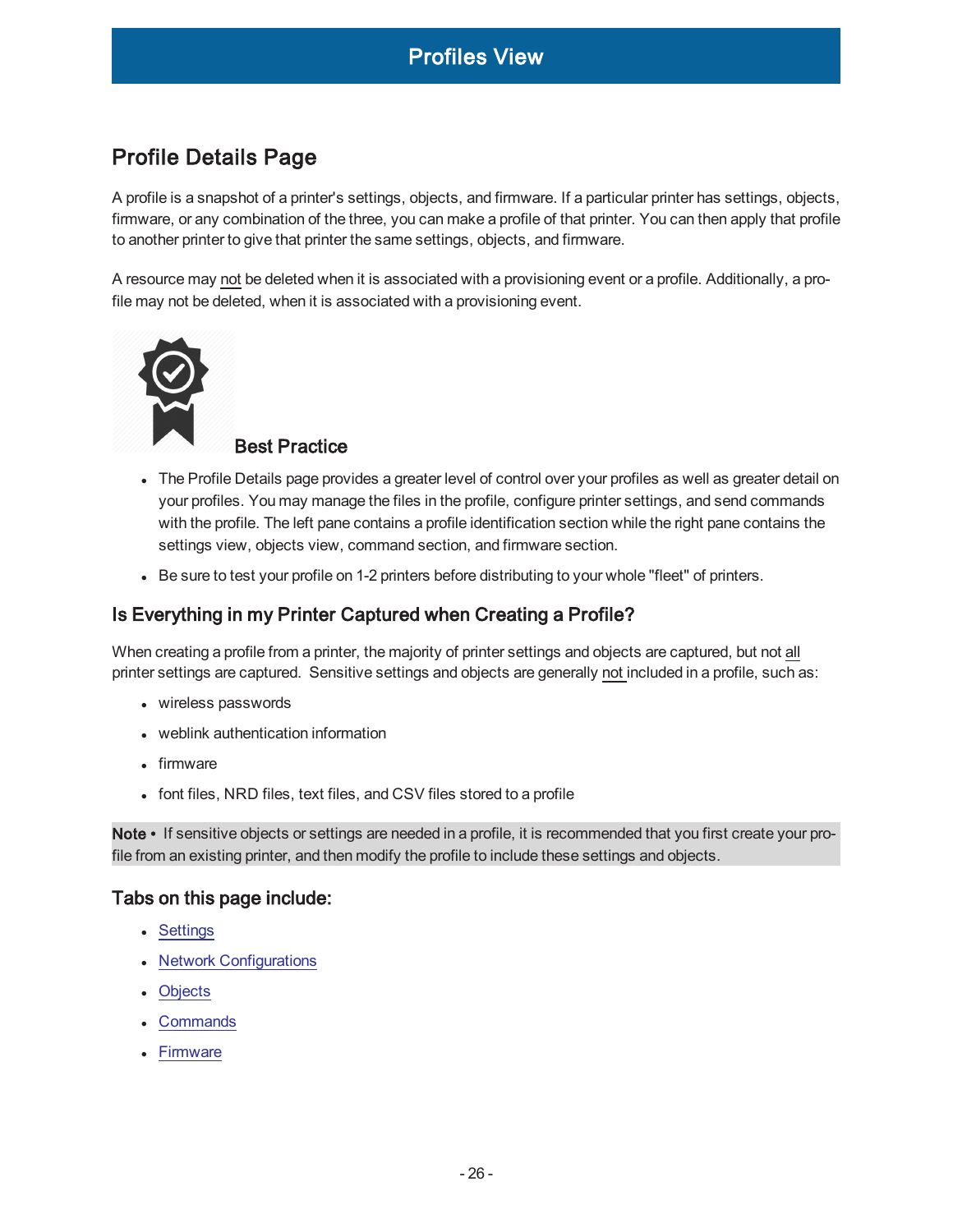# Profiles View

## Profile Details Page

A profile is a snapshot of a printer's settings, objects, and firmware. If a particular printer has settings, objects, firmware, or any combination of the three, you can make a profile of that printer. You can then apply that profile to another printer to give that printer the same settings, objects, and firmware.

A resource may not be deleted when it is associated with a provisioning event or a profile. Additionally, a profile may not be deleted, when it is associated with a provisioning event.

**Best Practice**

- The Profile Details page provides a greater level of control over your profiles as well as greater detail on your profiles. You may manage the files in the profile, configure printer settings, and send commands with the profile. The left pane contains a profile identification section while the right pane contains the settings view, objects view, command section, and firmware section.
- Be sure to test your profile on 1-2 printers before distributing to your whole "fleet" of printers.

### Is Everything in my Printer Captured when Creating a Profile?

When creating a profile from a printer, the majority of printer settings and objects are captured, but not all printer settings are captured. Sensitive settings and objects are generally not included in a profile, such as:

- wireless passwords
- weblink authentication information
- firmware
- font files, NRD files, text files, and CSV files stored to a profile

**Note •** If sensitive objects or settings are needed in a profile, it is recommended that you first create your profile from an existing printer, and then modify the profile to include these settings and objects.

### Tabs on this page include:

- Settings
- Network Configurations
- Objects
- Commands
- Firmware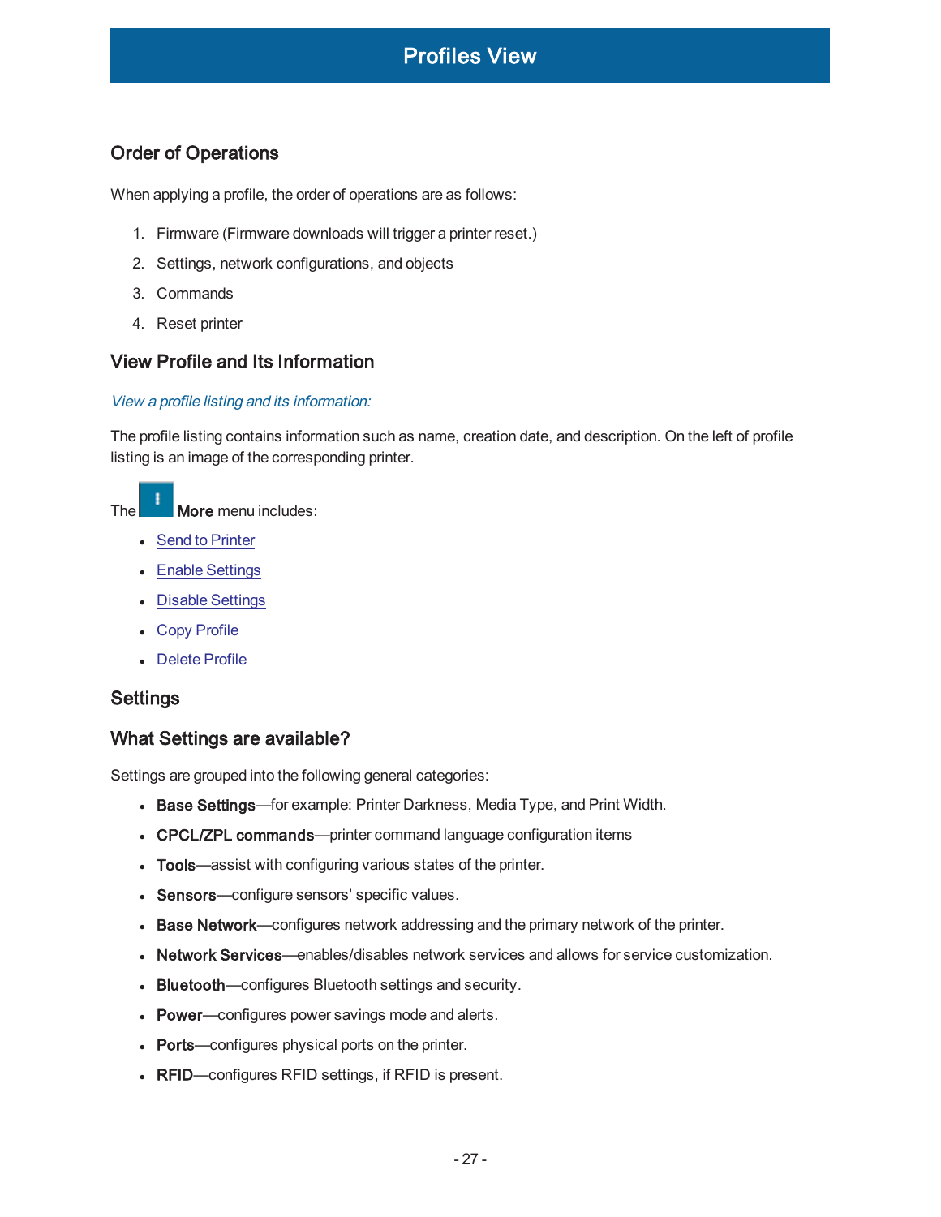# Profiles View

## Order of Operations

When applying a profile, the order of operations are as follows:

1. Firmware (Firmware downloads will trigger a printer reset.)
2. Settings, network configurations, and objects
3. Commands
4. Reset printer

## View Profile and Its Information

*View a profile listing and its information:*

The profile listing contains information such as name, creation date, and description. On the left of profile listing is an image of the corresponding printer.

The **More** menu includes:

- Send to Printer
- Enable Settings
- Disable Settings
- Copy Profile
- Delete Profile

## Settings

## What Settings are available?

Settings are grouped into the following general categories:

- **Base Settings**—for example: Printer Darkness, Media Type, and Print Width.
- **CPCL/ZPL commands**—printer command language configuration items
- **Tools**—assist with configuring various states of the printer.
- **Sensors**—configure sensors' specific values.
- **Base Network**—configures network addressing and the primary network of the printer.
- **Network Services**—enables/disables network services and allows for service customization.
- **Bluetooth**—configures Bluetooth settings and security.
- **Power**—configures power savings mode and alerts.
- **Ports**—configures physical ports on the printer.
- **RFID**—configures RFID settings, if RFID is present.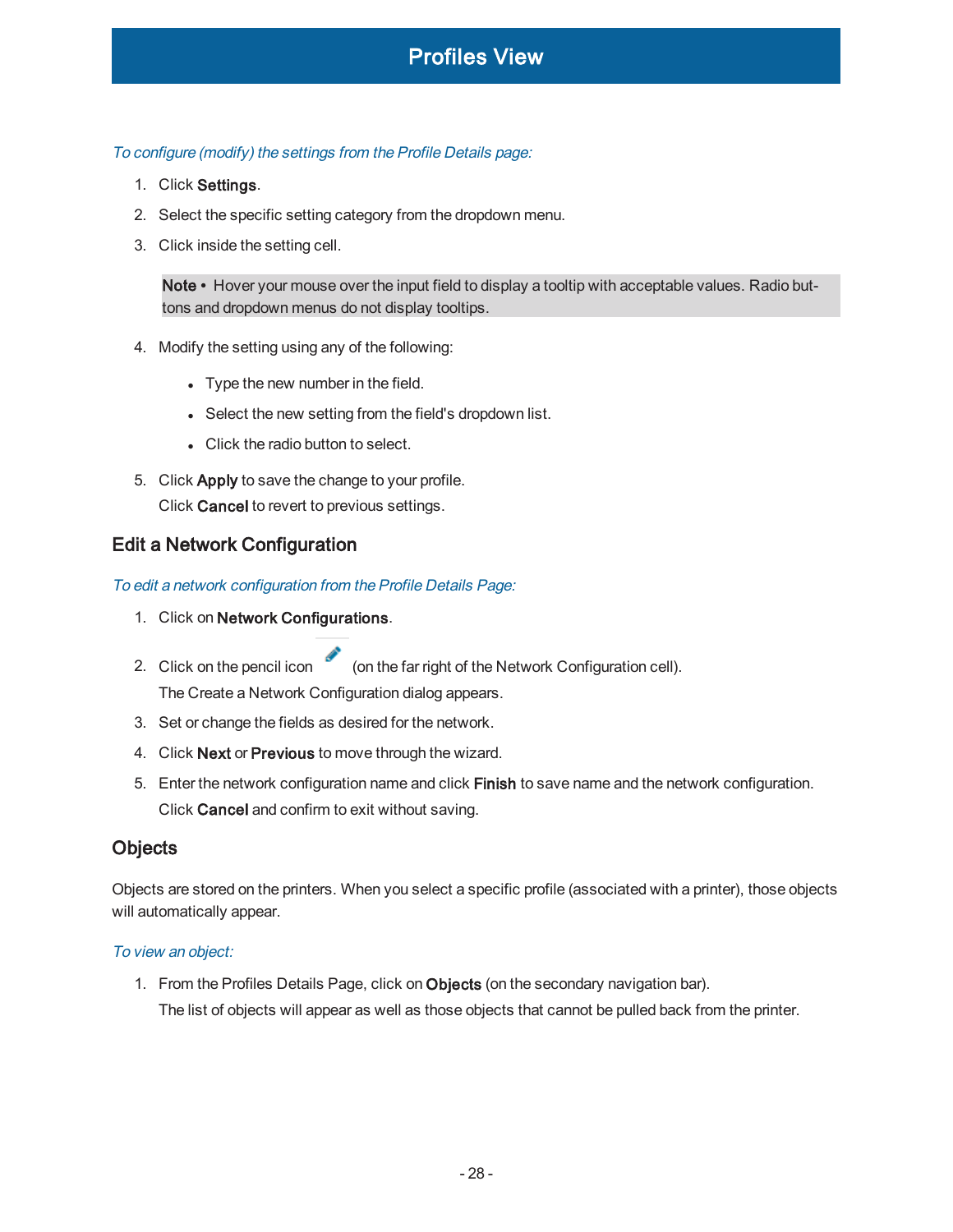*To configure (modify) the settings from the Profile Details page:*

1. Click **Settings**.
2. Select the specific setting category from the dropdown menu.
3. Click inside the setting cell.

   **Note •** Hover your mouse over the input field to display a tooltip with acceptable values. Radio buttons and dropdown menus do not display tooltips.

4. Modify the setting using any of the following:
   - Type the new number in the field.
   - Select the new setting from the field's dropdown list.
   - Click the radio button to select.
5. Click **Apply** to save the change to your profile.
   Click **Cancel** to revert to previous settings.

## Edit a Network Configuration

*To edit a network configuration from the Profile Details Page:*

1. Click on **Network Configurations**.
2. Click on the pencil icon (on the far right of the Network Configuration cell).
   The Create a Network Configuration dialog appears.
3. Set or change the fields as desired for the network.
4. Click **Next** or **Previous** to move through the wizard.
5. Enter the network configuration name and click **Finish** to save name and the network configuration.
   Click **Cancel** and confirm to exit without saving.

## Objects

Objects are stored on the printers. When you select a specific profile (associated with a printer), those objects will automatically appear.

*To view an object:*

1. From the Profiles Details Page, click on **Objects** (on the secondary navigation bar).
   The list of objects will appear as well as those objects that cannot be pulled back from the printer.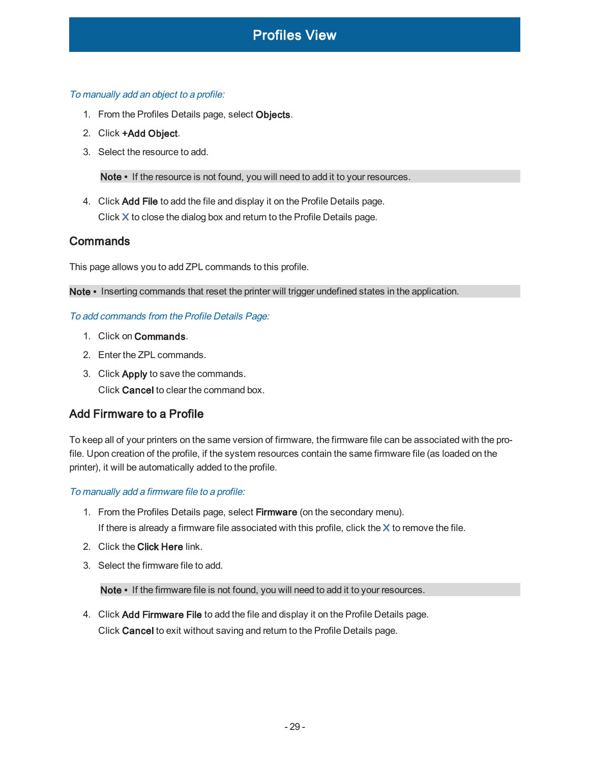*To manually add an object to a profile:*

1. From the Profiles Details page, select **Objects**.
2. Click **+Add Object**.
3. Select the resource to add.

   **Note •** If the resource is not found, you will need to add it to your resources.

4. Click **Add File** to add the file and display it on the Profile Details page.
   Click **X** to close the dialog box and return to the Profile Details page.

## Commands

This page allows you to add ZPL commands to this profile.

**Note •** Inserting commands that reset the printer will trigger undefined states in the application.

*To add commands from the Profile Details Page:*

1. Click on **Commands**.
2. Enter the ZPL commands.
3. Click **Apply** to save the commands.
   Click **Cancel** to clear the command box.

## Add Firmware to a Profile

To keep all of your printers on the same version of firmware, the firmware file can be associated with the profile. Upon creation of the profile, if the system resources contain the same firmware file (as loaded on the printer), it will be automatically added to the profile.

*To manually add a firmware file to a profile:*

1. From the Profiles Details page, select **Firmware** (on the secondary menu).
   If there is already a firmware file associated with this profile, click the **X** to remove the file.
2. Click the **Click Here** link.
3. Select the firmware file to add.

   **Note •** If the firmware file is not found, you will need to add it to your resources.

4. Click **Add Firmware File** to add the file and display it on the Profile Details page.
   Click **Cancel** to exit without saving and return to the Profile Details page.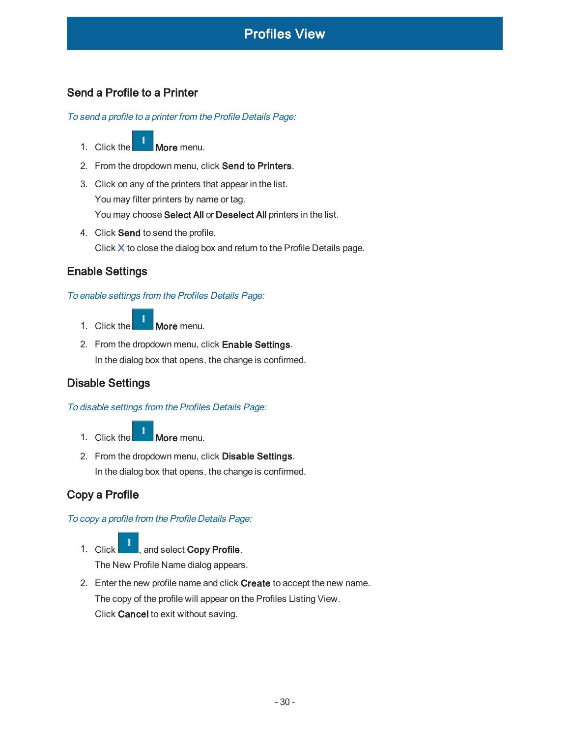# Profiles View

## Send a Profile to a Printer

*To send a profile to a printer from the Profile Details Page:*

1. Click the **More** menu.
2. From the dropdown menu, click **Send to Printers**.
3. Click on any of the printers that appear in the list.
   You may filter printers by name or tag.
   You may choose **Select All** or **Deselect All** printers in the list.
4. Click **Send** to send the profile.
   Click X to close the dialog box and return to the Profile Details page.

## Enable Settings

*To enable settings from the Profiles Details Page:*

1. Click the **More** menu.
2. From the dropdown menu, click **Enable Settings**.
   In the dialog box that opens, the change is confirmed.

## Disable Settings

*To disable settings from the Profiles Details Page:*

1. Click the **More** menu.
2. From the dropdown menu, click **Disable Settings**.
   In the dialog box that opens, the change is confirmed.

## Copy a Profile

*To copy a profile from the Profile Details Page:*

1. Click , and select **Copy Profile**.
   The New Profile Name dialog appears.
2. Enter the new profile name and click **Create** to accept the new name.
   The copy of the profile will appear on the Profiles Listing View.
   Click **Cancel** to exit without saving.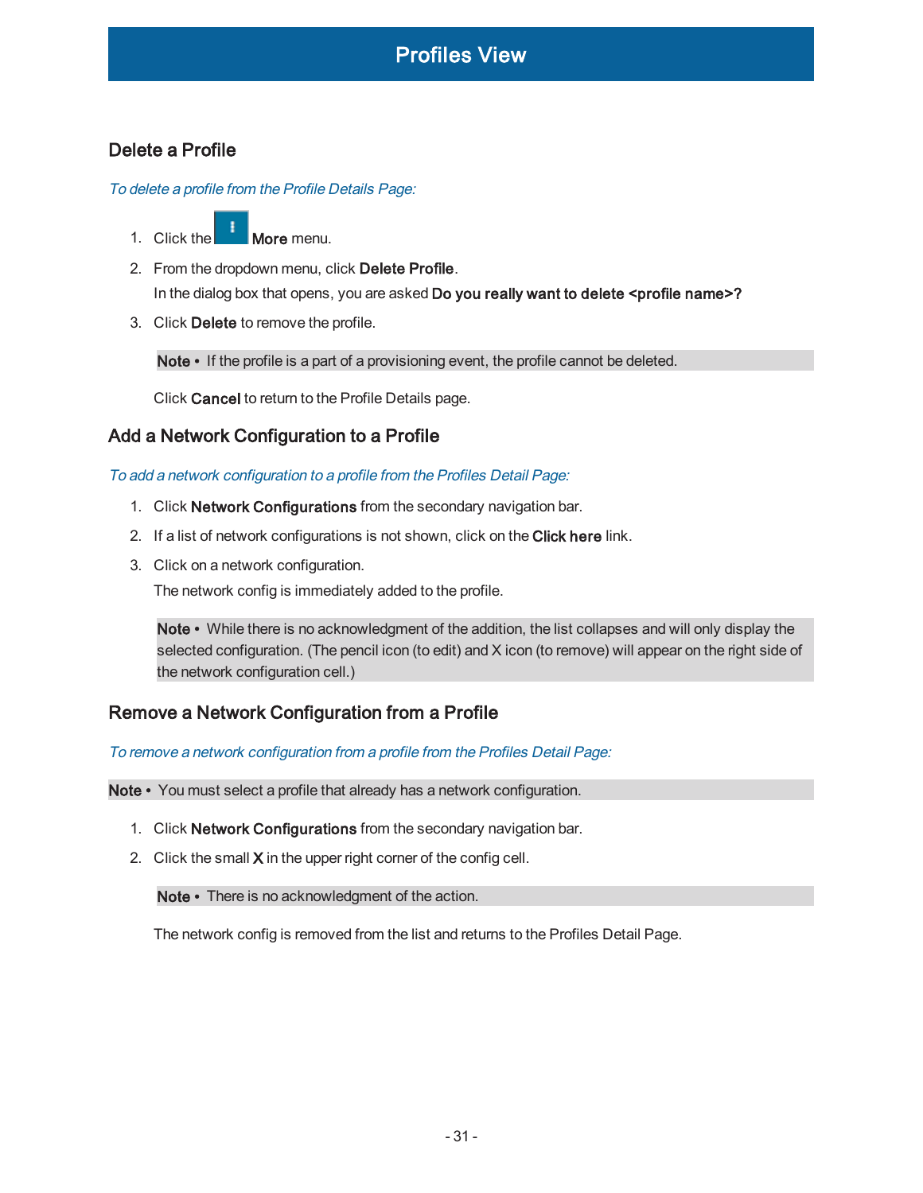# Profiles View

## Delete a Profile

*To delete a profile from the Profile Details Page:*

1. Click the **More** menu.
2. From the dropdown menu, click **Delete Profile**.
   In the dialog box that opens, you are asked **Do you really want to delete <profile name>?**
3. Click **Delete** to remove the profile.

   **Note •** If the profile is a part of a provisioning event, the profile cannot be deleted.

   Click **Cancel** to return to the Profile Details page.

## Add a Network Configuration to a Profile

*To add a network configuration to a profile from the Profiles Detail Page:*

1. Click **Network Configurations** from the secondary navigation bar.
2. If a list of network configurations is not shown, click on the **Click here** link.
3. Click on a network configuration.
   The network config is immediately added to the profile.

   **Note •** While there is no acknowledgment of the addition, the list collapses and will only display the selected configuration. (The pencil icon (to edit) and X icon (to remove) will appear on the right side of the network configuration cell.)

## Remove a Network Configuration from a Profile

*To remove a network configuration from a profile from the Profiles Detail Page:*

**Note •** You must select a profile that already has a network configuration.

1. Click **Network Configurations** from the secondary navigation bar.
2. Click the small **X** in the upper right corner of the config cell.

   **Note •** There is no acknowledgment of the action.

   The network config is removed from the list and returns to the Profiles Detail Page.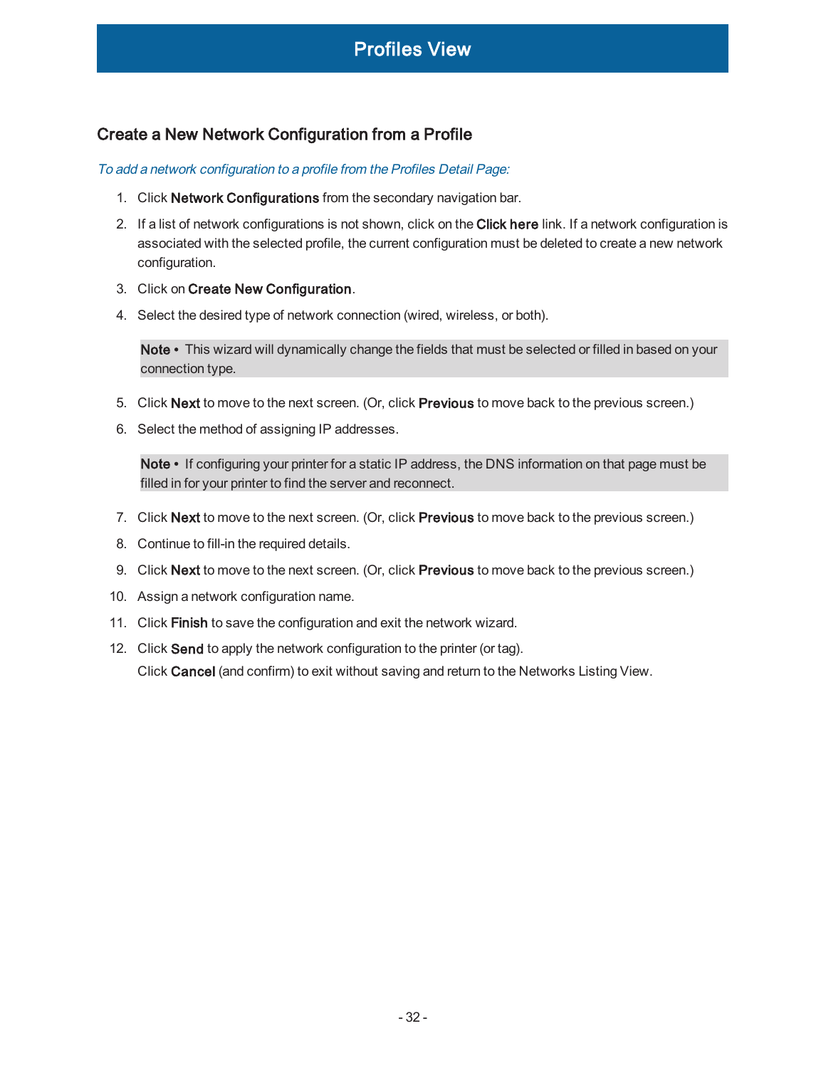# Profiles View

## Create a New Network Configuration from a Profile

*To add a network configuration to a profile from the Profiles Detail Page:*

1. Click **Network Configurations** from the secondary navigation bar.
2. If a list of network configurations is not shown, click on the **Click here** link. If a network configuration is associated with the selected profile, the current configuration must be deleted to create a new network configuration.
3. Click on **Create New Configuration**.
4. Select the desired type of network connection (wired, wireless, or both).

   > **Note •** This wizard will dynamically change the fields that must be selected or filled in based on your connection type.

5. Click **Next** to move to the next screen. (Or, click **Previous** to move back to the previous screen.)
6. Select the method of assigning IP addresses.

   > **Note •** If configuring your printer for a static IP address, the DNS information on that page must be filled in for your printer to find the server and reconnect.

7. Click **Next** to move to the next screen. (Or, click **Previous** to move back to the previous screen.)
8. Continue to fill-in the required details.
9. Click **Next** to move to the next screen. (Or, click **Previous** to move back to the previous screen.)
10. Assign a network configuration name.
11. Click **Finish** to save the configuration and exit the network wizard.
12. Click **Send** to apply the network configuration to the printer (or tag).
    Click **Cancel** (and confirm) to exit without saving and return to the Networks Listing View.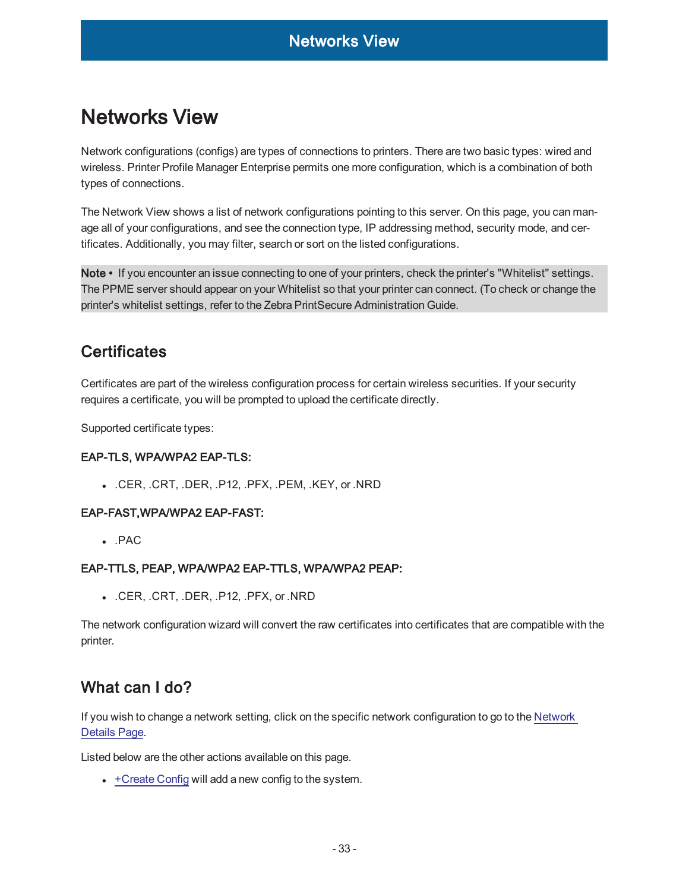# Networks View

Network configurations (configs) are types of connections to printers. There are two basic types: wired and wireless. Printer Profile Manager Enterprise permits one more configuration, which is a combination of both types of connections.

The Network View shows a list of network configurations pointing to this server. On this page, you can manage all of your configurations, and see the connection type, IP addressing method, security mode, and certificates. Additionally, you may filter, search or sort on the listed configurations.

**Note •** If you encounter an issue connecting to one of your printers, check the printer's "Whitelist" settings. The PPME server should appear on your Whitelist so that your printer can connect. (To check or change the printer's whitelist settings, refer to the Zebra PrintSecure Administration Guide.

## Certificates

Certificates are part of the wireless configuration process for certain wireless securities. If your security requires a certificate, you will be prompted to upload the certificate directly.

Supported certificate types:

**EAP-TLS, WPA/WPA2 EAP-TLS:**

- .CER, .CRT, .DER, .P12, .PFX, .PEM, .KEY, or .NRD

**EAP-FAST,WPA/WPA2 EAP-FAST:**

- .PAC

**EAP-TTLS, PEAP, WPA/WPA2 EAP-TTLS, WPA/WPA2 PEAP:**

- .CER, .CRT, .DER, .P12, .PFX, or .NRD

The network configuration wizard will convert the raw certificates into certificates that are compatible with the printer.

## What can I do?

If you wish to change a network setting, click on the specific network configuration to go to the Network Details Page.

Listed below are the other actions available on this page.

- +Create Config will add a new config to the system.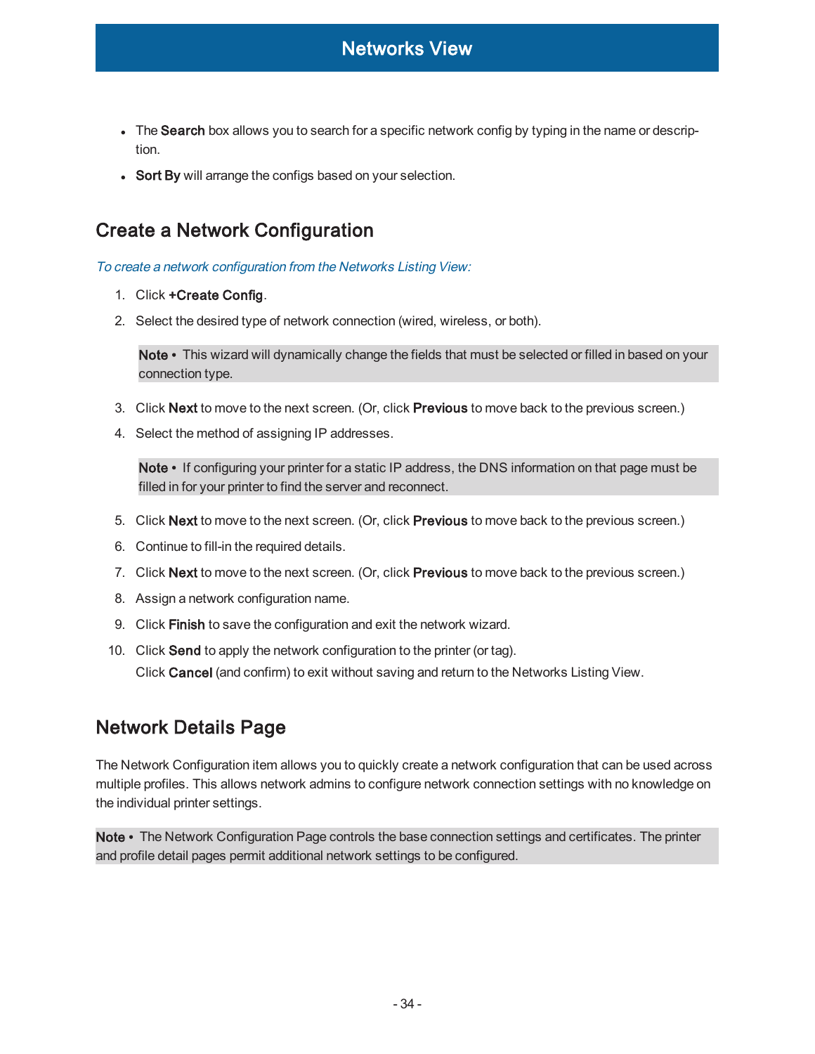- The **Search** box allows you to search for a specific network config by typing in the name or description.
- **Sort By** will arrange the configs based on your selection.

## Create a Network Configuration

*To create a network configuration from the Networks Listing View:*

1. Click **+Create Config**.
2. Select the desired type of network connection (wired, wireless, or both).

   **Note •** This wizard will dynamically change the fields that must be selected or filled in based on your connection type.

3. Click **Next** to move to the next screen. (Or, click **Previous** to move back to the previous screen.)
4. Select the method of assigning IP addresses.

   **Note •** If configuring your printer for a static IP address, the DNS information on that page must be filled in for your printer to find the server and reconnect.

5. Click **Next** to move to the next screen. (Or, click **Previous** to move back to the previous screen.)
6. Continue to fill-in the required details.
7. Click **Next** to move to the next screen. (Or, click **Previous** to move back to the previous screen.)
8. Assign a network configuration name.
9. Click **Finish** to save the configuration and exit the network wizard.
10. Click **Send** to apply the network configuration to the printer (or tag).
    Click **Cancel** (and confirm) to exit without saving and return to the Networks Listing View.

## Network Details Page

The Network Configuration item allows you to quickly create a network configuration that can be used across multiple profiles. This allows network admins to configure network connection settings with no knowledge on the individual printer settings.

**Note •** The Network Configuration Page controls the base connection settings and certificates. The printer and profile detail pages permit additional network settings to be configured.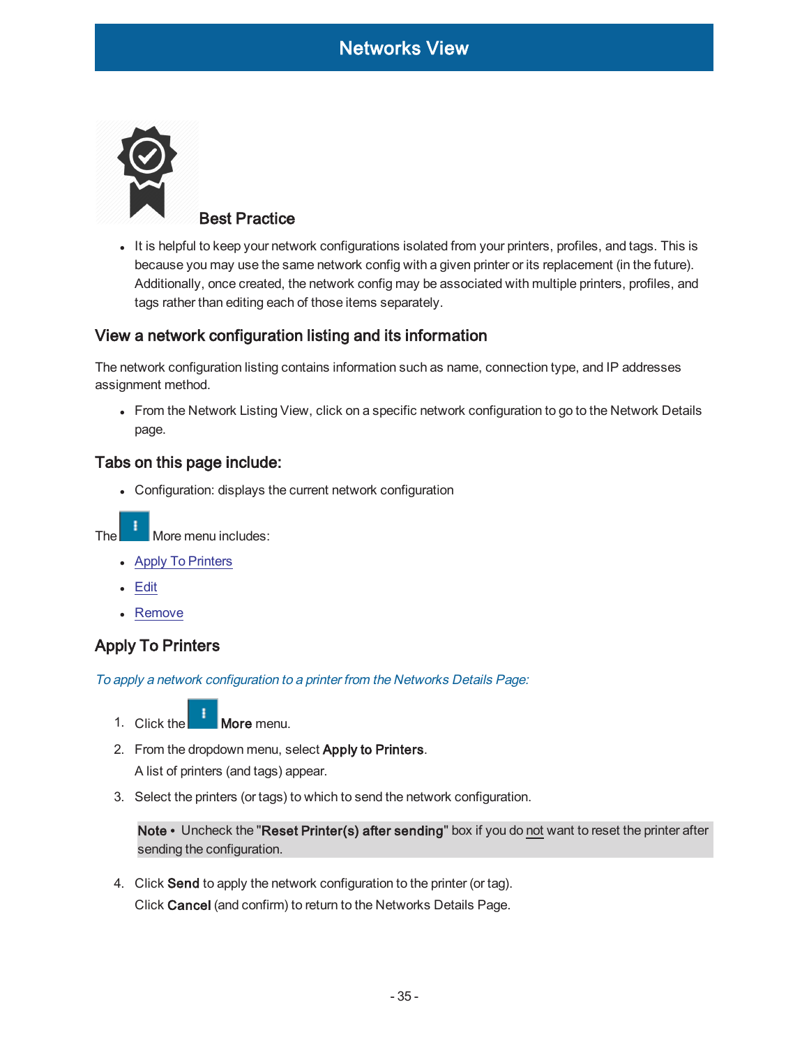**Best Practice**

- It is helpful to keep your network configurations isolated from your printers, profiles, and tags. This is because you may use the same network config with a given printer or its replacement (in the future). Additionally, once created, the network config may be associated with multiple printers, profiles, and tags rather than editing each of those items separately.

## View a network configuration listing and its information

The network configuration listing contains information such as name, connection type, and IP addresses assignment method.

- From the Network Listing View, click on a specific network configuration to go to the Network Details page.

## Tabs on this page include:

- Configuration: displays the current network configuration

The More menu includes:

- Apply To Printers
- Edit
- Remove

## Apply To Printers

*To apply a network configuration to a printer from the Networks Details Page:*

1. Click the **More** menu.
2. From the dropdown menu, select **Apply to Printers**.
   A list of printers (and tags) appear.
3. Select the printers (or tags) to which to send the network configuration.

   **Note •** Uncheck the "**Reset Printer(s) after sending**" box if you do not want to reset the printer after sending the configuration.

4. Click **Send** to apply the network configuration to the printer (or tag).
   Click **Cancel** (and confirm) to return to the Networks Details Page.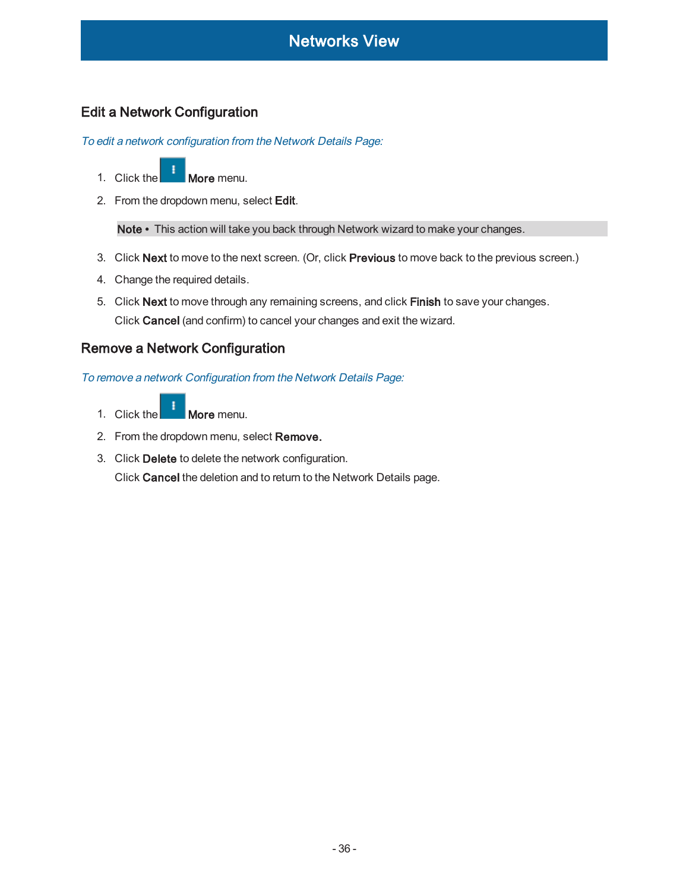# Networks View

## Edit a Network Configuration

*To edit a network configuration from the Network Details Page:*

1. Click the **More** menu.
2. From the dropdown menu, select **Edit**.

   **Note •** This action will take you back through Network wizard to make your changes.

3. Click **Next** to move to the next screen. (Or, click **Previous** to move back to the previous screen.)
4. Change the required details.
5. Click **Next** to move through any remaining screens, and click **Finish** to save your changes.

   Click **Cancel** (and confirm) to cancel your changes and exit the wizard.

## Remove a Network Configuration

*To remove a network Configuration from the Network Details Page:*

1. Click the **More** menu.
2. From the dropdown menu, select **Remove.**
3. Click **Delete** to delete the network configuration.

   Click **Cancel** the deletion and to return to the Network Details page.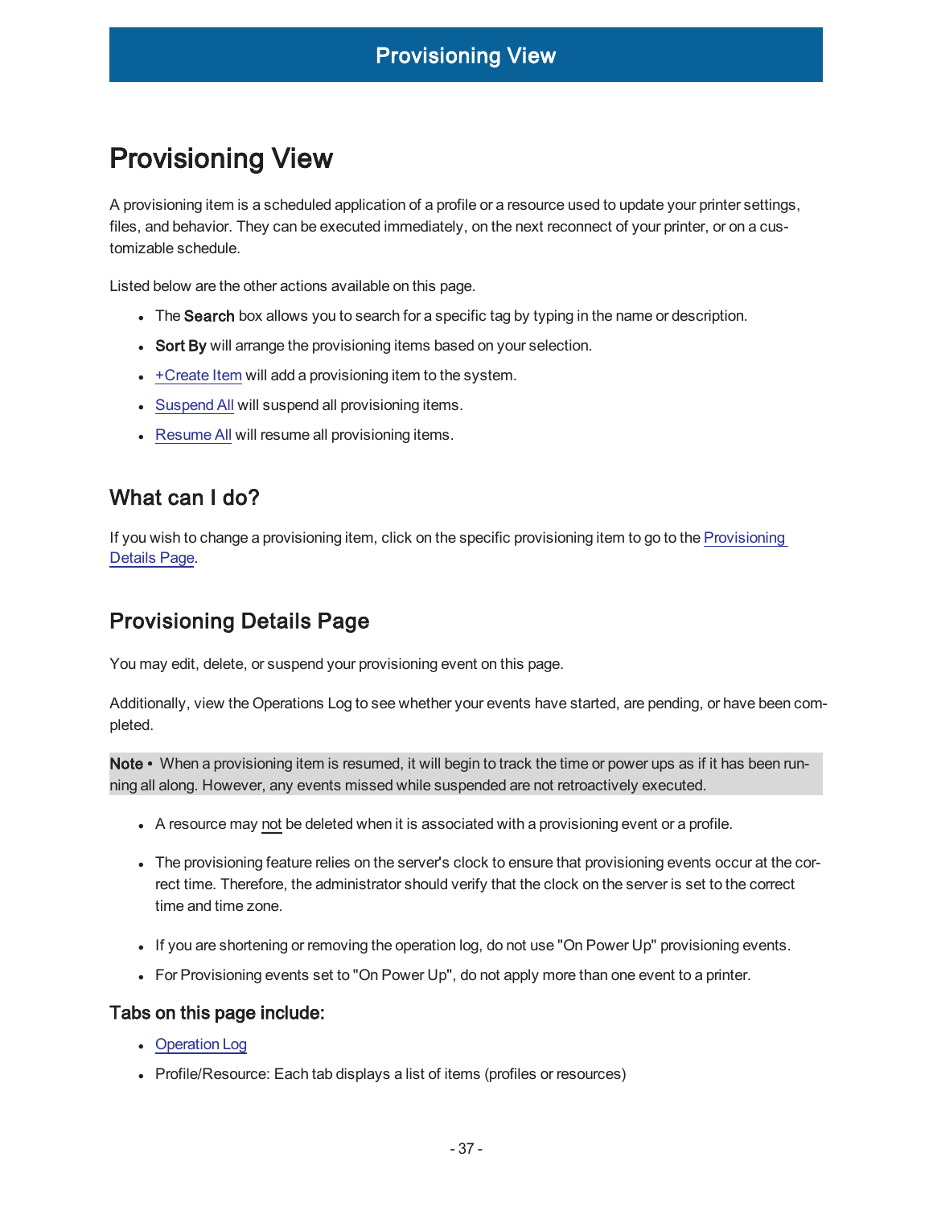# Provisioning View

A provisioning item is a scheduled application of a profile or a resource used to update your printer settings, files, and behavior. They can be executed immediately, on the next reconnect of your printer, or on a customizable schedule.

Listed below are the other actions available on this page.

- The **Search** box allows you to search for a specific tag by typing in the name or description.
- **Sort By** will arrange the provisioning items based on your selection.
- +Create Item will add a provisioning item to the system.
- Suspend All will suspend all provisioning items.
- Resume All will resume all provisioning items.

## What can I do?

If you wish to change a provisioning item, click on the specific provisioning item to go to the Provisioning Details Page.

## Provisioning Details Page

You may edit, delete, or suspend your provisioning event on this page.

Additionally, view the Operations Log to see whether your events have started, are pending, or have been completed.

**Note •** When a provisioning item is resumed, it will begin to track the time or power ups as if it has been running all along. However, any events missed while suspended are not retroactively executed.

- A resource may not be deleted when it is associated with a provisioning event or a profile.
- The provisioning feature relies on the server's clock to ensure that provisioning events occur at the correct time. Therefore, the administrator should verify that the clock on the server is set to the correct time and time zone.
- If you are shortening or removing the operation log, do not use "On Power Up" provisioning events.
- For Provisioning events set to "On Power Up", do not apply more than one event to a printer.

### Tabs on this page include:

- Operation Log
- Profile/Resource: Each tab displays a list of items (profiles or resources)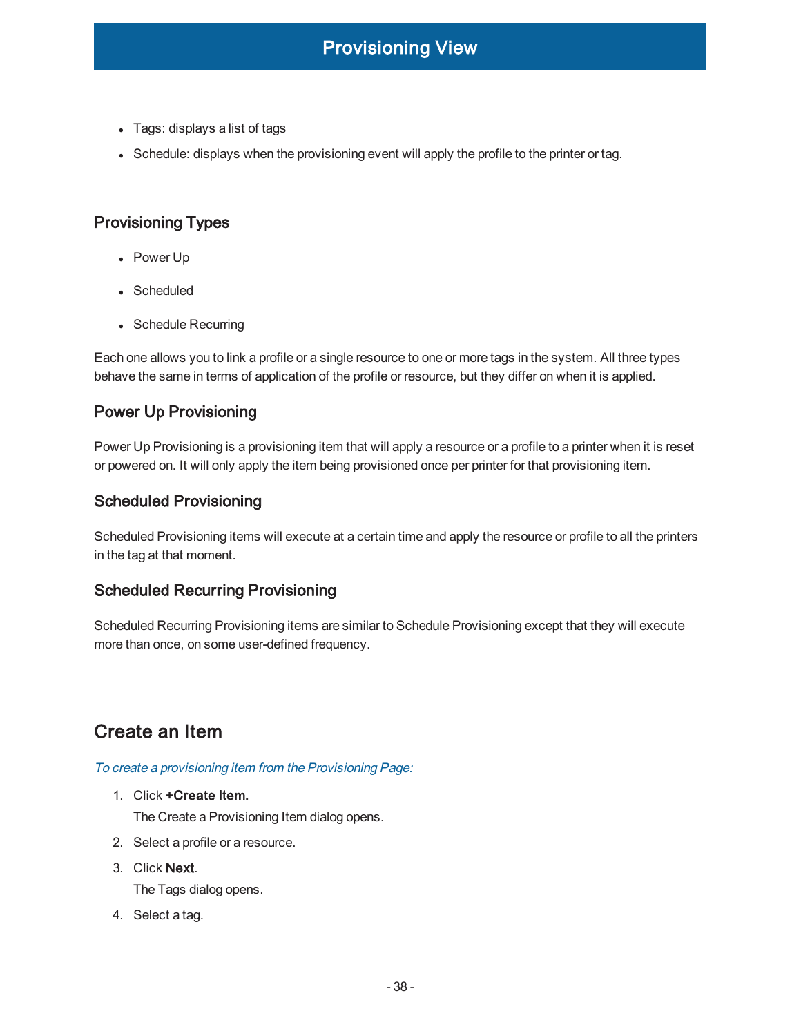- Tags: displays a list of tags
- Schedule: displays when the provisioning event will apply the profile to the printer or tag.

### Provisioning Types

- Power Up
- Scheduled
- Schedule Recurring

Each one allows you to link a profile or a single resource to one or more tags in the system. All three types behave the same in terms of application of the profile or resource, but they differ on when it is applied.

### Power Up Provisioning

Power Up Provisioning is a provisioning item that will apply a resource or a profile to a printer when it is reset or powered on. It will only apply the item being provisioned once per printer for that provisioning item.

### Scheduled Provisioning

Scheduled Provisioning items will execute at a certain time and apply the resource or profile to all the printers in the tag at that moment.

### Scheduled Recurring Provisioning

Scheduled Recurring Provisioning items are similar to Schedule Provisioning except that they will execute more than once, on some user-defined frequency.

## Create an Item

*To create a provisioning item from the Provisioning Page:*

1. Click **+Create Item.**
   The Create a Provisioning Item dialog opens.
2. Select a profile or a resource.
3. Click **Next**.
   The Tags dialog opens.
4. Select a tag.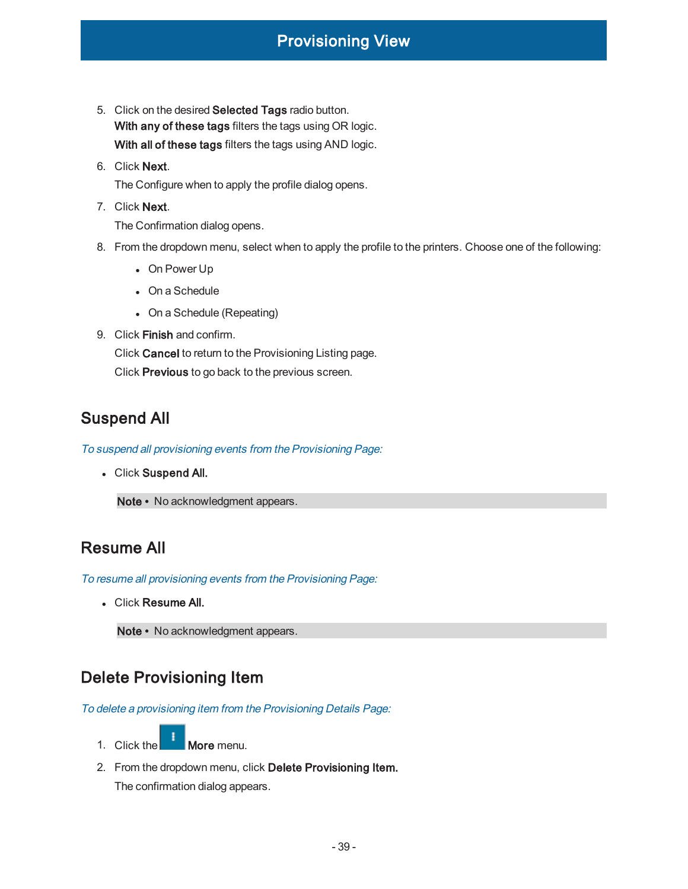5. Click on the desired **Selected Tags** radio button.
   **With any of these tags** filters the tags using OR logic.
   **With all of these tags** filters the tags using AND logic.
6. Click **Next**.
   The Configure when to apply the profile dialog opens.
7. Click **Next**.
   The Confirmation dialog opens.
8. From the dropdown menu, select when to apply the profile to the printers. Choose one of the following:
   - On Power Up
   - On a Schedule
   - On a Schedule (Repeating)
9. Click **Finish** and confirm.
   Click **Cancel** to return to the Provisioning Listing page.
   Click **Previous** to go back to the previous screen.

## Suspend All

*To suspend all provisioning events from the Provisioning Page:*

- Click **Suspend All.**

> **Note •** No acknowledgment appears.

## Resume All

*To resume all provisioning events from the Provisioning Page:*

- Click **Resume All.**

> **Note •** No acknowledgment appears.

## Delete Provisioning Item

*To delete a provisioning item from the Provisioning Details Page:*

1. Click the **More** menu.
2. From the dropdown menu, click **Delete Provisioning Item.**
   The confirmation dialog appears.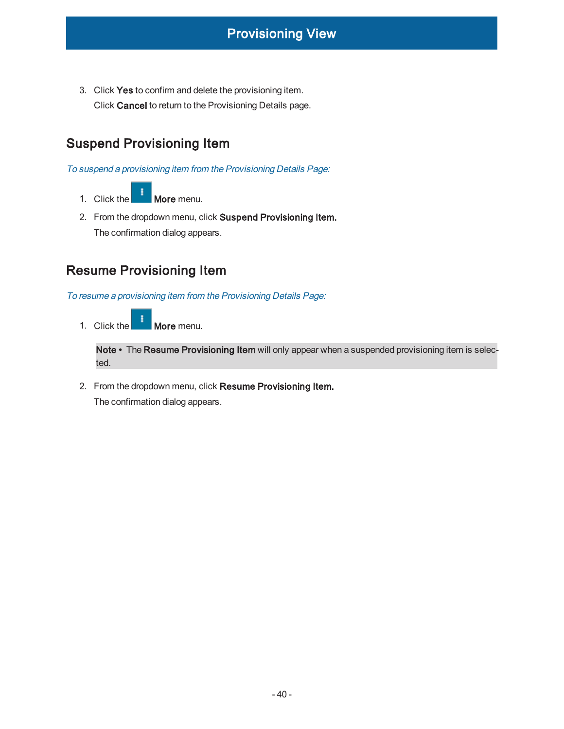3. Click **Yes** to confirm and delete the provisioning item.
   Click **Cancel** to return to the Provisioning Details page.

## Suspend Provisioning Item

*To suspend a provisioning item from the Provisioning Details Page:*

1. Click the **More** menu.
2. From the dropdown menu, click **Suspend Provisioning Item.**
   The confirmation dialog appears.

## Resume Provisioning Item

*To resume a provisioning item from the Provisioning Details Page:*

1. Click the **More** menu.

   **Note •** The **Resume Provisioning Item** will only appear when a suspended provisioning item is selected.

2. From the dropdown menu, click **Resume Provisioning Item.**
   The confirmation dialog appears.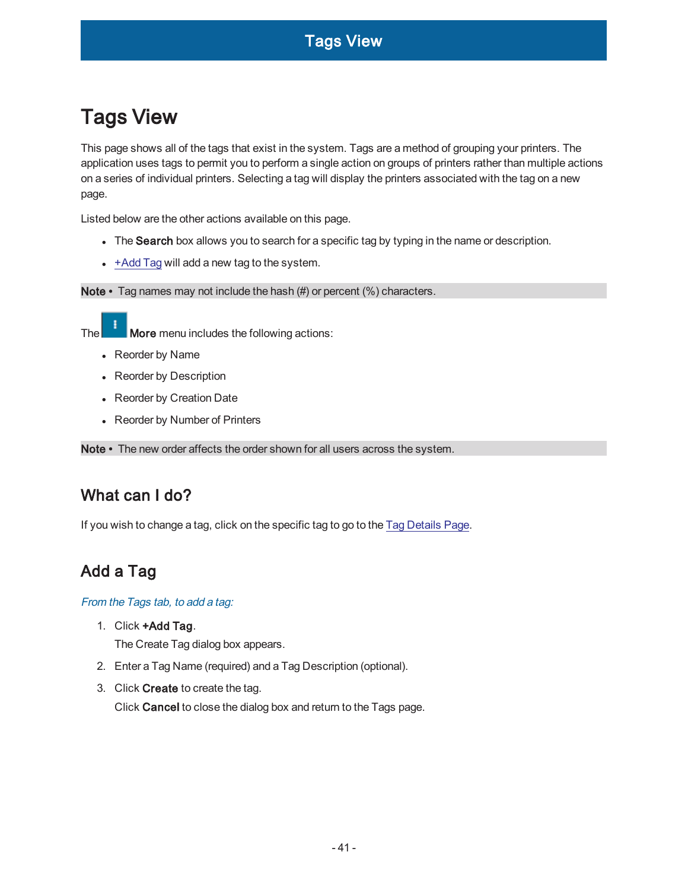# Tags View

This page shows all of the tags that exist in the system. Tags are a method of grouping your printers. The application uses tags to permit you to perform a single action on groups of printers rather than multiple actions on a series of individual printers. Selecting a tag will display the printers associated with the tag on a new page.

Listed below are the other actions available on this page.

- The **Search** box allows you to search for a specific tag by typing in the name or description.
- +Add Tag will add a new tag to the system.

**Note** • Tag names may not include the hash (#) or percent (%) characters.

The **More** menu includes the following actions:

- Reorder by Name
- Reorder by Description
- Reorder by Creation Date
- Reorder by Number of Printers

**Note** • The new order affects the order shown for all users across the system.

## What can I do?

If you wish to change a tag, click on the specific tag to go to the Tag Details Page.

## Add a Tag

*From the Tags tab, to add a tag:*

1. Click **+Add Tag**.
   The Create Tag dialog box appears.
2. Enter a Tag Name (required) and a Tag Description (optional).
3. Click **Create** to create the tag.
   Click **Cancel** to close the dialog box and return to the Tags page.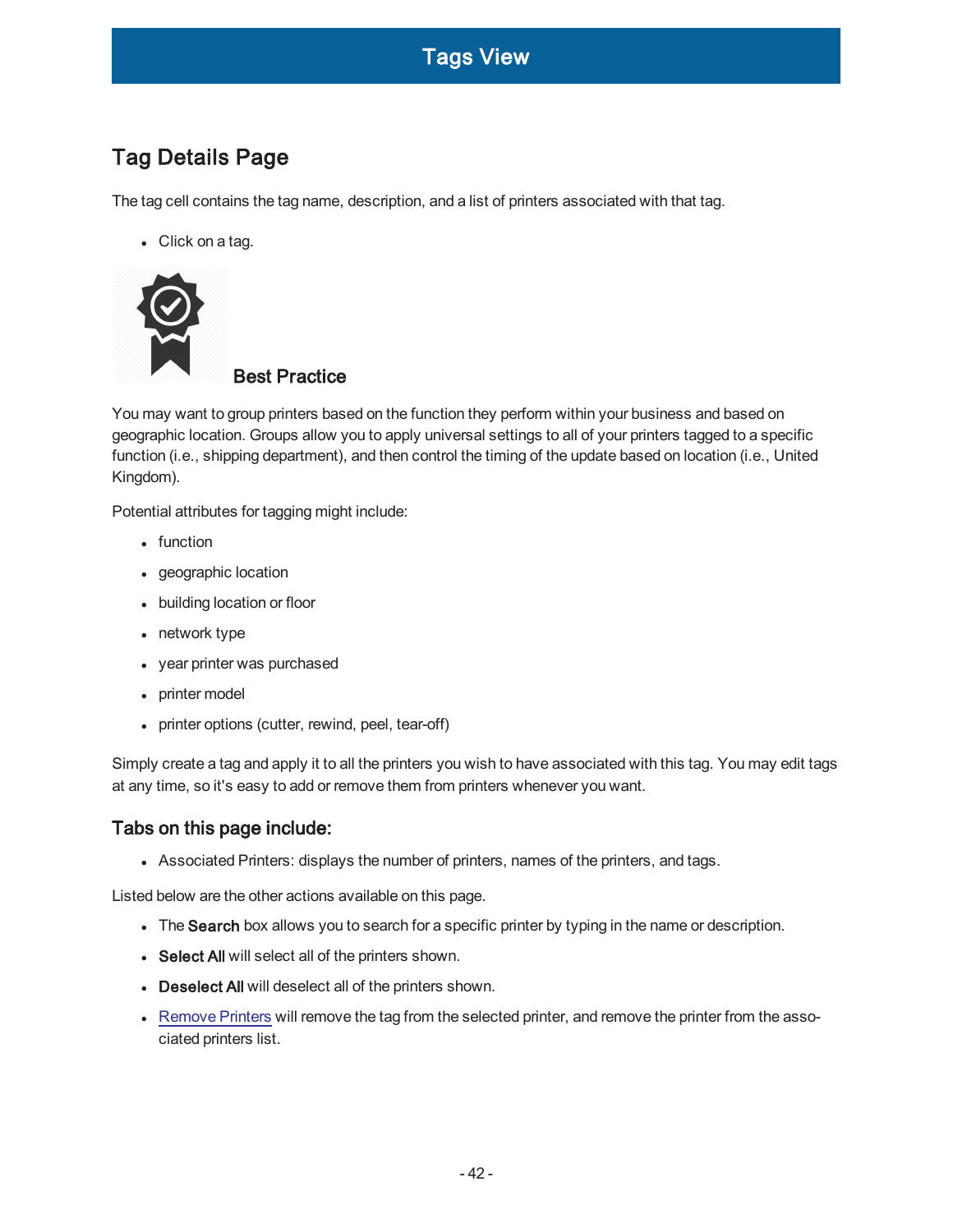# Tags View

## Tag Details Page

The tag cell contains the tag name, description, and a list of printers associated with that tag.

- Click on a tag.

**Best Practice**

You may want to group printers based on the function they perform within your business and based on geographic location. Groups allow you to apply universal settings to all of your printers tagged to a specific function (i.e., shipping department), and then control the timing of the update based on location (i.e., United Kingdom).

Potential attributes for tagging might include:

- function
- geographic location
- building location or floor
- network type
- year printer was purchased
- printer model
- printer options (cutter, rewind, peel, tear-off)

Simply create a tag and apply it to all the printers you wish to have associated with this tag. You may edit tags at any time, so it's easy to add or remove them from printers whenever you want.

### Tabs on this page include:

- Associated Printers: displays the number of printers, names of the printers, and tags.

Listed below are the other actions available on this page.

- The **Search** box allows you to search for a specific printer by typing in the name or description.
- **Select All** will select all of the printers shown.
- **Deselect All** will deselect all of the printers shown.
- Remove Printers will remove the tag from the selected printer, and remove the printer from the associated printers list.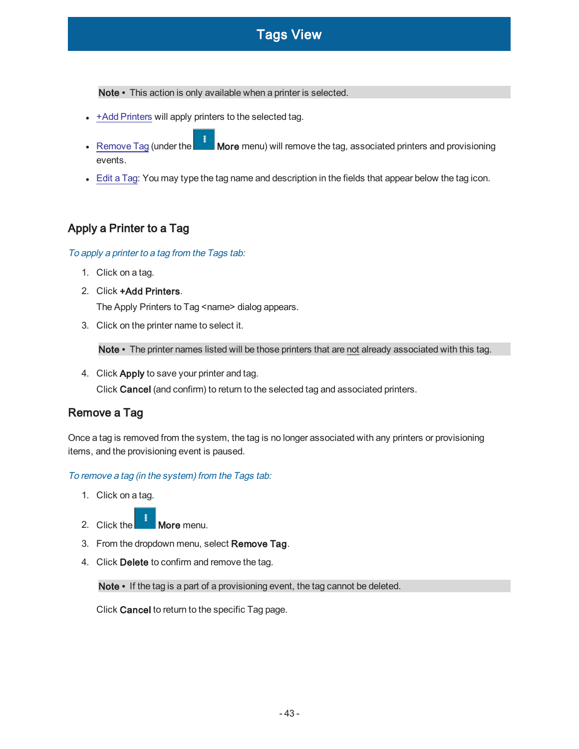**Note •** This action is only available when a printer is selected.

- +Add Printers will apply printers to the selected tag.
- Remove Tag (under the **More** menu) will remove the tag, associated printers and provisioning events.
- Edit a Tag: You may type the tag name and description in the fields that appear below the tag icon.

## Apply a Printer to a Tag

*To apply a printer to a tag from the Tags tab:*

1. Click on a tag.
2. Click **+Add Printers**.

   The Apply Printers to Tag <name> dialog appears.
3. Click on the printer name to select it.

   **Note •** The printer names listed will be those printers that are not already associated with this tag.

4. Click **Apply** to save your printer and tag.

   Click **Cancel** (and confirm) to return to the selected tag and associated printers.

## Remove a Tag

Once a tag is removed from the system, the tag is no longer associated with any printers or provisioning items, and the provisioning event is paused.

*To remove a tag (in the system) from the Tags tab:*

1. Click on a tag.
2. Click the **More** menu.
3. From the dropdown menu, select **Remove Tag**.
4. Click **Delete** to confirm and remove the tag.

   **Note •** If the tag is a part of a provisioning event, the tag cannot be deleted.

   Click **Cancel** to return to the specific Tag page.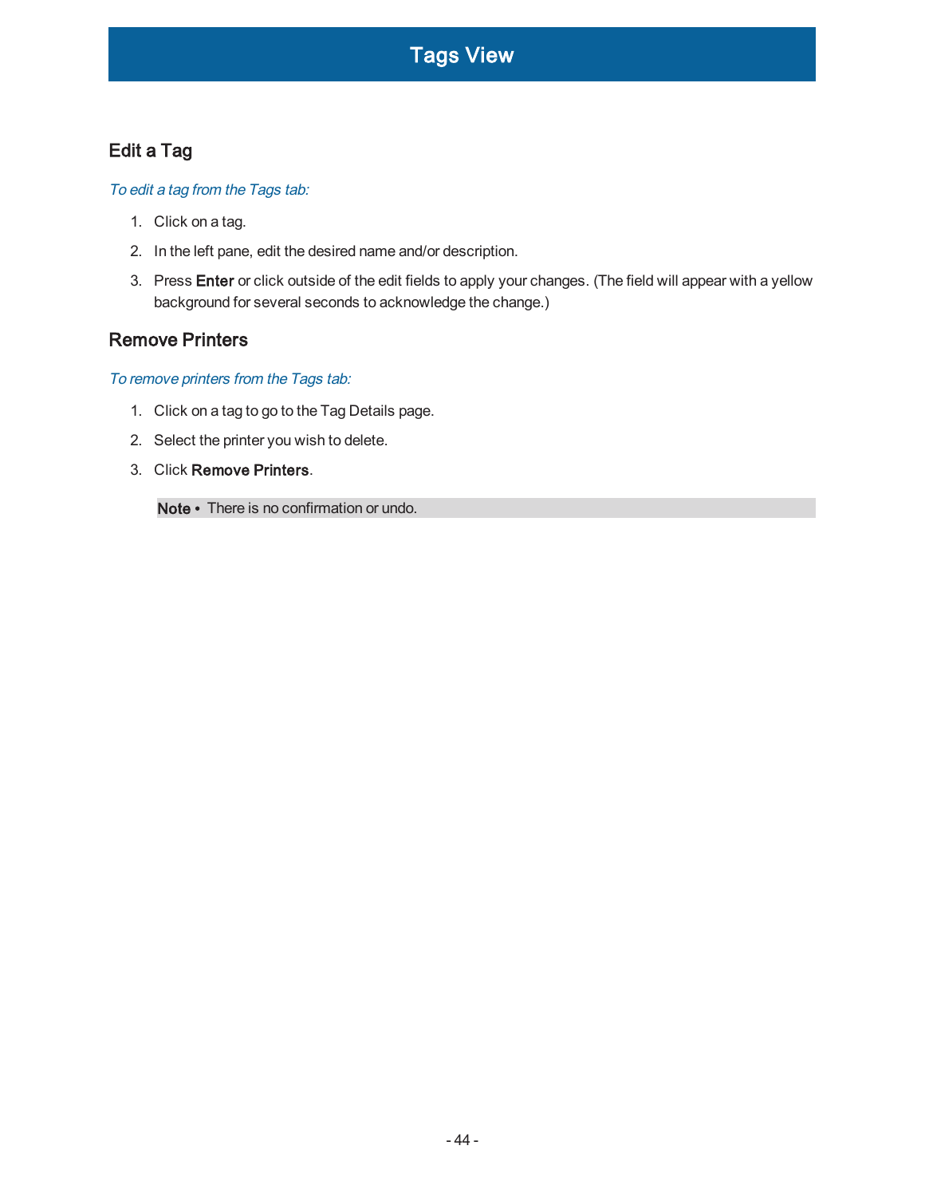# Tags View

## Edit a Tag

*To edit a tag from the Tags tab:*

1. Click on a tag.
2. In the left pane, edit the desired name and/or description.
3. Press **Enter** or click outside of the edit fields to apply your changes. (The field will appear with a yellow background for several seconds to acknowledge the change.)

## Remove Printers

*To remove printers from the Tags tab:*

1. Click on a tag to go to the Tag Details page.
2. Select the printer you wish to delete.
3. Click **Remove Printers**.

   **Note •** There is no confirmation or undo.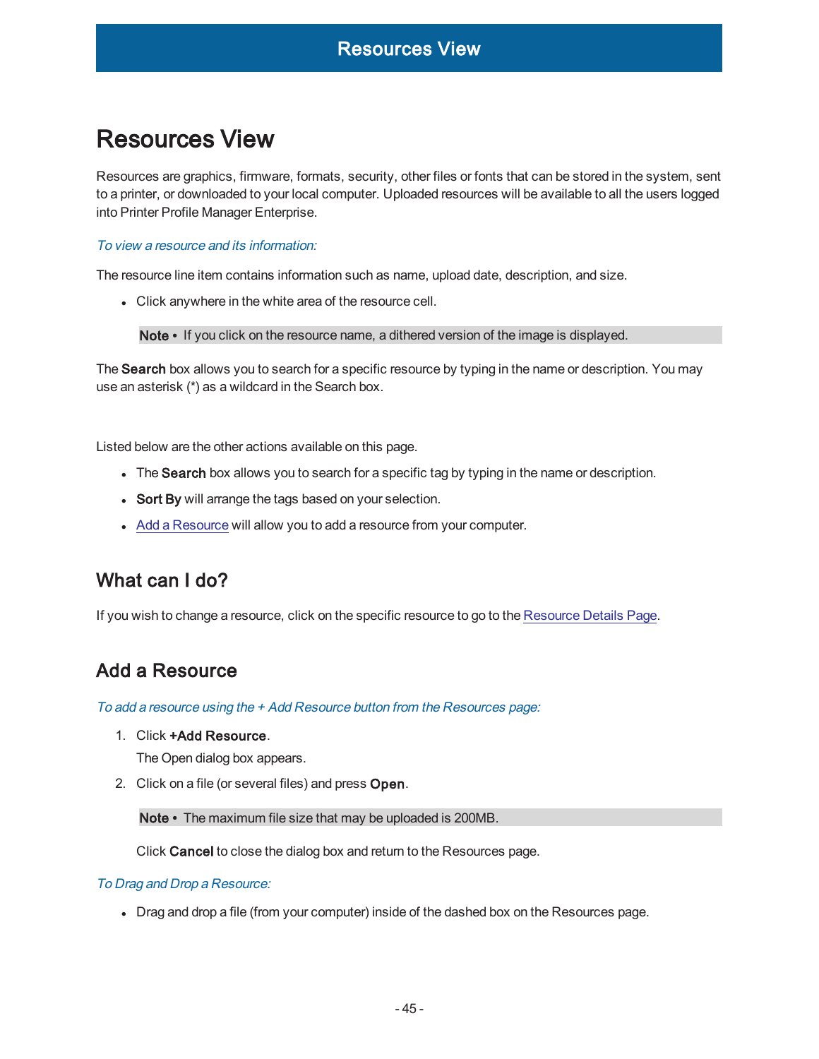# Resources View

Resources are graphics, firmware, formats, security, other files or fonts that can be stored in the system, sent to a printer, or downloaded to your local computer. Uploaded resources will be available to all the users logged into Printer Profile Manager Enterprise.

*To view a resource and its information:*

The resource line item contains information such as name, upload date, description, and size.

- Click anywhere in the white area of the resource cell.

> **Note •** If you click on the resource name, a dithered version of the image is displayed.

The **Search** box allows you to search for a specific resource by typing in the name or description. You may use an asterisk (*) as a wildcard in the Search box.

Listed below are the other actions available on this page.

- The **Search** box allows you to search for a specific tag by typing in the name or description.
- **Sort By** will arrange the tags based on your selection.
- Add a Resource will allow you to add a resource from your computer.

## What can I do?

If you wish to change a resource, click on the specific resource to go to the Resource Details Page.

## Add a Resource

*To add a resource using the + Add Resource button from the Resources page:*

1. Click **+Add Resource**.
   The Open dialog box appears.
2. Click on a file (or several files) and press **Open**.

> **Note •** The maximum file size that may be uploaded is 200MB.

Click **Cancel** to close the dialog box and return to the Resources page.

*To Drag and Drop a Resource:*

- Drag and drop a file (from your computer) inside of the dashed box on the Resources page.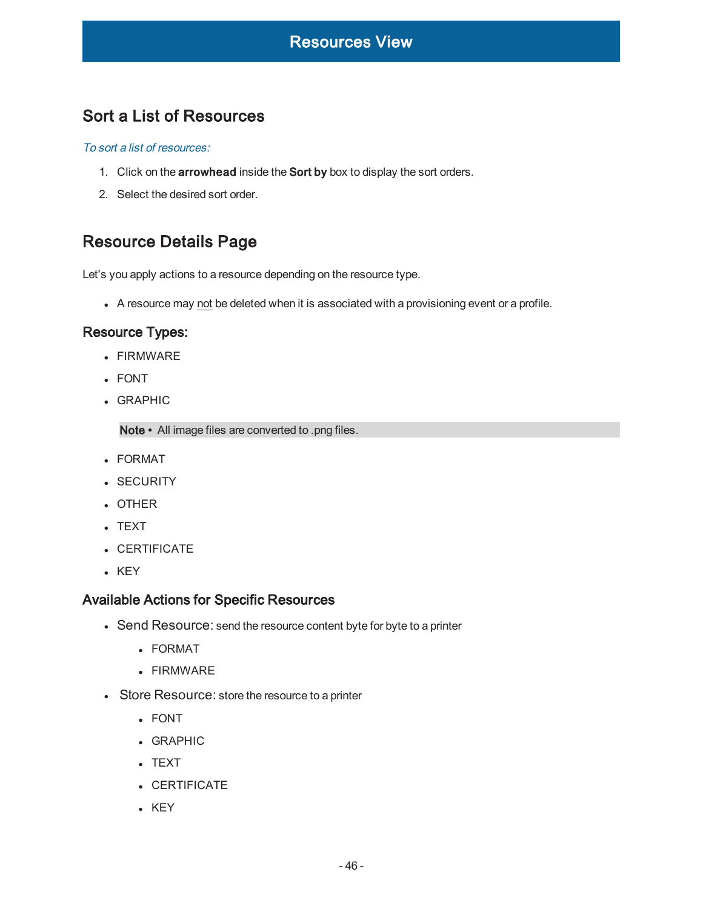## Sort a List of Resources

*To sort a list of resources:*

1. Click on the **arrowhead** inside the **Sort by** box to display the sort orders.
2. Select the desired sort order.

## Resource Details Page

Let's you apply actions to a resource depending on the resource type.

- A resource may not be deleted when it is associated with a provisioning event or a profile.

### Resource Types:

- FIRMWARE
- FONT
- GRAPHIC

  **Note •** All image files are converted to .png files.

- FORMAT
- SECURITY
- OTHER
- TEXT
- CERTIFICATE
- KEY

### Available Actions for Specific Resources

- Send Resource: send the resource content byte for byte to a printer
  - FORMAT
  - FIRMWARE
- Store Resource: store the resource to a printer
  - FONT
  - GRAPHIC
  - TEXT
  - CERTIFICATE
  - KEY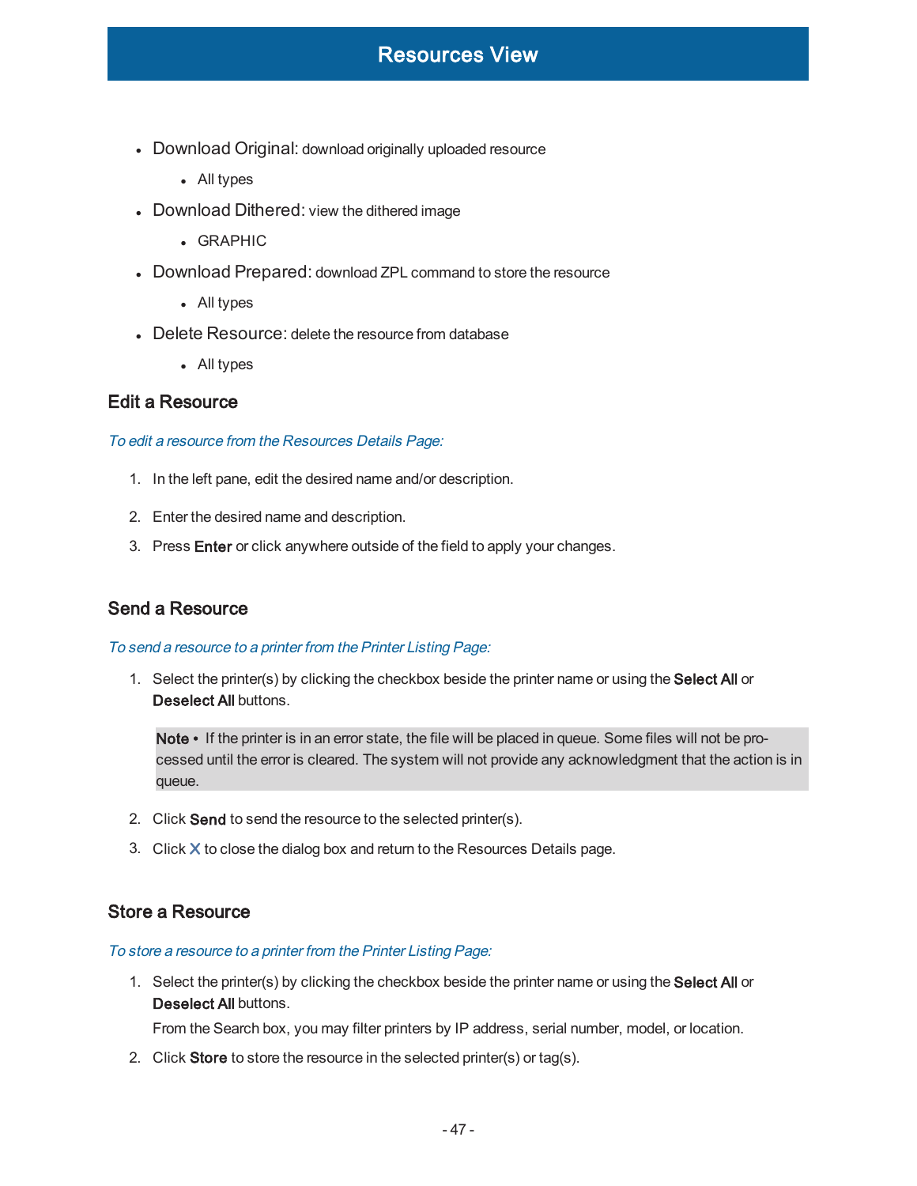- Download Original: download originally uploaded resource
  - All types
- Download Dithered: view the dithered image
  - GRAPHIC
- Download Prepared: download ZPL command to store the resource
  - All types
- Delete Resource: delete the resource from database
  - All types

## Edit a Resource

*To edit a resource from the Resources Details Page:*

1. In the left pane, edit the desired name and/or description.
2. Enter the desired name and description.
3. Press **Enter** or click anywhere outside of the field to apply your changes.

## Send a Resource

*To send a resource to a printer from the Printer Listing Page:*

1. Select the printer(s) by clicking the checkbox beside the printer name or using the **Select All** or **Deselect All** buttons.

   **Note •** If the printer is in an error state, the file will be placed in queue. Some files will not be processed until the error is cleared. The system will not provide any acknowledgment that the action is in queue.

2. Click **Send** to send the resource to the selected printer(s).
3. Click X to close the dialog box and return to the Resources Details page.

## Store a Resource

*To store a resource to a printer from the Printer Listing Page:*

1. Select the printer(s) by clicking the checkbox beside the printer name or using the **Select All** or **Deselect All** buttons.

   From the Search box, you may filter printers by IP address, serial number, model, or location.

2. Click **Store** to store the resource in the selected printer(s) or tag(s).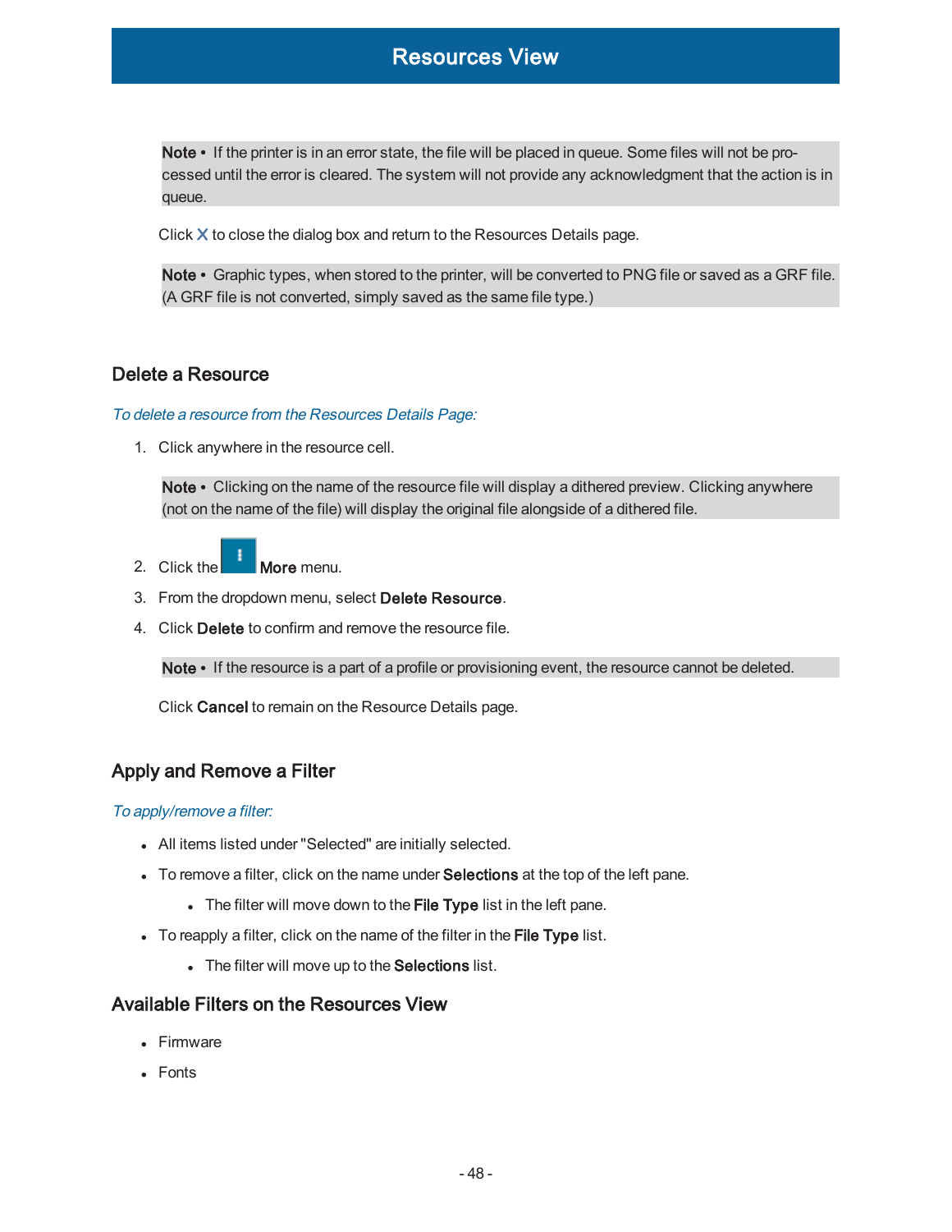**Note •** If the printer is in an error state, the file will be placed in queue. Some files will not be processed until the error is cleared. The system will not provide any acknowledgment that the action is in queue.

Click X to close the dialog box and return to the Resources Details page.

**Note •** Graphic types, when stored to the printer, will be converted to PNG file or saved as a GRF file. (A GRF file is not converted, simply saved as the same file type.)

## Delete a Resource

*To delete a resource from the Resources Details Page:*

1. Click anywhere in the resource cell.

   **Note •** Clicking on the name of the resource file will display a dithered preview. Clicking anywhere (not on the name of the file) will display the original file alongside of a dithered file.

2. Click the **More** menu.
3. From the dropdown menu, select **Delete Resource**.
4. Click **Delete** to confirm and remove the resource file.

   **Note •** If the resource is a part of a profile or provisioning event, the resource cannot be deleted.

   Click **Cancel** to remain on the Resource Details page.

## Apply and Remove a Filter

*To apply/remove a filter:*

- All items listed under "Selected" are initially selected.
- To remove a filter, click on the name under **Selections** at the top of the left pane.
  - The filter will move down to the **File Type** list in the left pane.
- To reapply a filter, click on the name of the filter in the **File Type** list.
  - The filter will move up to the **Selections** list.

## Available Filters on the Resources View

- Firmware
- Fonts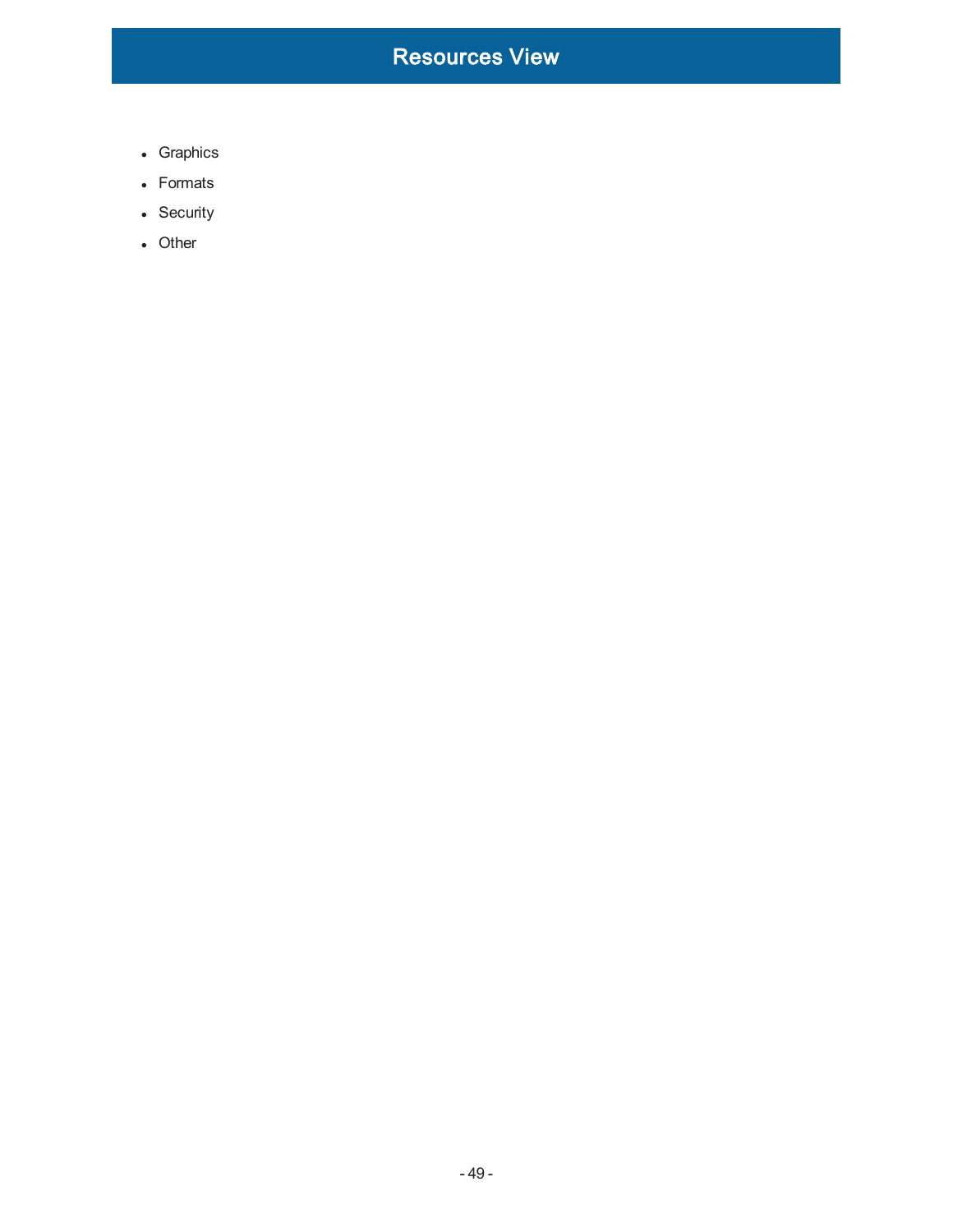# Resources View

- Graphics
- Formats
- Security
- Other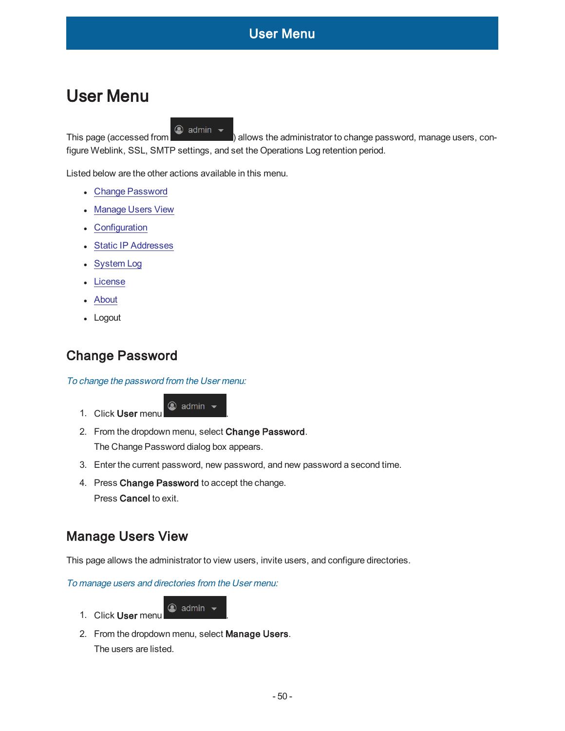# User Menu

This page (accessed from admin ) allows the administrator to change password, manage users, configure Weblink, SSL, SMTP settings, and set the Operations Log retention period.

Listed below are the other actions available in this menu.

- Change Password
- Manage Users View
- Configuration
- Static IP Addresses
- System Log
- License
- About
- Logout

## Change Password

*To change the password from the User menu:*

1. Click **User** menu admin .
2. From the dropdown menu, select **Change Password**.
   The Change Password dialog box appears.
3. Enter the current password, new password, and new password a second time.
4. Press **Change Password** to accept the change.
   Press **Cancel** to exit.

## Manage Users View

This page allows the administrator to view users, invite users, and configure directories.

*To manage users and directories from the User menu:*

1. Click **User** menu admin .
2. From the dropdown menu, select **Manage Users**.
   The users are listed.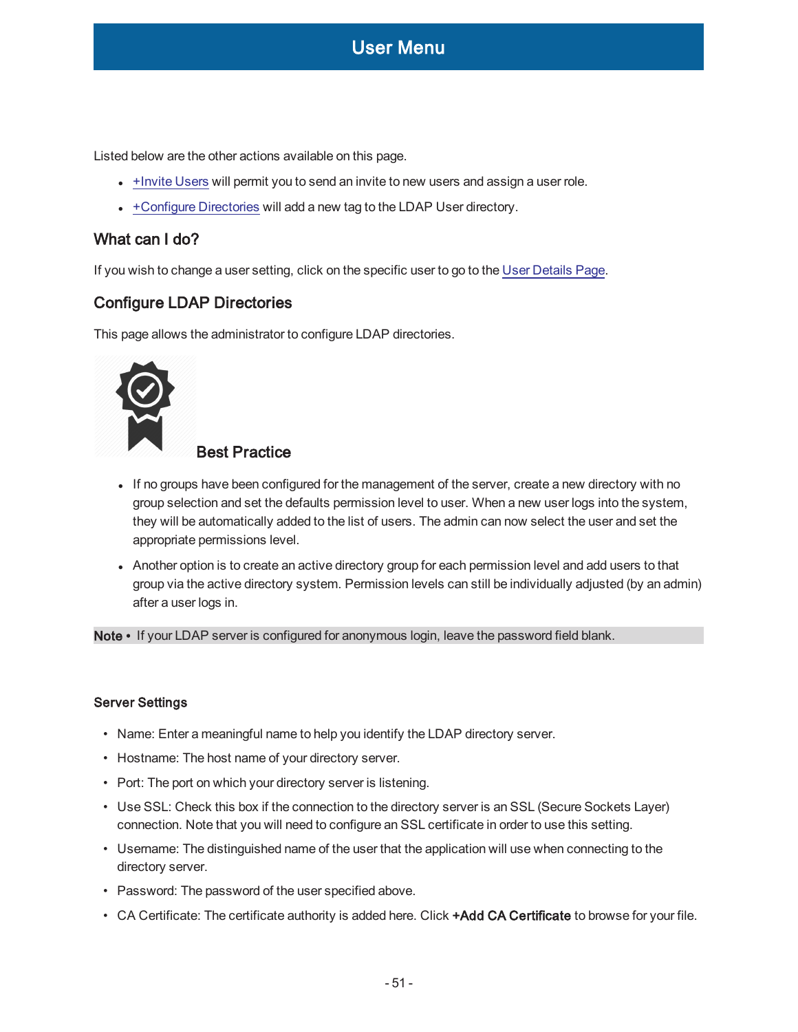Listed below are the other actions available on this page.

- +Invite Users will permit you to send an invite to new users and assign a user role.
- +Configure Directories will add a new tag to the LDAP User directory.

## What can I do?

If you wish to change a user setting, click on the specific user to go to the User Details Page.

## Configure LDAP Directories

This page allows the administrator to configure LDAP directories.

**Best Practice**

- If no groups have been configured for the management of the server, create a new directory with no group selection and set the defaults permission level to user. When a new user logs into the system, they will be automatically added to the list of users. The admin can now select the user and set the appropriate permissions level.
- Another option is to create an active directory group for each permission level and add users to that group via the active directory system. Permission levels can still be individually adjusted (by an admin) after a user logs in.

**Note •** If your LDAP server is configured for anonymous login, leave the password field blank.

### Server Settings

- Name: Enter a meaningful name to help you identify the LDAP directory server.
- Hostname: The host name of your directory server.
- Port: The port on which your directory server is listening.
- Use SSL: Check this box if the connection to the directory server is an SSL (Secure Sockets Layer) connection. Note that you will need to configure an SSL certificate in order to use this setting.
- Username: The distinguished name of the user that the application will use when connecting to the directory server.
- Password: The password of the user specified above.
- CA Certificate: The certificate authority is added here. Click **+Add CA Certificate** to browse for your file.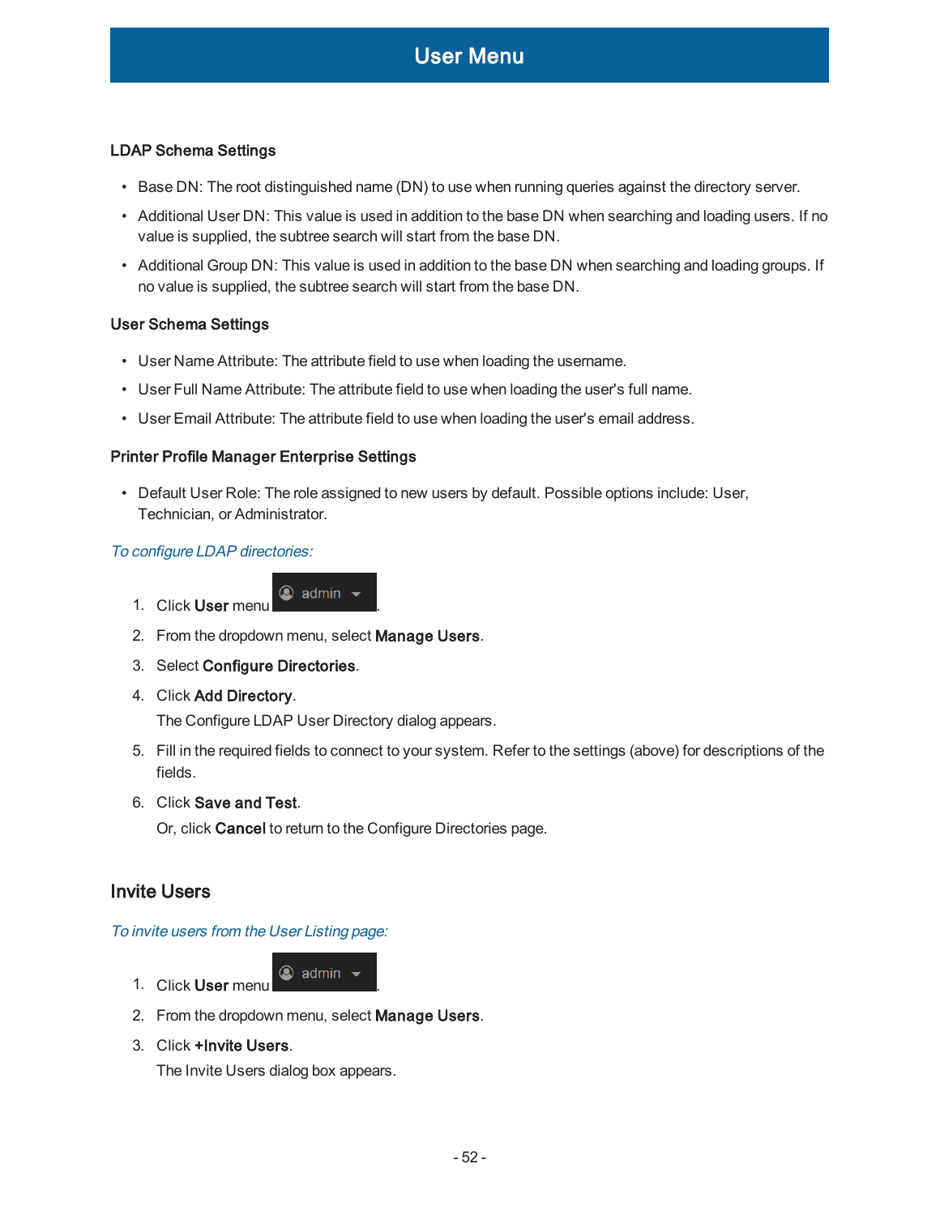### LDAP Schema Settings

- Base DN: The root distinguished name (DN) to use when running queries against the directory server.
- Additional User DN: This value is used in addition to the base DN when searching and loading users. If no value is supplied, the subtree search will start from the base DN.
- Additional Group DN: This value is used in addition to the base DN when searching and loading groups. If no value is supplied, the subtree search will start from the base DN.

### User Schema Settings

- User Name Attribute: The attribute field to use when loading the username.
- User Full Name Attribute: The attribute field to use when loading the user's full name.
- User Email Attribute: The attribute field to use when loading the user's email address.

### Printer Profile Manager Enterprise Settings

- Default User Role: The role assigned to new users by default. Possible options include: User, Technician, or Administrator.

*To configure LDAP directories:*

1. Click **User** menu admin.
2. From the dropdown menu, select **Manage Users**.
3. Select **Configure Directories**.
4. Click **Add Directory**.
   The Configure LDAP User Directory dialog appears.
5. Fill in the required fields to connect to your system. Refer to the settings (above) for descriptions of the fields.
6. Click **Save and Test**.
   Or, click **Cancel** to return to the Configure Directories page.

## Invite Users

*To invite users from the User Listing page:*

1. Click **User** menu admin.
2. From the dropdown menu, select **Manage Users**.
3. Click **+Invite Users**.
   The Invite Users dialog box appears.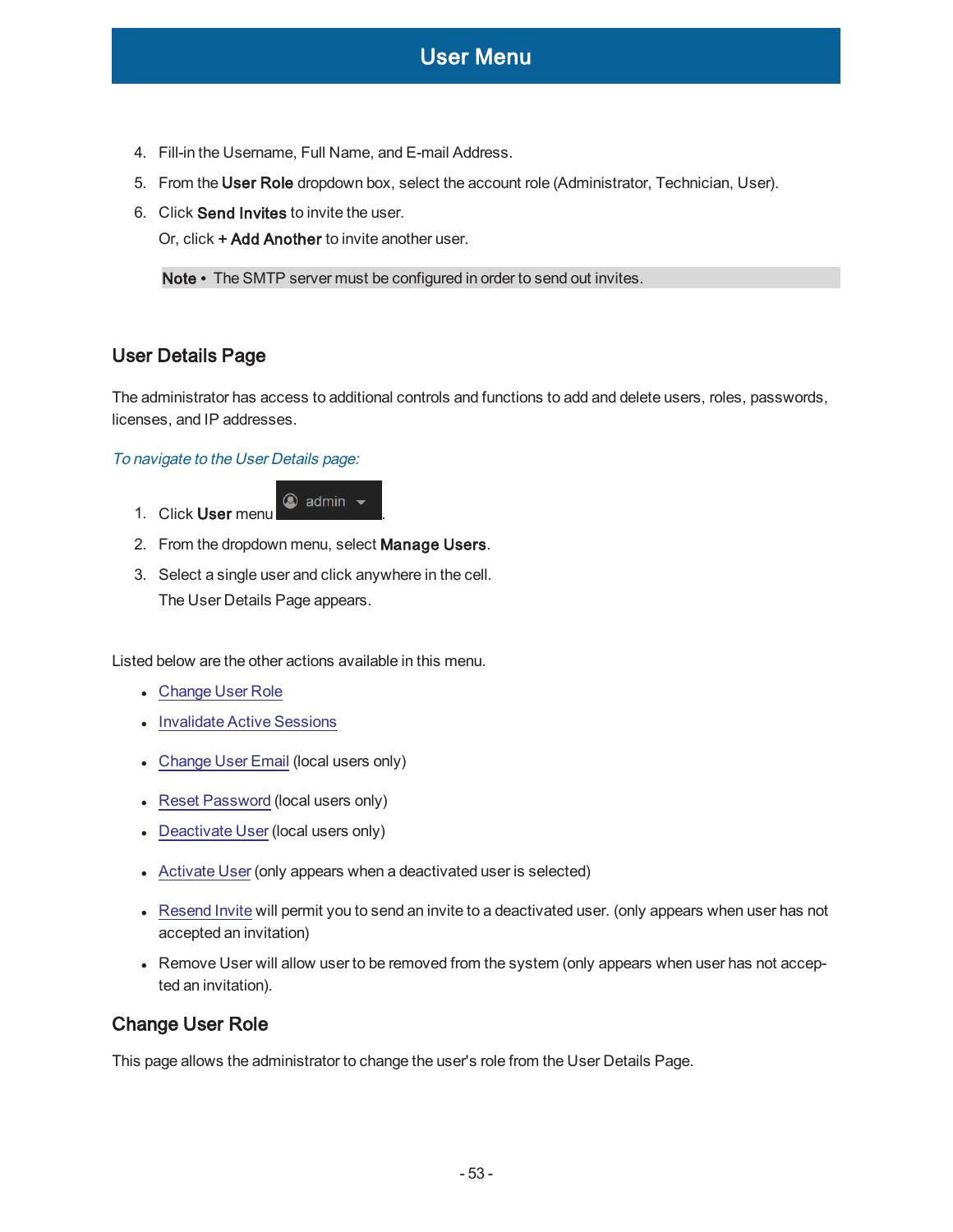4. Fill-in the Username, Full Name, and E-mail Address.
5. From the **User Role** dropdown box, select the account role (Administrator, Technician, User).
6. Click **Send Invites** to invite the user.

   Or, click **+ Add Another** to invite another user.

   **Note** • The SMTP server must be configured in order to send out invites.

## User Details Page

The administrator has access to additional controls and functions to add and delete users, roles, passwords, licenses, and IP addresses.

*To navigate to the User Details page:*

1. Click **User** menu admin.
2. From the dropdown menu, select **Manage Users**.
3. Select a single user and click anywhere in the cell.

   The User Details Page appears.

Listed below are the other actions available in this menu.

- Change User Role
- Invalidate Active Sessions
- Change User Email (local users only)
- Reset Password (local users only)
- Deactivate User (local users only)
- Activate User (only appears when a deactivated user is selected)
- Resend Invite will permit you to send an invite to a deactivated user. (only appears when user has not accepted an invitation)
- Remove User will allow user to be removed from the system (only appears when user has not accepted an invitation).

## Change User Role

This page allows the administrator to change the user's role from the User Details Page.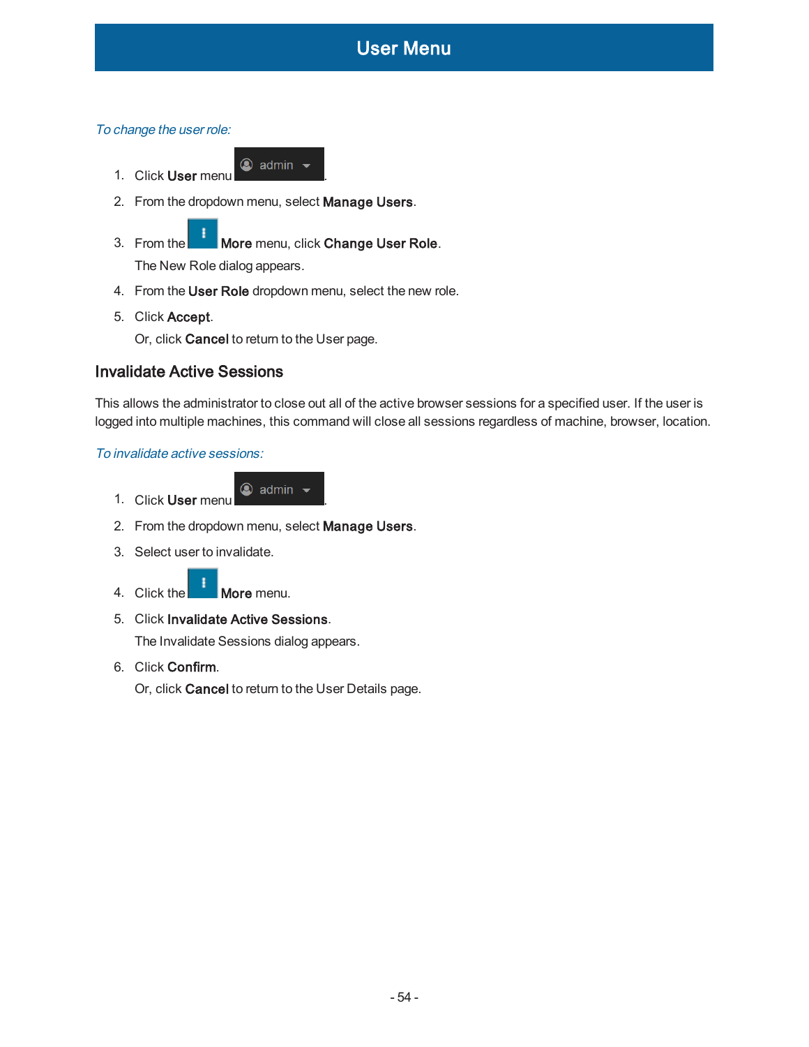*To change the user role:*

1. Click **User** menu admin.
2. From the dropdown menu, select **Manage Users**.
3. From the **More** menu, click **Change User Role**.

   The New Role dialog appears.
4. From the **User Role** dropdown menu, select the new role.
5. Click **Accept**.

   Or, click **Cancel** to return to the User page.

## Invalidate Active Sessions

This allows the administrator to close out all of the active browser sessions for a specified user. If the user is logged into multiple machines, this command will close all sessions regardless of machine, browser, location.

*To invalidate active sessions:*

1. Click **User** menu admin.
2. From the dropdown menu, select **Manage Users**.
3. Select user to invalidate.
4. Click the **More** menu.
5. Click **Invalidate Active Sessions**.

   The Invalidate Sessions dialog appears.
6. Click **Confirm**.

   Or, click **Cancel** to return to the User Details page.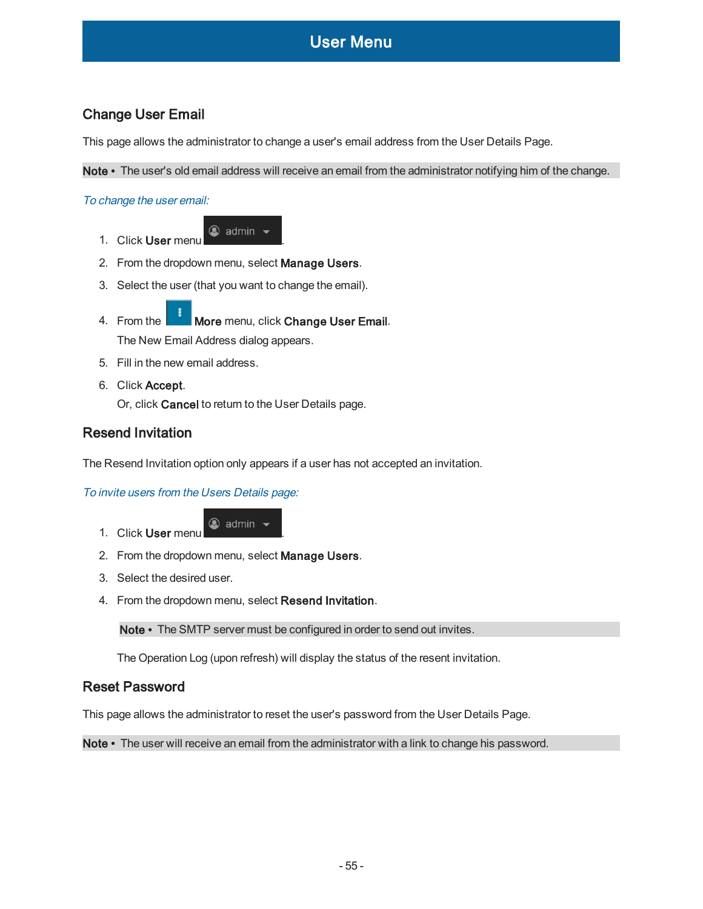# User Menu

## Change User Email

This page allows the administrator to change a user's email address from the User Details Page.

**Note** • The user's old email address will receive an email from the administrator notifying him of the change.

*To change the user email:*

1. Click **User** menu admin.
2. From the dropdown menu, select **Manage Users**.
3. Select the user (that you want to change the email).
4. From the **More** menu, click **Change User Email**.
   The New Email Address dialog appears.
5. Fill in the new email address.
6. Click **Accept**.
   Or, click **Cancel** to return to the User Details page.

## Resend Invitation

The Resend Invitation option only appears if a user has not accepted an invitation.

*To invite users from the Users Details page:*

1. Click **User** menu admin.
2. From the dropdown menu, select **Manage Users**.
3. Select the desired user.
4. From the dropdown menu, select **Resend Invitation**.

   **Note** • The SMTP server must be configured in order to send out invites.

   The Operation Log (upon refresh) will display the status of the resent invitation.

## Reset Password

This page allows the administrator to reset the user's password from the User Details Page.

**Note** • The user will receive an email from the administrator with a link to change his password.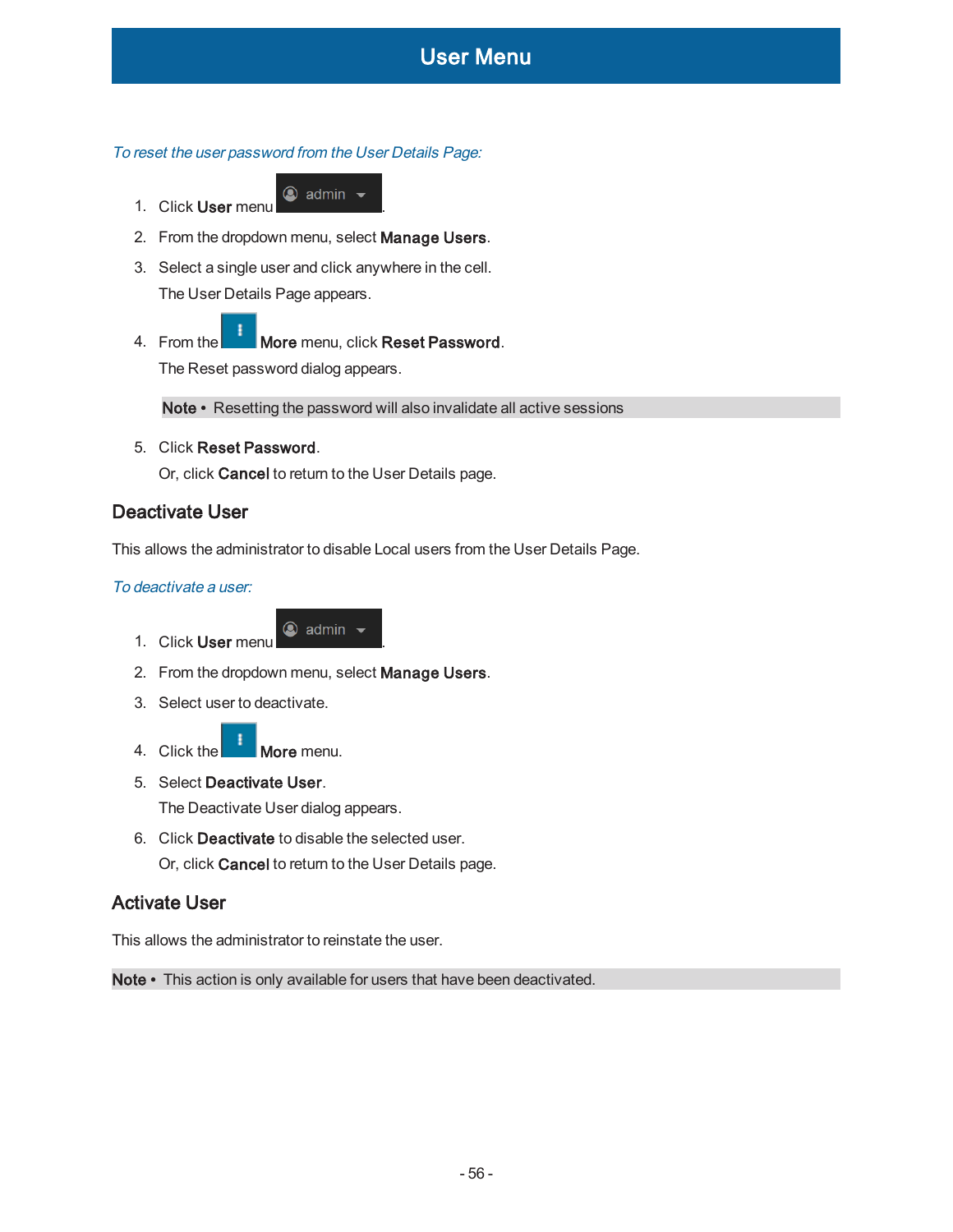*To reset the user password from the User Details Page:*

1. Click **User** menu .
2. From the dropdown menu, select **Manage Users**.
3. Select a single user and click anywhere in the cell.

   The User Details Page appears.
4. From the **More** menu, click **Reset Password**.

   The Reset password dialog appears.

   **Note •** Resetting the password will also invalidate all active sessions
5. Click **Reset Password**.

   Or, click **Cancel** to return to the User Details page.

## Deactivate User

This allows the administrator to disable Local users from the User Details Page.

*To deactivate a user:*

1. Click **User** menu .
2. From the dropdown menu, select **Manage Users**.
3. Select user to deactivate.
4. Click the **More** menu.
5. Select **Deactivate User**.

   The Deactivate User dialog appears.
6. Click **Deactivate** to disable the selected user.

   Or, click **Cancel** to return to the User Details page.

## Activate User

This allows the administrator to reinstate the user.

**Note •** This action is only available for users that have been deactivated.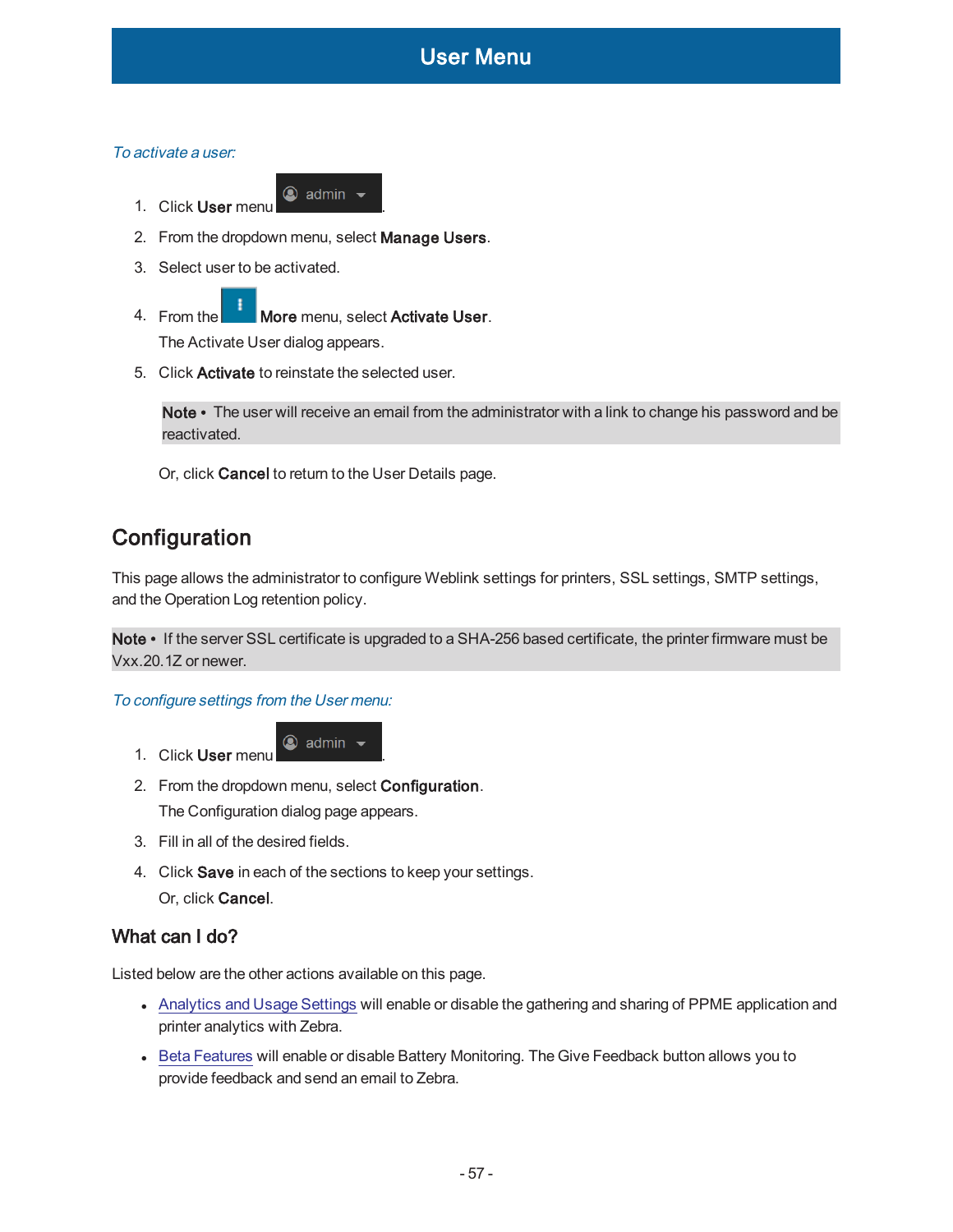*To activate a user:*

1. Click **User** menu admin.
2. From the dropdown menu, select **Manage Users**.
3. Select user to be activated.
4. From the **More** menu, select **Activate User**.

   The Activate User dialog appears.
5. Click **Activate** to reinstate the selected user.

   **Note •** The user will receive an email from the administrator with a link to change his password and be reactivated.

   Or, click **Cancel** to return to the User Details page.

## Configuration

This page allows the administrator to configure Weblink settings for printers, SSL settings, SMTP settings, and the Operation Log retention policy.

**Note •** If the server SSL certificate is upgraded to a SHA-256 based certificate, the printer firmware must be Vxx.20.1Z or newer.

*To configure settings from the User menu:*

1. Click **User** menu admin.
2. From the dropdown menu, select **Configuration**.

   The Configuration dialog page appears.
3. Fill in all of the desired fields.
4. Click **Save** in each of the sections to keep your settings.

   Or, click **Cancel**.

### What can I do?

Listed below are the other actions available on this page.

- Analytics and Usage Settings will enable or disable the gathering and sharing of PPME application and printer analytics with Zebra.
- Beta Features will enable or disable Battery Monitoring. The Give Feedback button allows you to provide feedback and send an email to Zebra.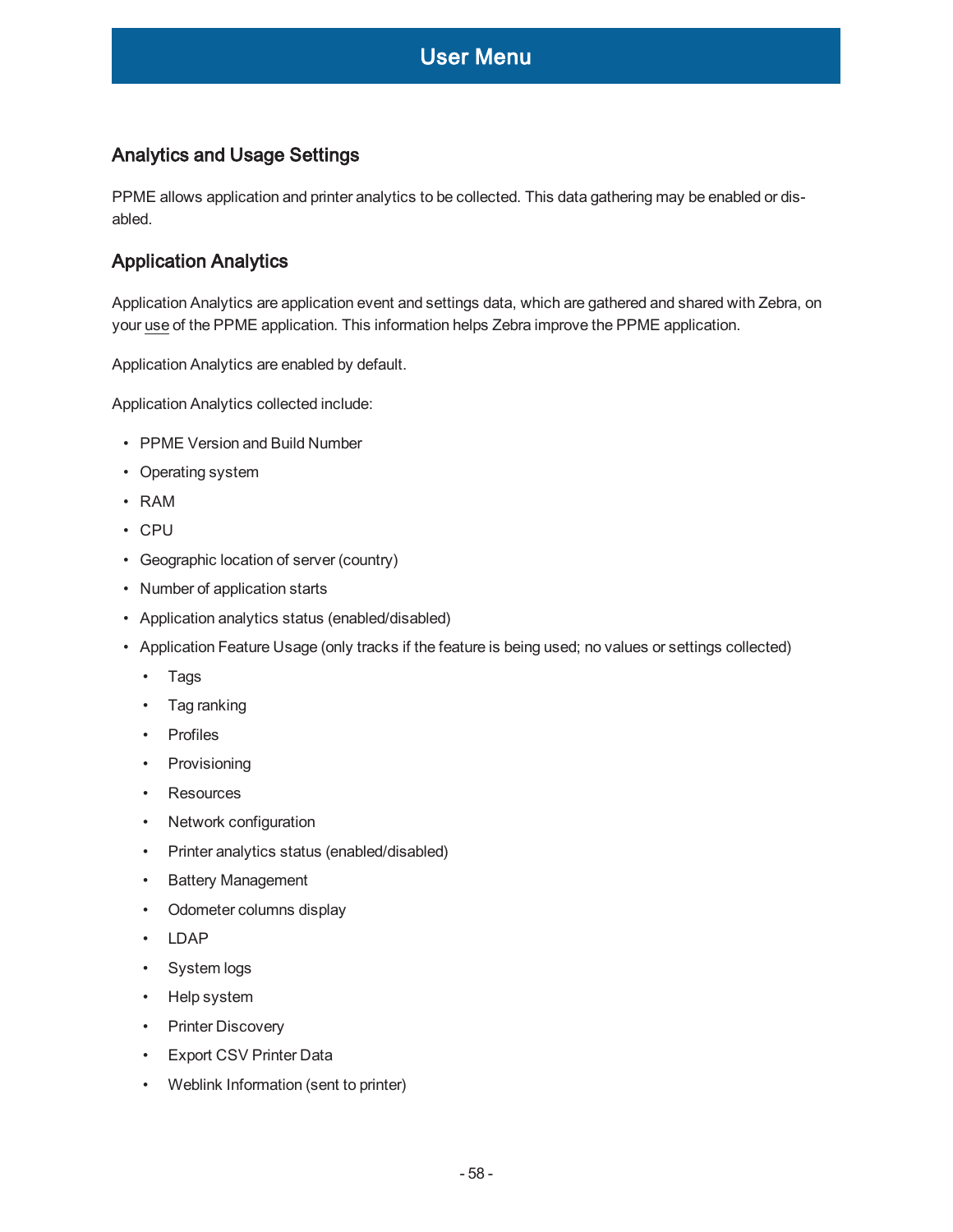## Analytics and Usage Settings

PPME allows application and printer analytics to be collected. This data gathering may be enabled or disabled.

## Application Analytics

Application Analytics are application event and settings data, which are gathered and shared with Zebra, on your use of the PPME application. This information helps Zebra improve the PPME application.

Application Analytics are enabled by default.

Application Analytics collected include:

- PPME Version and Build Number
- Operating system
- RAM
- CPU
- Geographic location of server (country)
- Number of application starts
- Application analytics status (enabled/disabled)
- Application Feature Usage (only tracks if the feature is being used; no values or settings collected)
  - Tags
  - Tag ranking
  - Profiles
  - Provisioning
  - Resources
  - Network configuration
  - Printer analytics status (enabled/disabled)
  - Battery Management
  - Odometer columns display
  - LDAP
  - System logs
  - Help system
  - Printer Discovery
  - Export CSV Printer Data
  - Weblink Information (sent to printer)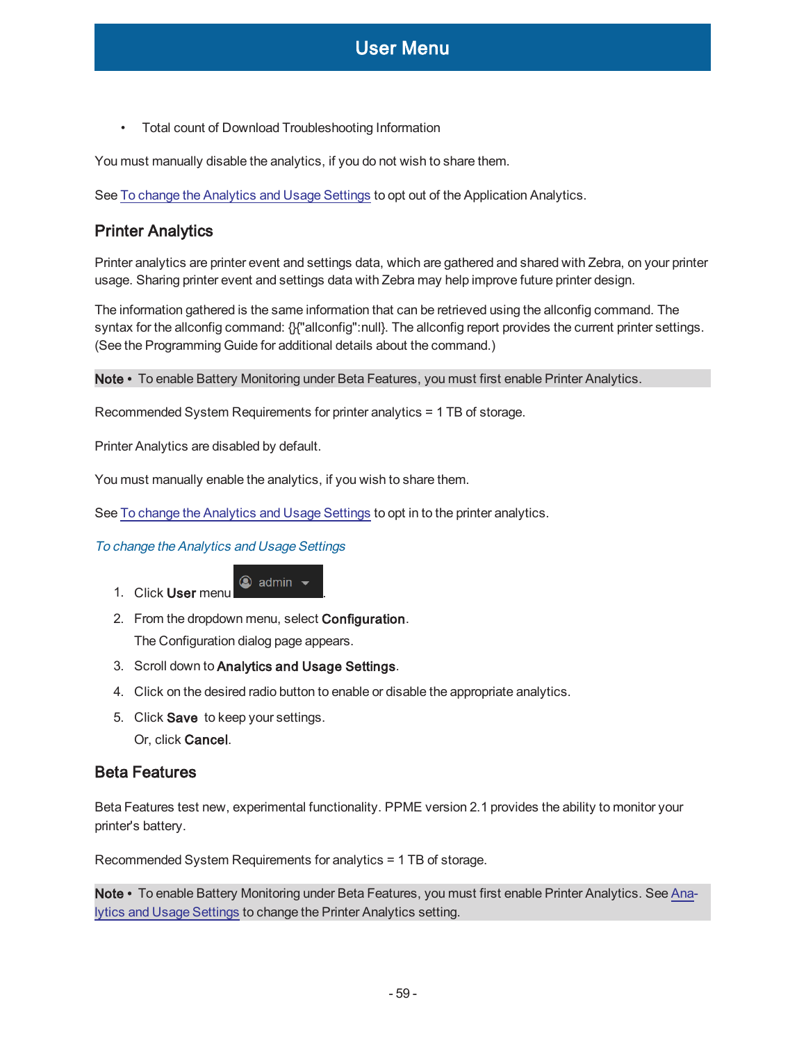- Total count of Download Troubleshooting Information

You must manually disable the analytics, if you do not wish to share them.

See To change the Analytics and Usage Settings to opt out of the Application Analytics.

## Printer Analytics

Printer analytics are printer event and settings data, which are gathered and shared with Zebra, on your printer usage. Sharing printer event and settings data with Zebra may help improve future printer design.

The information gathered is the same information that can be retrieved using the allconfig command. The syntax for the allconfig command: {}{"allconfig":null}. The allconfig report provides the current printer settings. (See the Programming Guide for additional details about the command.)

**Note •** To enable Battery Monitoring under Beta Features, you must first enable Printer Analytics.

Recommended System Requirements for printer analytics = 1 TB of storage.

Printer Analytics are disabled by default.

You must manually enable the analytics, if you wish to share them.

See To change the Analytics and Usage Settings to opt in to the printer analytics.

*To change the Analytics and Usage Settings*

1. Click **User** menu admin.
2. From the dropdown menu, select **Configuration**.
   The Configuration dialog page appears.
3. Scroll down to **Analytics and Usage Settings**.
4. Click on the desired radio button to enable or disable the appropriate analytics.
5. Click **Save** to keep your settings.
   Or, click **Cancel**.

## Beta Features

Beta Features test new, experimental functionality. PPME version 2.1 provides the ability to monitor your printer's battery.

Recommended System Requirements for analytics = 1 TB of storage.

**Note •** To enable Battery Monitoring under Beta Features, you must first enable Printer Analytics. See Analytics and Usage Settings to change the Printer Analytics setting.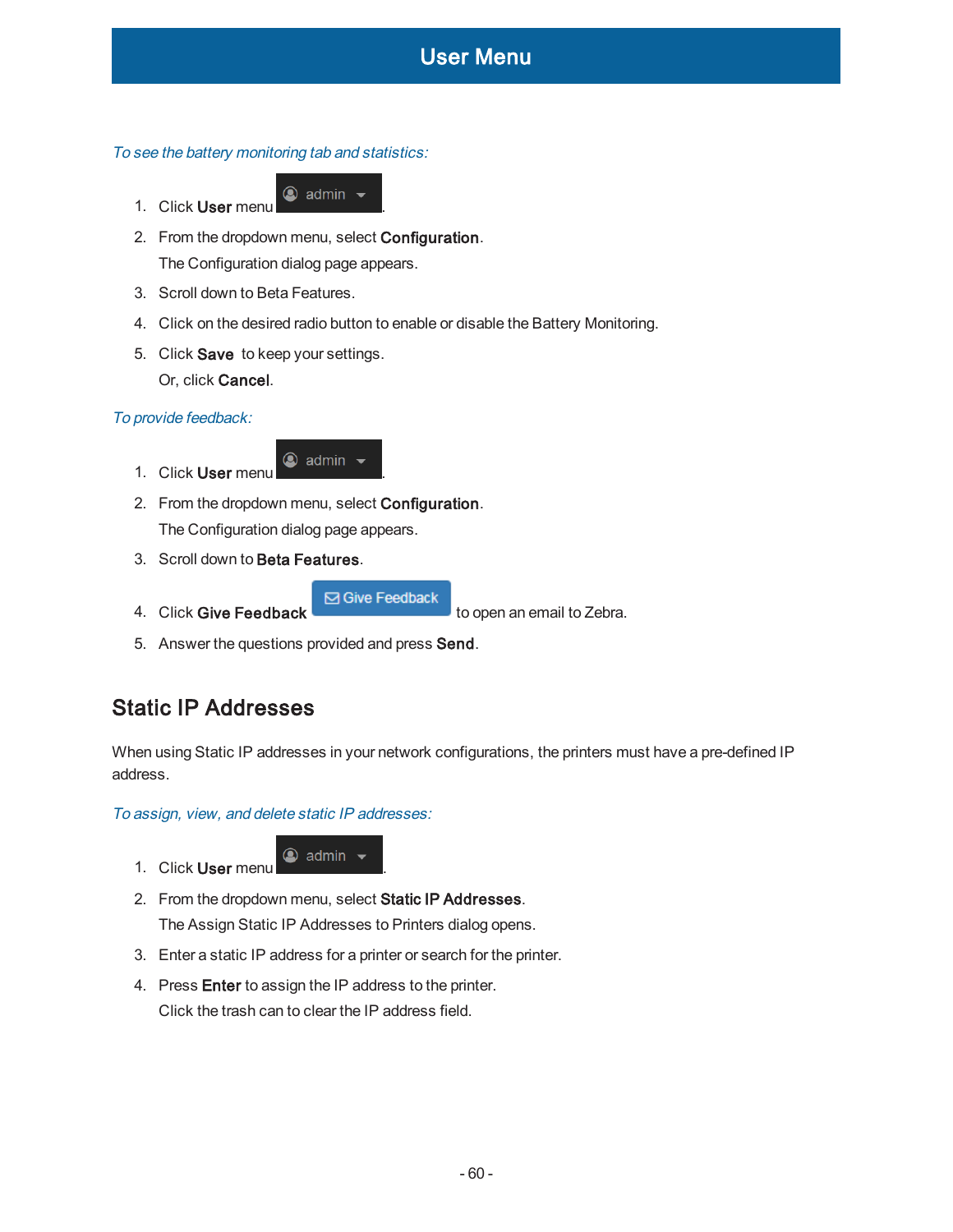*To see the battery monitoring tab and statistics:*

1. Click **User** menu admin.
2. From the dropdown menu, select **Configuration**.
   The Configuration dialog page appears.
3. Scroll down to Beta Features.
4. Click on the desired radio button to enable or disable the Battery Monitoring.
5. Click **Save** to keep your settings.
   Or, click **Cancel**.

*To provide feedback:*

1. Click **User** menu admin.
2. From the dropdown menu, select **Configuration**.
   The Configuration dialog page appears.
3. Scroll down to **Beta Features**.
4. Click **Give Feedback** Give Feedback to open an email to Zebra.
5. Answer the questions provided and press **Send**.

## Static IP Addresses

When using Static IP addresses in your network configurations, the printers must have a pre-defined IP address.

*To assign, view, and delete static IP addresses:*

1. Click **User** menu admin.
2. From the dropdown menu, select **Static IP Addresses**.
   The Assign Static IP Addresses to Printers dialog opens.
3. Enter a static IP address for a printer or search for the printer.
4. Press **Enter** to assign the IP address to the printer.
   Click the trash can to clear the IP address field.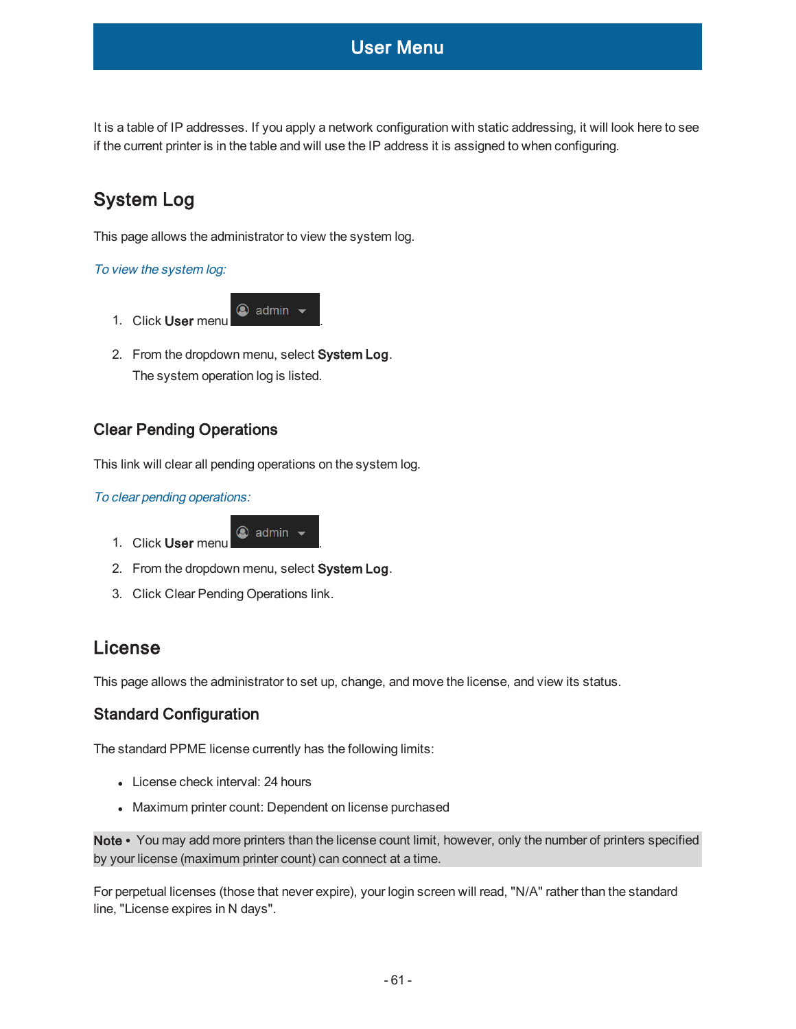It is a table of IP addresses. If you apply a network configuration with static addressing, it will look here to see if the current printer is in the table and will use the IP address it is assigned to when configuring.

## System Log

This page allows the administrator to view the system log.

*To view the system log:*

1. Click **User** menu admin.
2. From the dropdown menu, select **System Log**.
   The system operation log is listed.

### Clear Pending Operations

This link will clear all pending operations on the system log.

*To clear pending operations:*

1. Click **User** menu admin.
2. From the dropdown menu, select **System Log**.
3. Click Clear Pending Operations link.

## License

This page allows the administrator to set up, change, and move the license, and view its status.

### Standard Configuration

The standard PPME license currently has the following limits:

- License check interval: 24 hours
- Maximum printer count: Dependent on license purchased

**Note •** You may add more printers than the license count limit, however, only the number of printers specified by your license (maximum printer count) can connect at a time.

For perpetual licenses (those that never expire), your login screen will read, "N/A" rather than the standard line, "License expires in N days".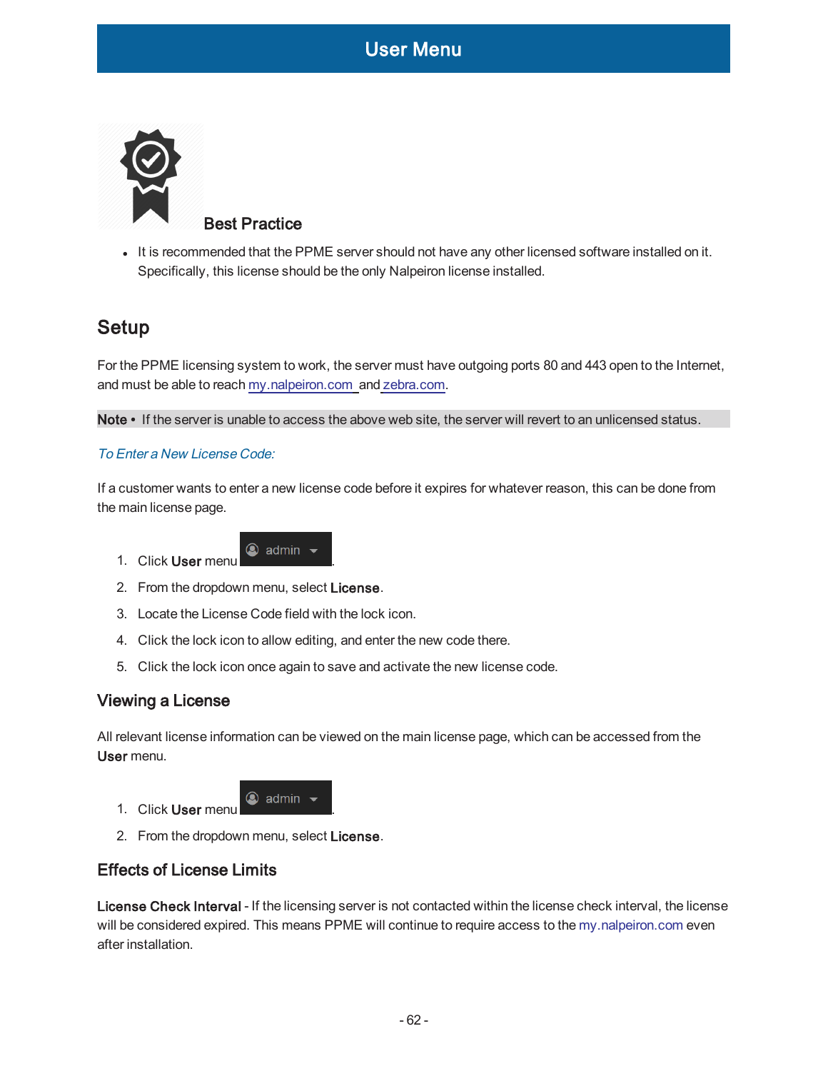**Best Practice**

- It is recommended that the PPME server should not have any other licensed software installed on it. Specifically, this license should be the only Nalpeiron license installed.

## Setup

For the PPME licensing system to work, the server must have outgoing ports 80 and 443 open to the Internet, and must be able to reach my.nalpeiron.com and zebra.com.

**Note •** If the server is unable to access the above web site, the server will revert to an unlicensed status.

*To Enter a New License Code:*

If a customer wants to enter a new license code before it expires for whatever reason, this can be done from the main license page.

1. Click **User** menu admin.
2. From the dropdown menu, select **License**.
3. Locate the License Code field with the lock icon.
4. Click the lock icon to allow editing, and enter the new code there.
5. Click the lock icon once again to save and activate the new license code.

### Viewing a License

All relevant license information can be viewed on the main license page, which can be accessed from the **User** menu.

1. Click **User** menu admin.
2. From the dropdown menu, select **License**.

### Effects of License Limits

**License Check Interval** - If the licensing server is not contacted within the license check interval, the license will be considered expired. This means PPME will continue to require access to the my.nalpeiron.com even after installation.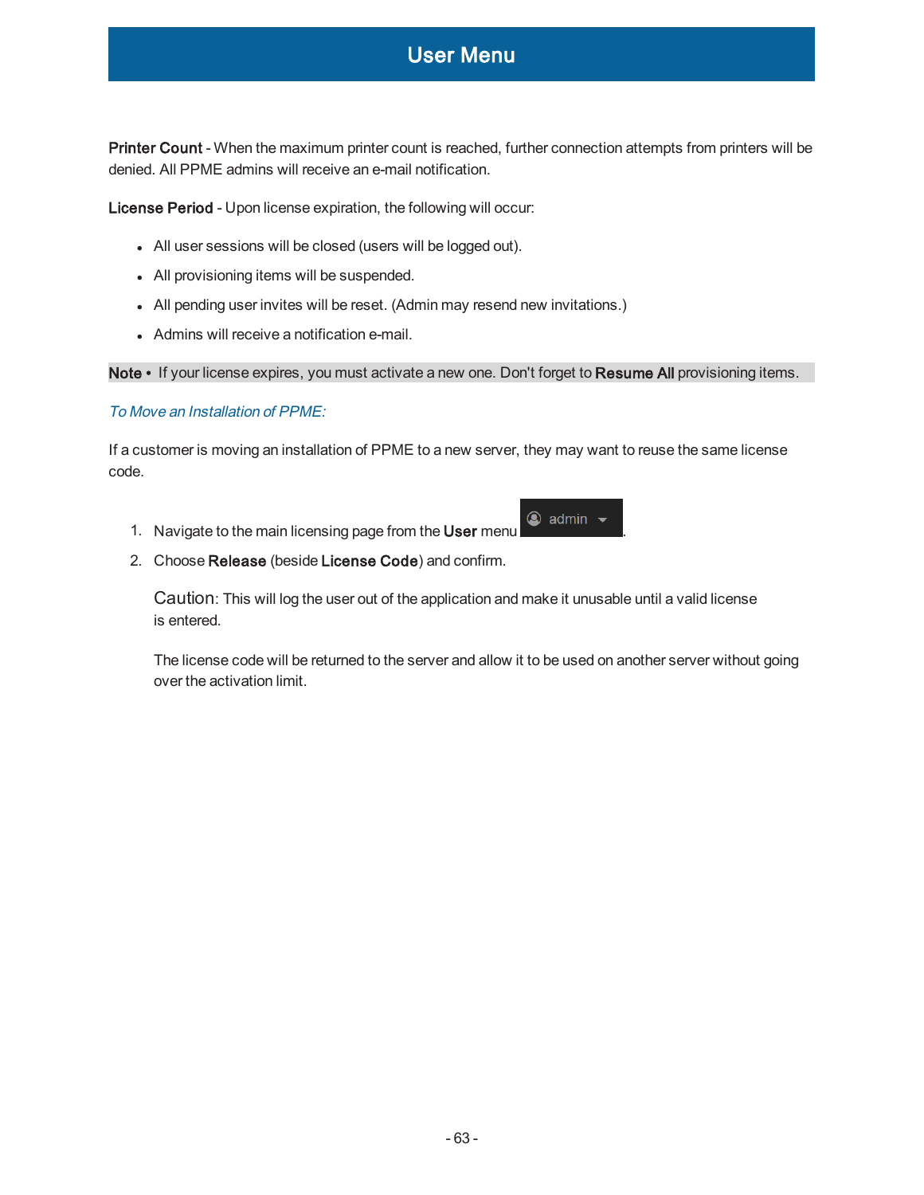## User Menu

**Printer Count** - When the maximum printer count is reached, further connection attempts from printers will be denied. All PPME admins will receive an e-mail notification.

**License Period** - Upon license expiration, the following will occur:

- All user sessions will be closed (users will be logged out).
- All provisioning items will be suspended.
- All pending user invites will be reset. (Admin may resend new invitations.)
- Admins will receive a notification e-mail.

**Note** • If your license expires, you must activate a new one. Don't forget to **Resume All** provisioning items.

*To Move an Installation of PPME:*

If a customer is moving an installation of PPME to a new server, they may want to reuse the same license code.

1. Navigate to the main licensing page from the **User** menu admin.
2. Choose **Release** (beside **License Code**) and confirm.

   Caution: This will log the user out of the application and make it unusable until a valid license is entered.

   The license code will be returned to the server and allow it to be used on another server without going over the activation limit.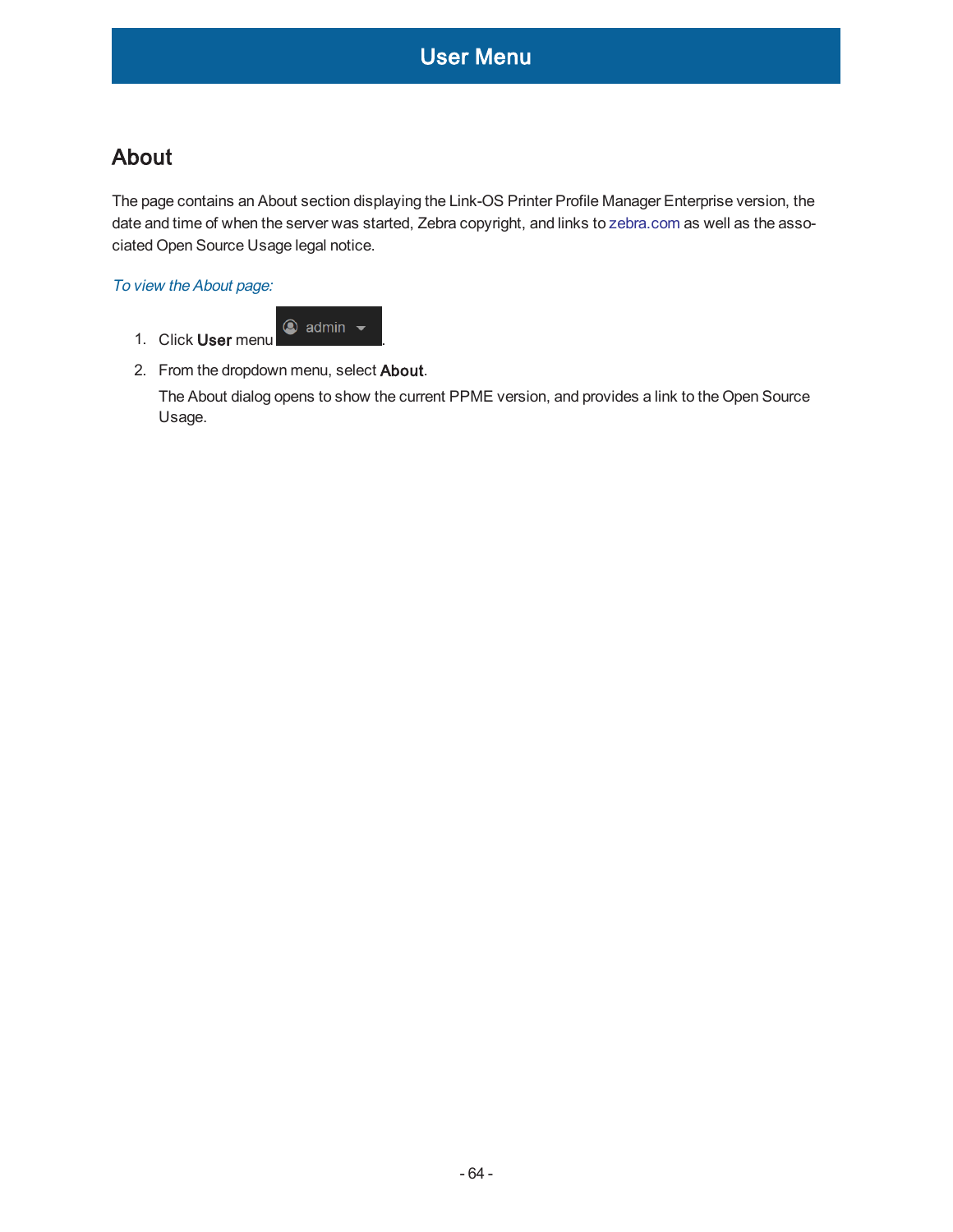# User Menu

## About

The page contains an About section displaying the Link-OS Printer Profile Manager Enterprise version, the date and time of when the server was started, Zebra copyright, and links to zebra.com as well as the associated Open Source Usage legal notice.

*To view the About page:*

1. Click **User** menu admin.
2. From the dropdown menu, select **About**.

   The About dialog opens to show the current PPME version, and provides a link to the Open Source Usage.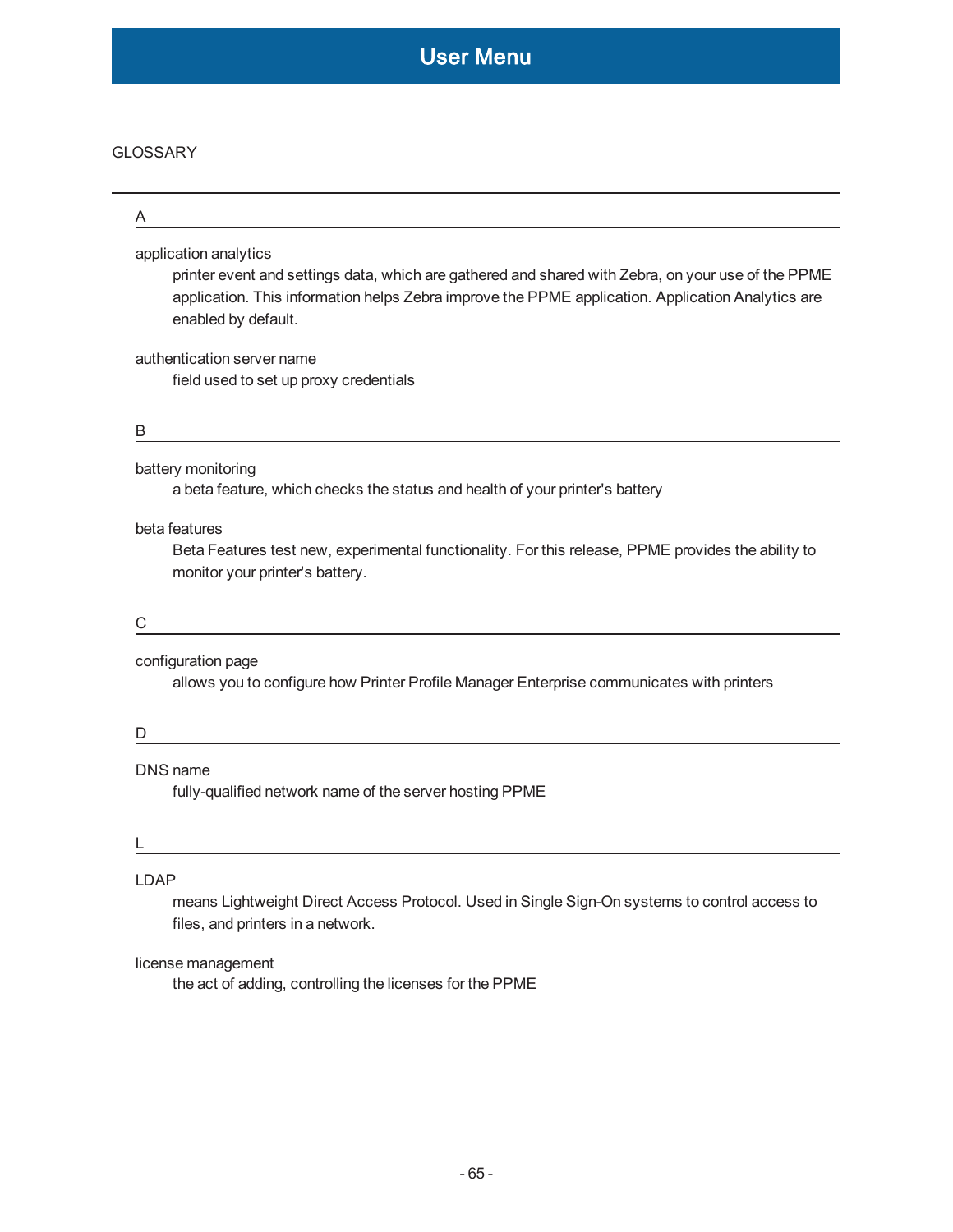GLOSSARY

## A

application analytics
: printer event and settings data, which are gathered and shared with Zebra, on your use of the PPME application. This information helps Zebra improve the PPME application. Application Analytics are enabled by default.

authentication server name
: field used to set up proxy credentials

## B

battery monitoring
: a beta feature, which checks the status and health of your printer's battery

beta features
: Beta Features test new, experimental functionality. For this release, PPME provides the ability to monitor your printer's battery.

## C

configuration page
: allows you to configure how Printer Profile Manager Enterprise communicates with printers

## D

DNS name
: fully-qualified network name of the server hosting PPME

## L

LDAP
: means Lightweight Direct Access Protocol. Used in Single Sign-On systems to control access to files, and printers in a network.

license management
: the act of adding, controlling the licenses for the PPME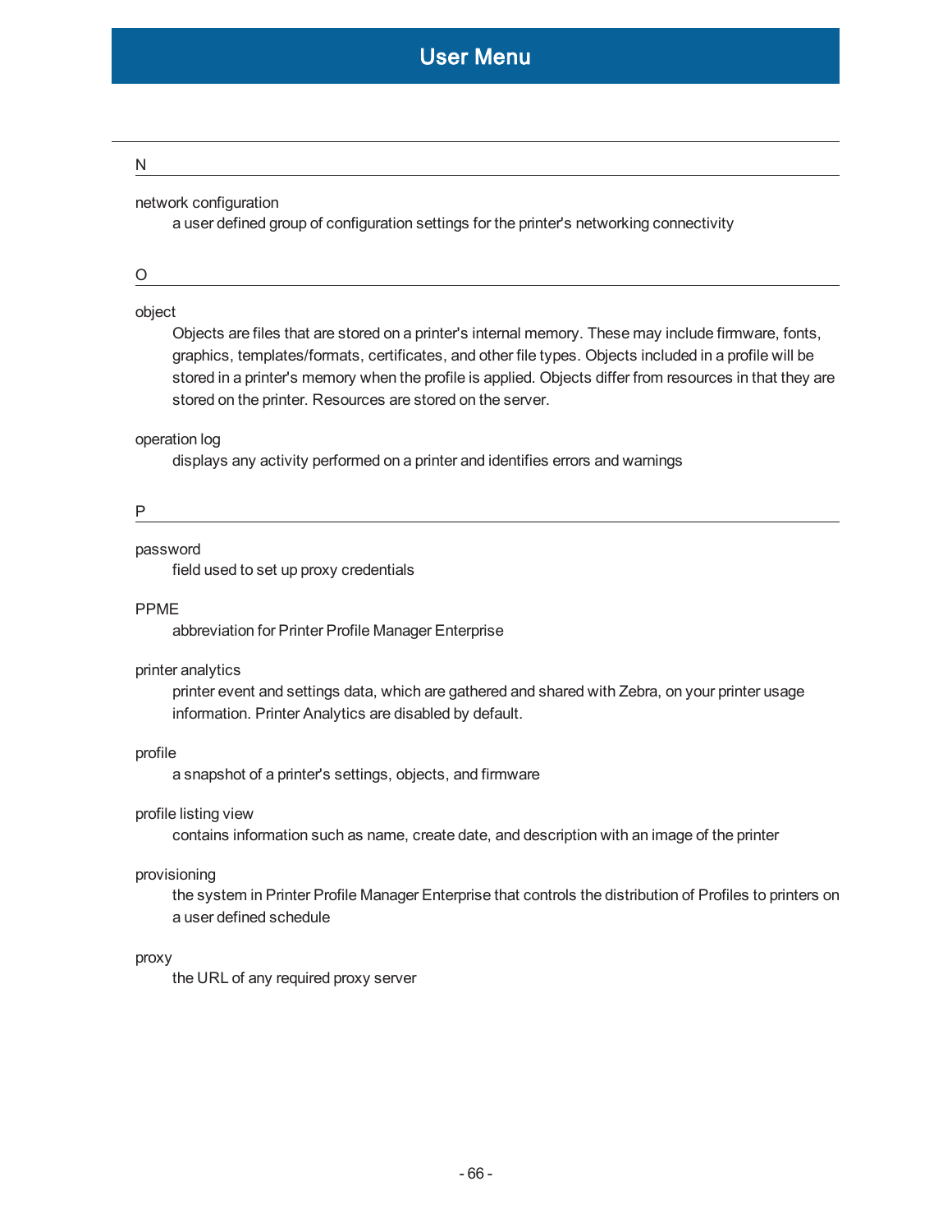## N

network configuration
: a user defined group of configuration settings for the printer's networking connectivity

## O

object
: Objects are files that are stored on a printer's internal memory. These may include firmware, fonts, graphics, templates/formats, certificates, and other file types. Objects included in a profile will be stored in a printer's memory when the profile is applied. Objects differ from resources in that they are stored on the printer. Resources are stored on the server.

operation log
: displays any activity performed on a printer and identifies errors and warnings

## P

password
: field used to set up proxy credentials

PPME
: abbreviation for Printer Profile Manager Enterprise

printer analytics
: printer event and settings data, which are gathered and shared with Zebra, on your printer usage information. Printer Analytics are disabled by default.

profile
: a snapshot of a printer's settings, objects, and firmware

profile listing view
: contains information such as name, create date, and description with an image of the printer

provisioning
: the system in Printer Profile Manager Enterprise that controls the distribution of Profiles to printers on a user defined schedule

proxy
: the URL of any required proxy server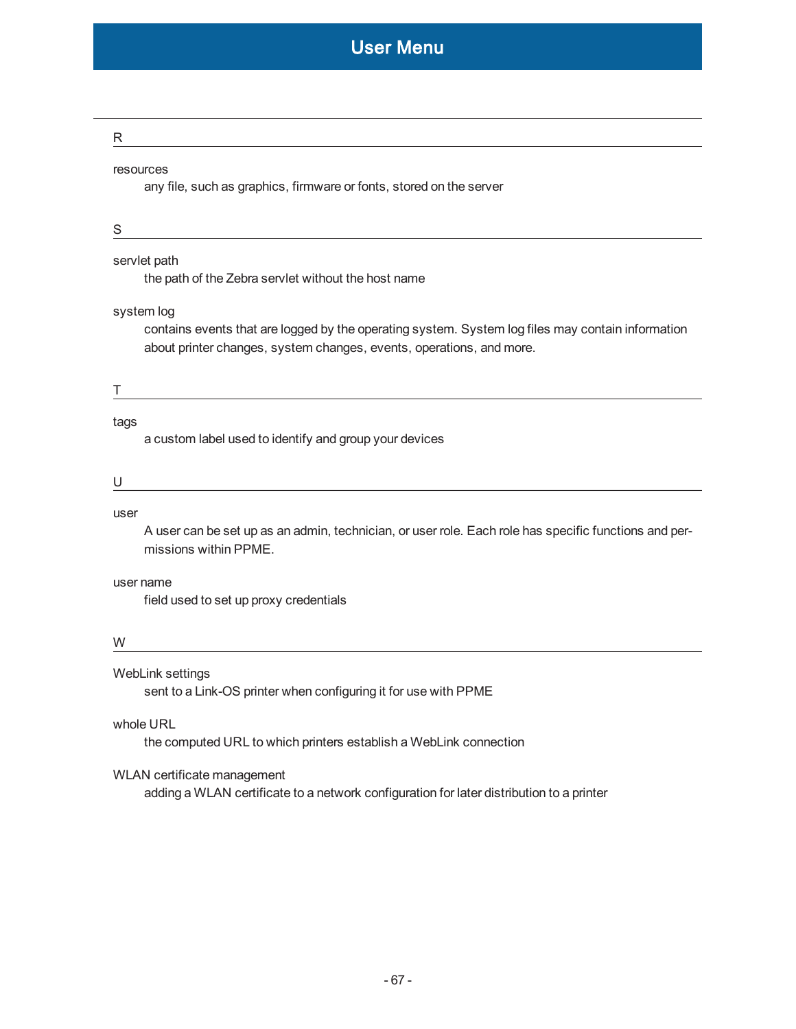## R

resources
: any file, such as graphics, firmware or fonts, stored on the server

## S

servlet path
: the path of the Zebra servlet without the host name

system log
: contains events that are logged by the operating system. System log files may contain information about printer changes, system changes, events, operations, and more.

## T

tags
: a custom label used to identify and group your devices

## U

user
: A user can be set up as an admin, technician, or user role. Each role has specific functions and permissions within PPME.

user name
: field used to set up proxy credentials

## W

WebLink settings
: sent to a Link-OS printer when configuring it for use with PPME

whole URL
: the computed URL to which printers establish a WebLink connection

WLAN certificate management
: adding a WLAN certificate to a network configuration for later distribution to a printer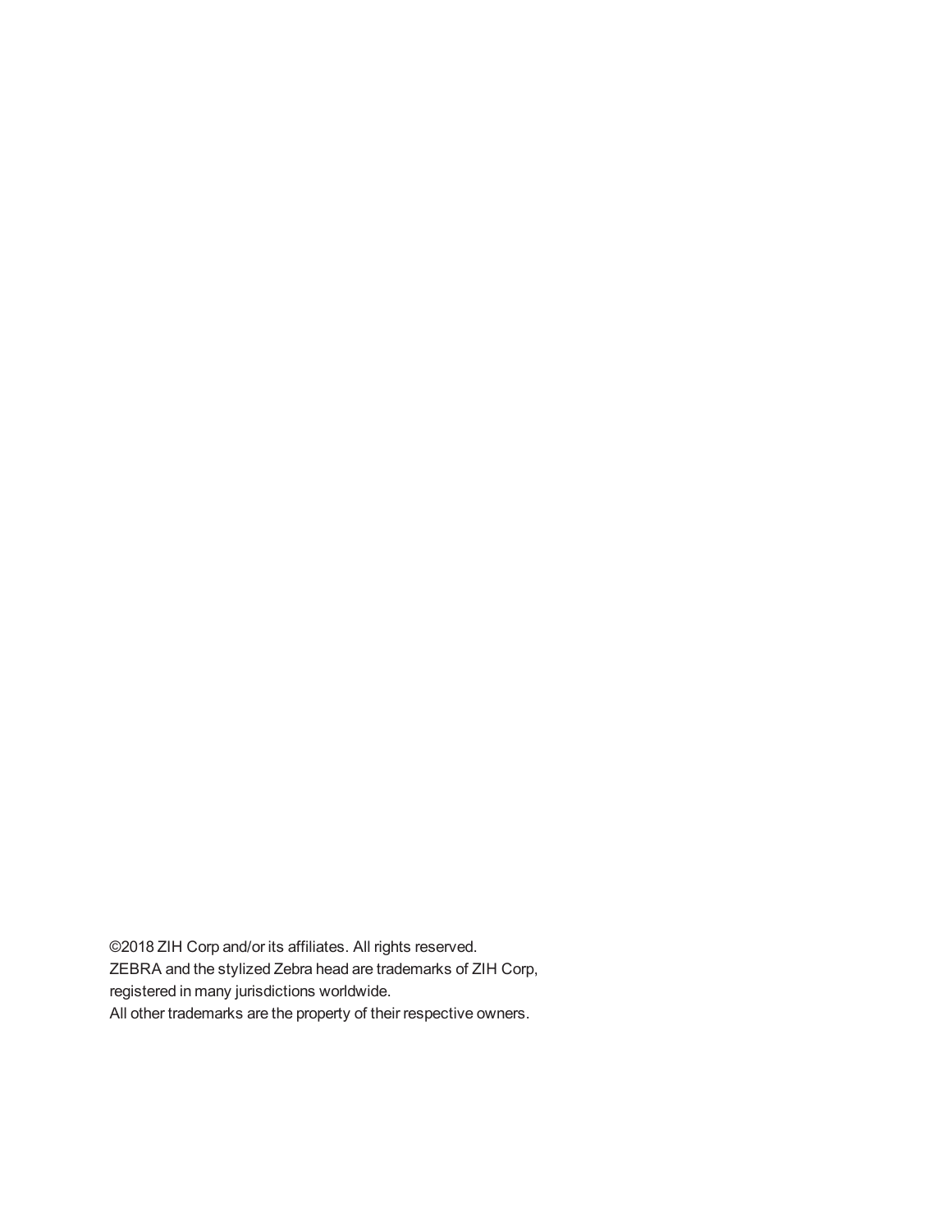©2018 ZIH Corp and/or its affiliates. All rights reserved.
ZEBRA and the stylized Zebra head are trademarks of ZIH Corp, registered in many jurisdictions worldwide.
All other trademarks are the property of their respective owners.